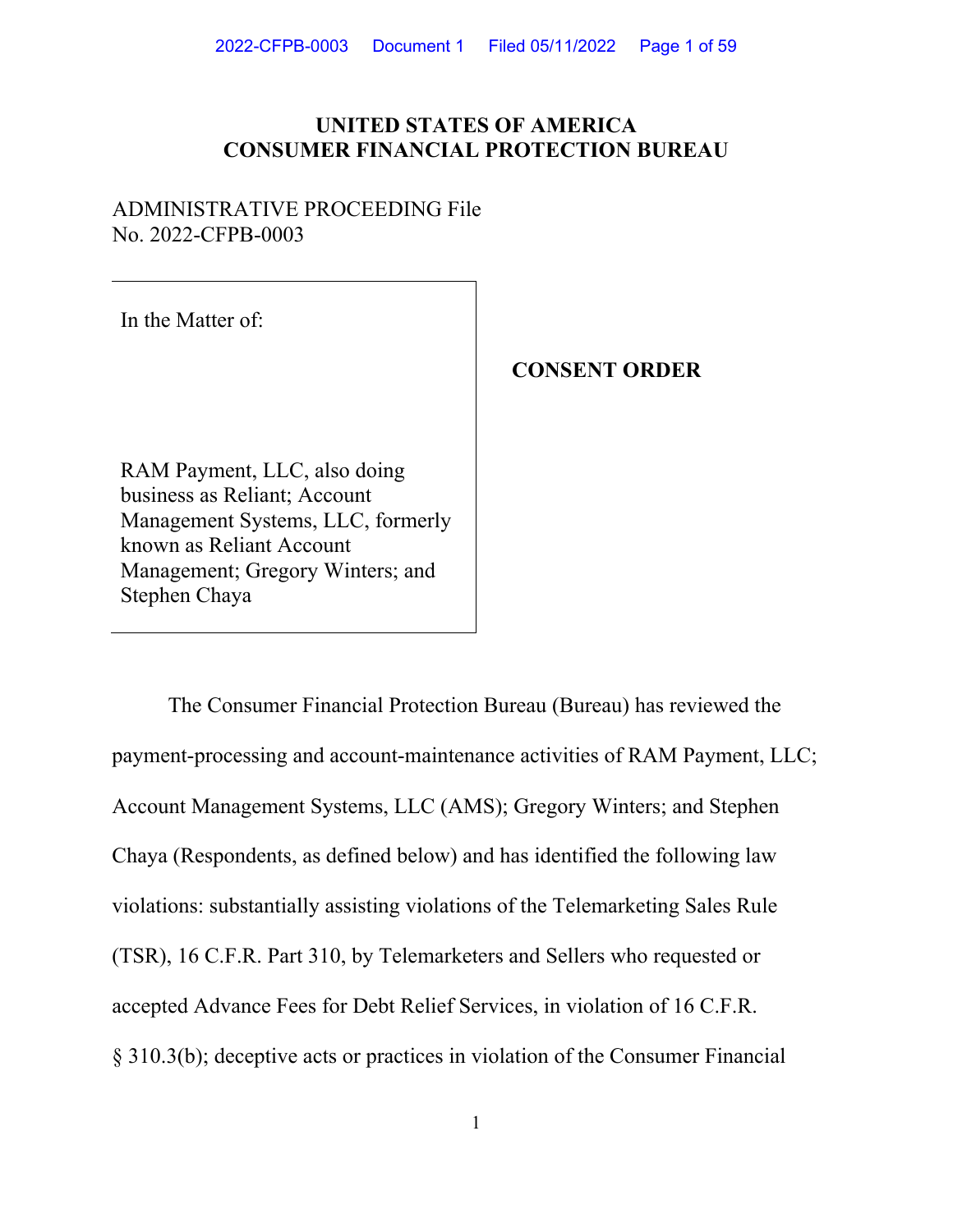**UNITED STATES OF AMERICA**
**CONSUMER FINANCIAL PROTECTION BUREAU**

ADMINISTRATIVE PROCEEDING File No. 2022-CFPB-0003

In the Matter of:

RAM Payment, LLC, also doing business as Reliant; Account Management Systems, LLC, formerly known as Reliant Account Management; Gregory Winters; and Stephen Chaya

**CONSENT ORDER**

The Consumer Financial Protection Bureau (Bureau) has reviewed the payment-processing and account-maintenance activities of RAM Payment, LLC; Account Management Systems, LLC (AMS); Gregory Winters; and Stephen Chaya (Respondents, as defined below) and has identified the following law violations: substantially assisting violations of the Telemarketing Sales Rule (TSR), 16 C.F.R. Part 310, by Telemarketers and Sellers who requested or accepted Advance Fees for Debt Relief Services, in violation of 16 C.F.R. § 310.3(b); deceptive acts or practices in violation of the Consumer Financial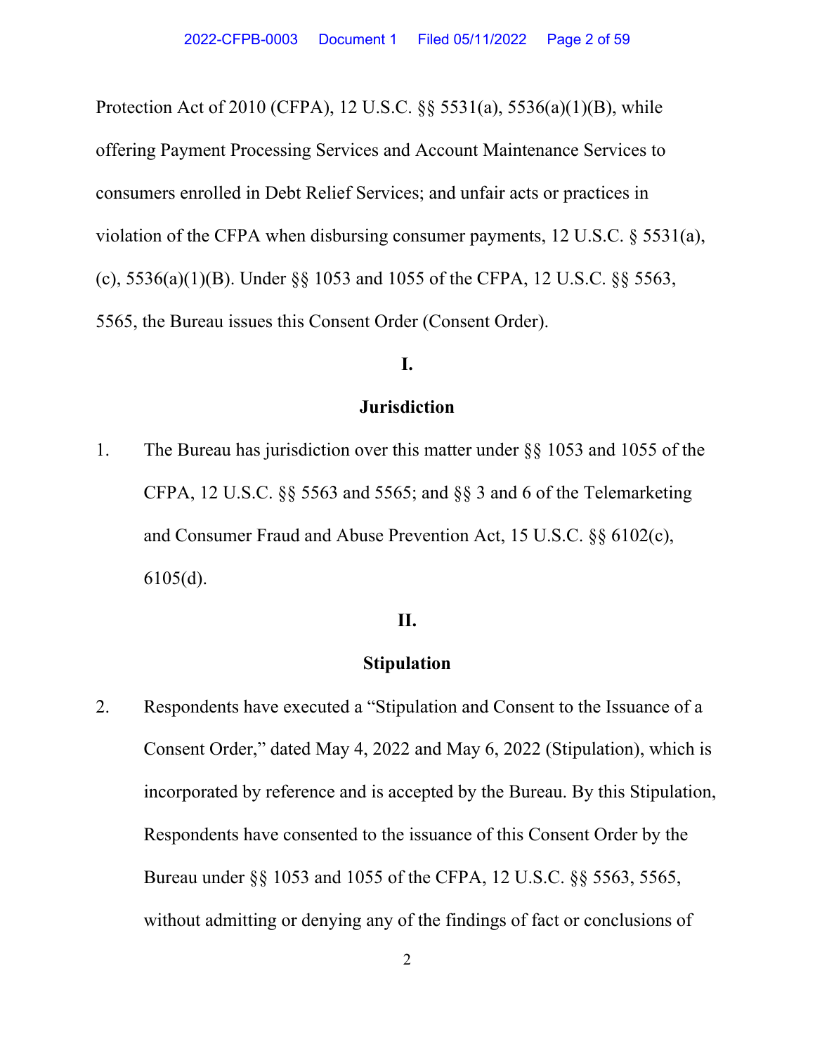Protection Act of 2010 (CFPA), 12 U.S.C. §§ 5531(a), 5536(a)(1)(B), while offering Payment Processing Services and Account Maintenance Services to consumers enrolled in Debt Relief Services; and unfair acts or practices in violation of the CFPA when disbursing consumer payments, 12 U.S.C. § 5531(a), (c), 5536(a)(1)(B). Under §§ 1053 and 1055 of the CFPA, 12 U.S.C. §§ 5563, 5565, the Bureau issues this Consent Order (Consent Order).

## I.

## Jurisdiction

1. The Bureau has jurisdiction over this matter under §§ 1053 and 1055 of the CFPA, 12 U.S.C. §§ 5563 and 5565; and §§ 3 and 6 of the Telemarketing and Consumer Fraud and Abuse Prevention Act, 15 U.S.C. §§ 6102(c), 6105(d).

## II.

## Stipulation

2. Respondents have executed a "Stipulation and Consent to the Issuance of a Consent Order," dated May 4, 2022 and May 6, 2022 (Stipulation), which is incorporated by reference and is accepted by the Bureau. By this Stipulation, Respondents have consented to the issuance of this Consent Order by the Bureau under §§ 1053 and 1055 of the CFPA, 12 U.S.C. §§ 5563, 5565, without admitting or denying any of the findings of fact or conclusions of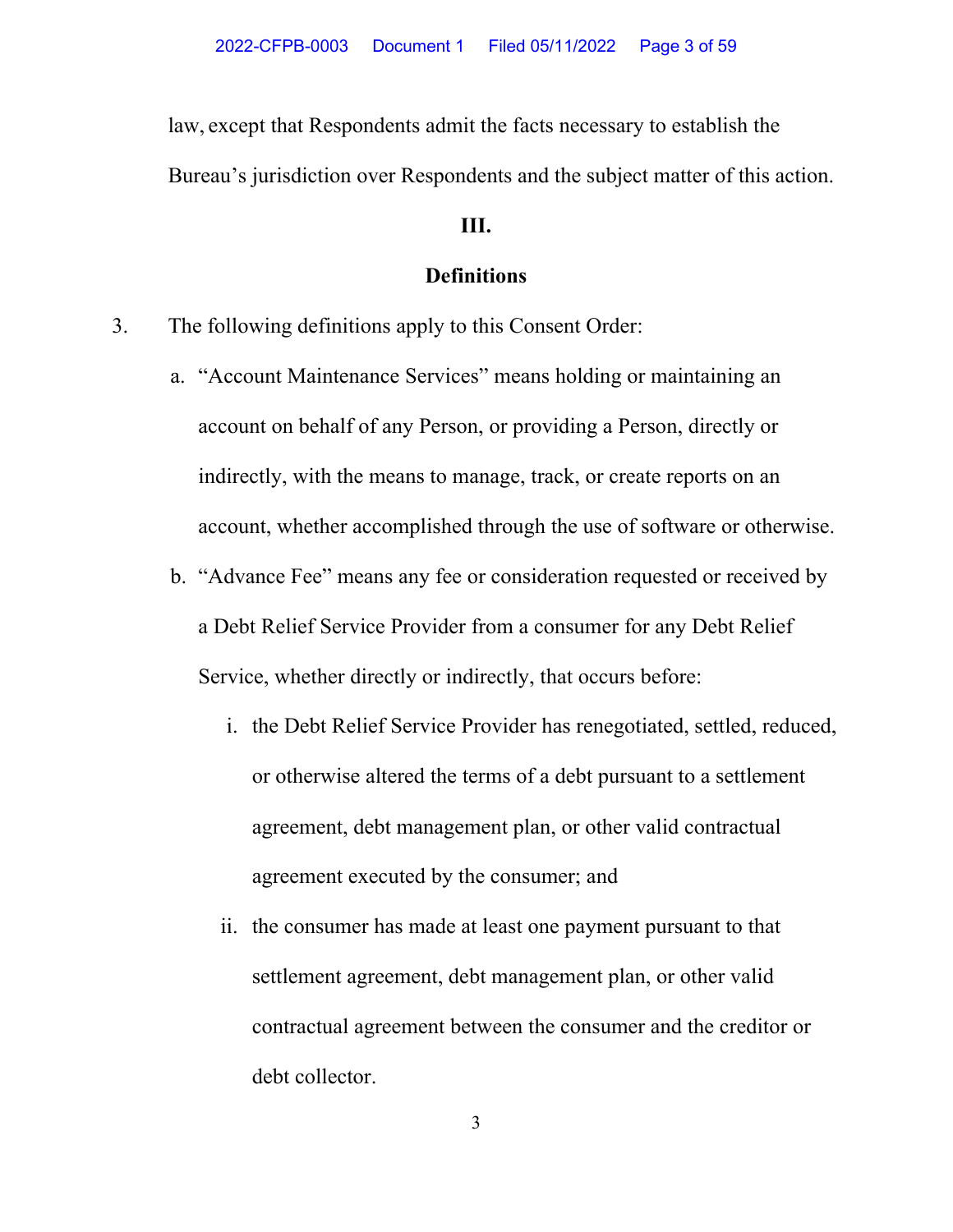law, except that Respondents admit the facts necessary to establish the Bureau's jurisdiction over Respondents and the subject matter of this action.

## III.

## Definitions

3. The following definitions apply to this Consent Order:

   a. "Account Maintenance Services" means holding or maintaining an account on behalf of any Person, or providing a Person, directly or indirectly, with the means to manage, track, or create reports on an account, whether accomplished through the use of software or otherwise.

   b. "Advance Fee" means any fee or consideration requested or received by a Debt Relief Service Provider from a consumer for any Debt Relief Service, whether directly or indirectly, that occurs before:

      i. the Debt Relief Service Provider has renegotiated, settled, reduced, or otherwise altered the terms of a debt pursuant to a settlement agreement, debt management plan, or other valid contractual agreement executed by the consumer; and

      ii. the consumer has made at least one payment pursuant to that settlement agreement, debt management plan, or other valid contractual agreement between the consumer and the creditor or debt collector.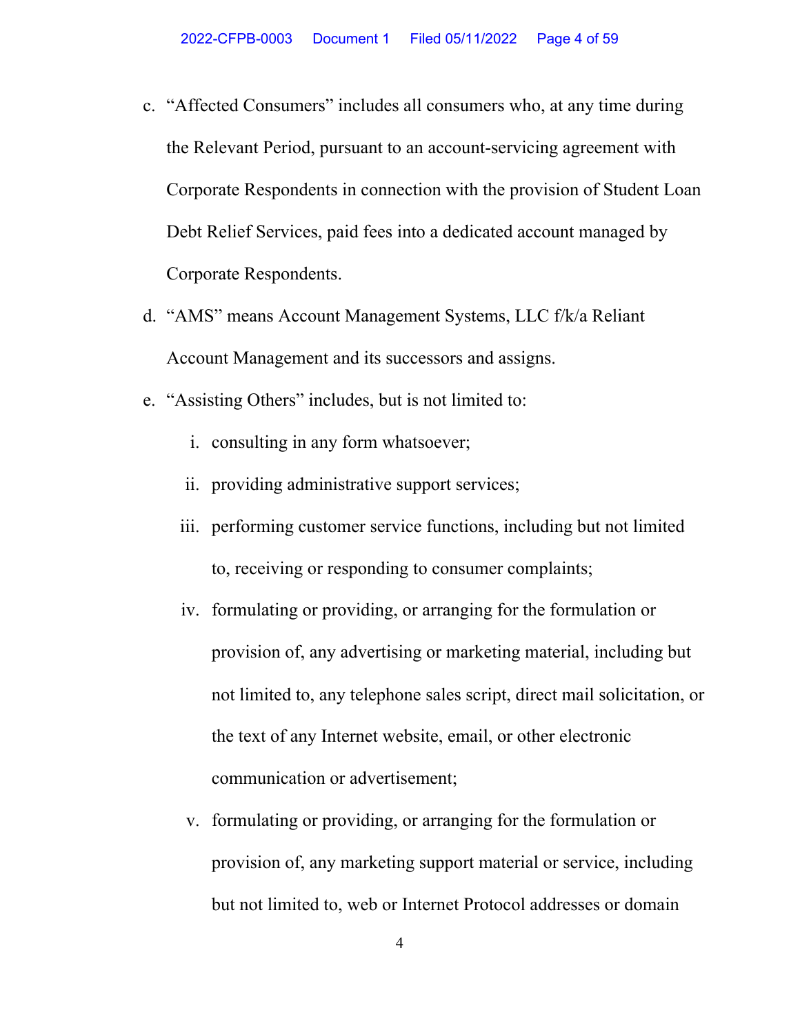c. "Affected Consumers" includes all consumers who, at any time during the Relevant Period, pursuant to an account-servicing agreement with Corporate Respondents in connection with the provision of Student Loan Debt Relief Services, paid fees into a dedicated account managed by Corporate Respondents.

d. "AMS" means Account Management Systems, LLC f/k/a Reliant Account Management and its successors and assigns.

e. "Assisting Others" includes, but is not limited to:

   i. consulting in any form whatsoever;

   ii. providing administrative support services;

   iii. performing customer service functions, including but not limited to, receiving or responding to consumer complaints;

   iv. formulating or providing, or arranging for the formulation or provision of, any advertising or marketing material, including but not limited to, any telephone sales script, direct mail solicitation, or the text of any Internet website, email, or other electronic communication or advertisement;

   v. formulating or providing, or arranging for the formulation or provision of, any marketing support material or service, including but not limited to, web or Internet Protocol addresses or domain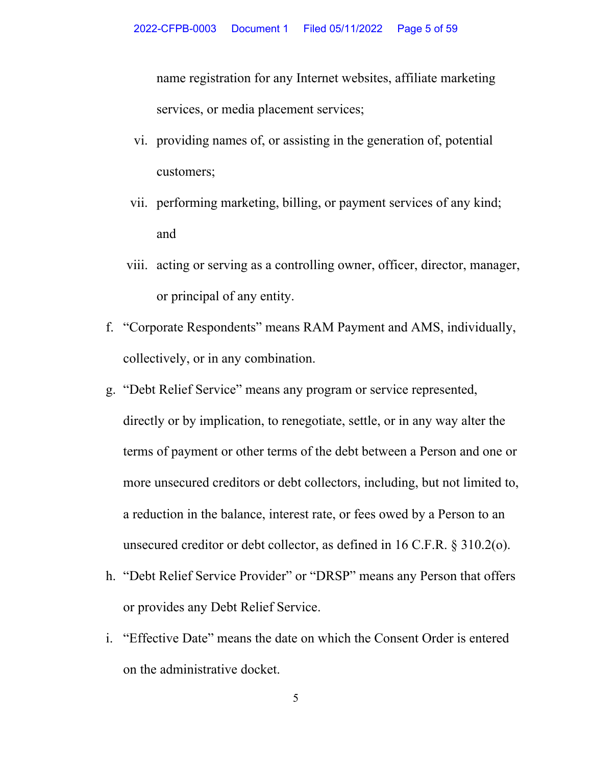name registration for any Internet websites, affiliate marketing services, or media placement services;

vi. providing names of, or assisting in the generation of, potential customers;

vii. performing marketing, billing, or payment services of any kind; and

viii. acting or serving as a controlling owner, officer, director, manager, or principal of any entity.

f. "Corporate Respondents" means RAM Payment and AMS, individually, collectively, or in any combination.

g. "Debt Relief Service" means any program or service represented, directly or by implication, to renegotiate, settle, or in any way alter the terms of payment or other terms of the debt between a Person and one or more unsecured creditors or debt collectors, including, but not limited to, a reduction in the balance, interest rate, or fees owed by a Person to an unsecured creditor or debt collector, as defined in 16 C.F.R. § 310.2(o).

h. "Debt Relief Service Provider" or "DRSP" means any Person that offers or provides any Debt Relief Service.

i. "Effective Date" means the date on which the Consent Order is entered on the administrative docket.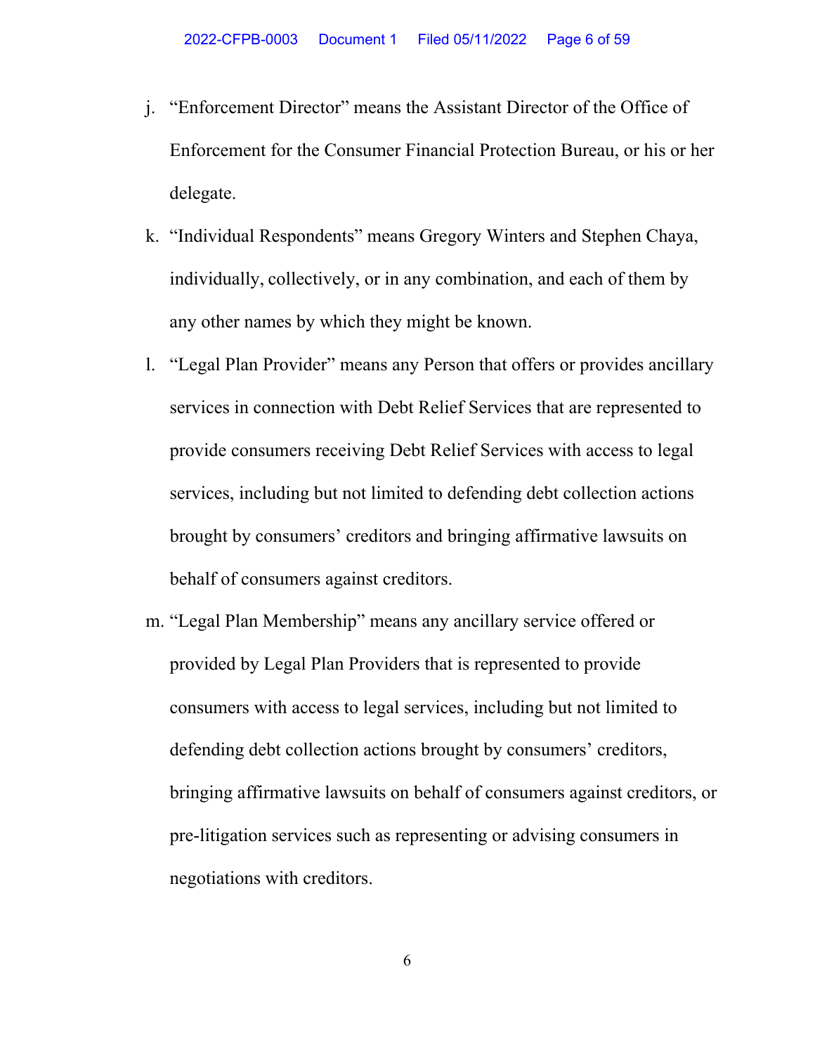j. "Enforcement Director" means the Assistant Director of the Office of Enforcement for the Consumer Financial Protection Bureau, or his or her delegate.

k. "Individual Respondents" means Gregory Winters and Stephen Chaya, individually, collectively, or in any combination, and each of them by any other names by which they might be known.

l. "Legal Plan Provider" means any Person that offers or provides ancillary services in connection with Debt Relief Services that are represented to provide consumers receiving Debt Relief Services with access to legal services, including but not limited to defending debt collection actions brought by consumers' creditors and bringing affirmative lawsuits on behalf of consumers against creditors.

m. "Legal Plan Membership" means any ancillary service offered or provided by Legal Plan Providers that is represented to provide consumers with access to legal services, including but not limited to defending debt collection actions brought by consumers' creditors, bringing affirmative lawsuits on behalf of consumers against creditors, or pre-litigation services such as representing or advising consumers in negotiations with creditors.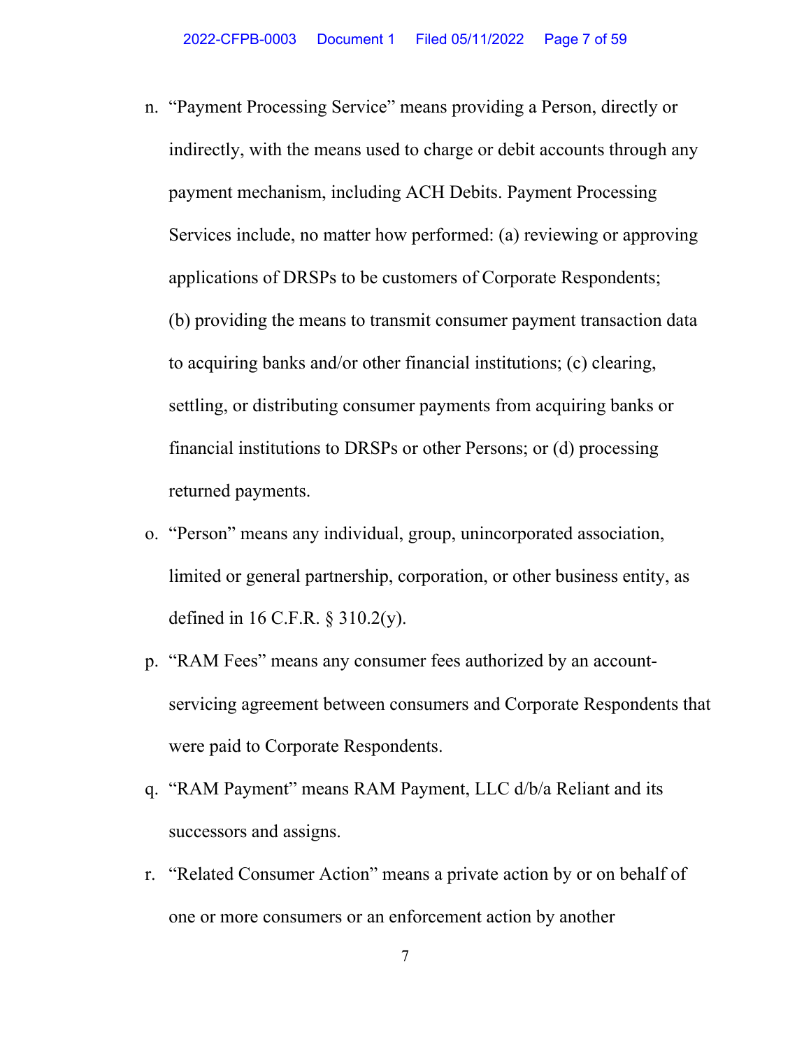n. "Payment Processing Service" means providing a Person, directly or indirectly, with the means used to charge or debit accounts through any payment mechanism, including ACH Debits. Payment Processing Services include, no matter how performed: (a) reviewing or approving applications of DRSPs to be customers of Corporate Respondents; (b) providing the means to transmit consumer payment transaction data to acquiring banks and/or other financial institutions; (c) clearing, settling, or distributing consumer payments from acquiring banks or financial institutions to DRSPs or other Persons; or (d) processing returned payments.

o. "Person" means any individual, group, unincorporated association, limited or general partnership, corporation, or other business entity, as defined in 16 C.F.R. § 310.2(y).

p. "RAM Fees" means any consumer fees authorized by an account-servicing agreement between consumers and Corporate Respondents that were paid to Corporate Respondents.

q. "RAM Payment" means RAM Payment, LLC d/b/a Reliant and its successors and assigns.

r. "Related Consumer Action" means a private action by or on behalf of one or more consumers or an enforcement action by another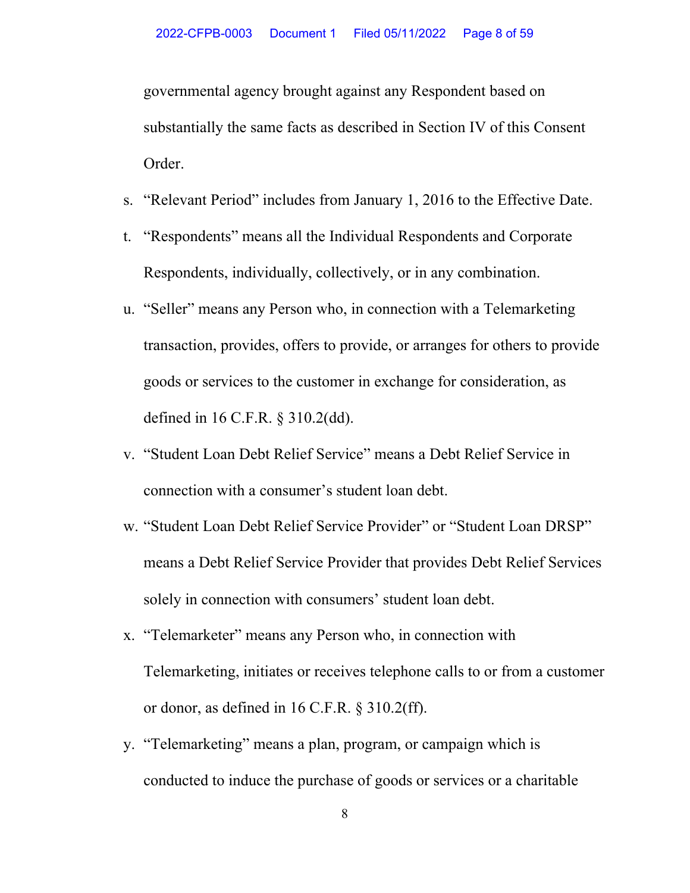governmental agency brought against any Respondent based on substantially the same facts as described in Section IV of this Consent Order.

s. "Relevant Period" includes from January 1, 2016 to the Effective Date.

t. "Respondents" means all the Individual Respondents and Corporate Respondents, individually, collectively, or in any combination.

u. "Seller" means any Person who, in connection with a Telemarketing transaction, provides, offers to provide, or arranges for others to provide goods or services to the customer in exchange for consideration, as defined in 16 C.F.R. § 310.2(dd).

v. "Student Loan Debt Relief Service" means a Debt Relief Service in connection with a consumer's student loan debt.

w. "Student Loan Debt Relief Service Provider" or "Student Loan DRSP" means a Debt Relief Service Provider that provides Debt Relief Services solely in connection with consumers' student loan debt.

x. "Telemarketer" means any Person who, in connection with Telemarketing, initiates or receives telephone calls to or from a customer or donor, as defined in 16 C.F.R. § 310.2(ff).

y. "Telemarketing" means a plan, program, or campaign which is conducted to induce the purchase of goods or services or a charitable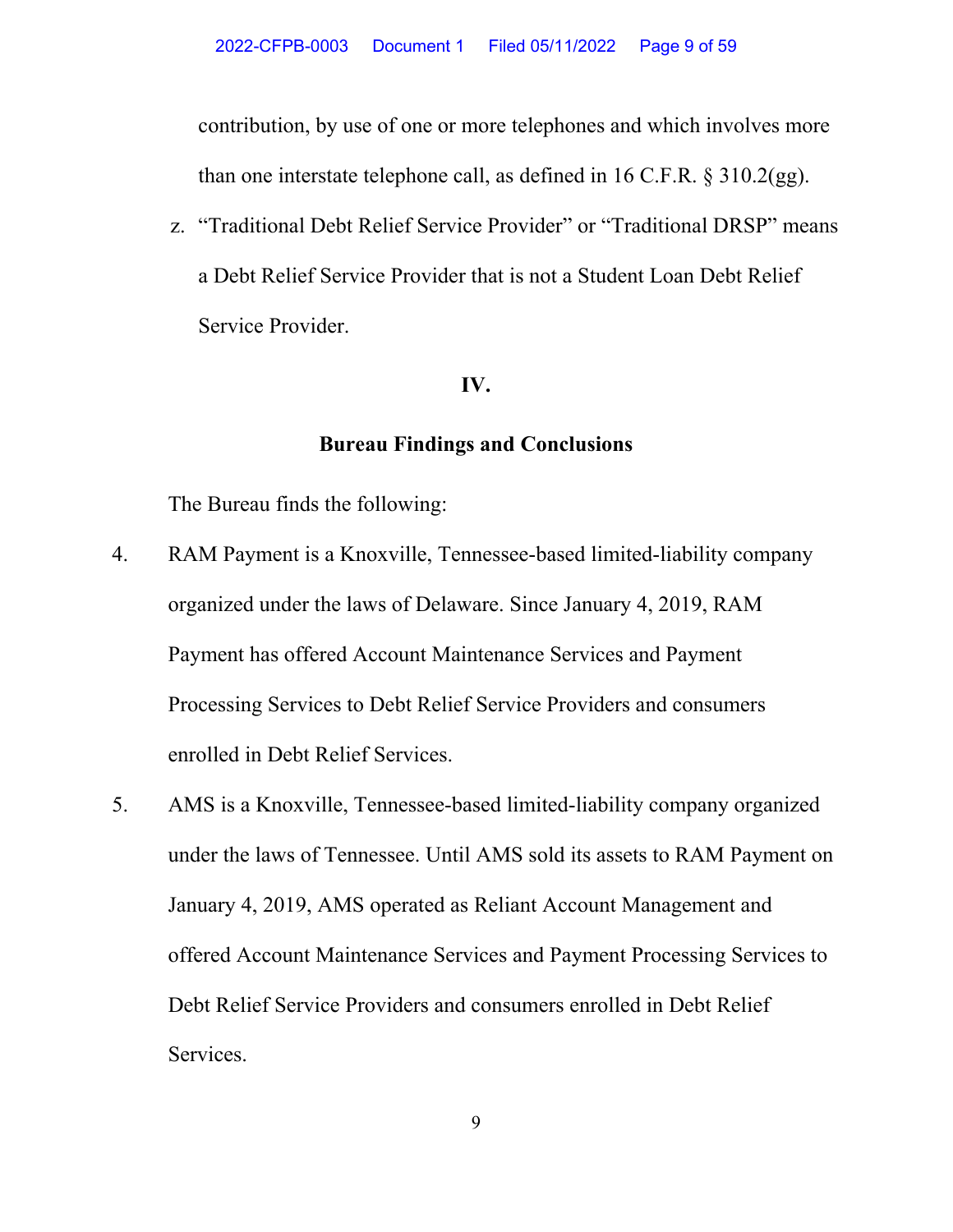contribution, by use of one or more telephones and which involves more than one interstate telephone call, as defined in 16 C.F.R. § 310.2(gg).

z. "Traditional Debt Relief Service Provider" or "Traditional DRSP" means a Debt Relief Service Provider that is not a Student Loan Debt Relief Service Provider.

## IV.

## Bureau Findings and Conclusions

The Bureau finds the following:

4. RAM Payment is a Knoxville, Tennessee-based limited-liability company organized under the laws of Delaware. Since January 4, 2019, RAM Payment has offered Account Maintenance Services and Payment Processing Services to Debt Relief Service Providers and consumers enrolled in Debt Relief Services.

5. AMS is a Knoxville, Tennessee-based limited-liability company organized under the laws of Tennessee. Until AMS sold its assets to RAM Payment on January 4, 2019, AMS operated as Reliant Account Management and offered Account Maintenance Services and Payment Processing Services to Debt Relief Service Providers and consumers enrolled in Debt Relief Services.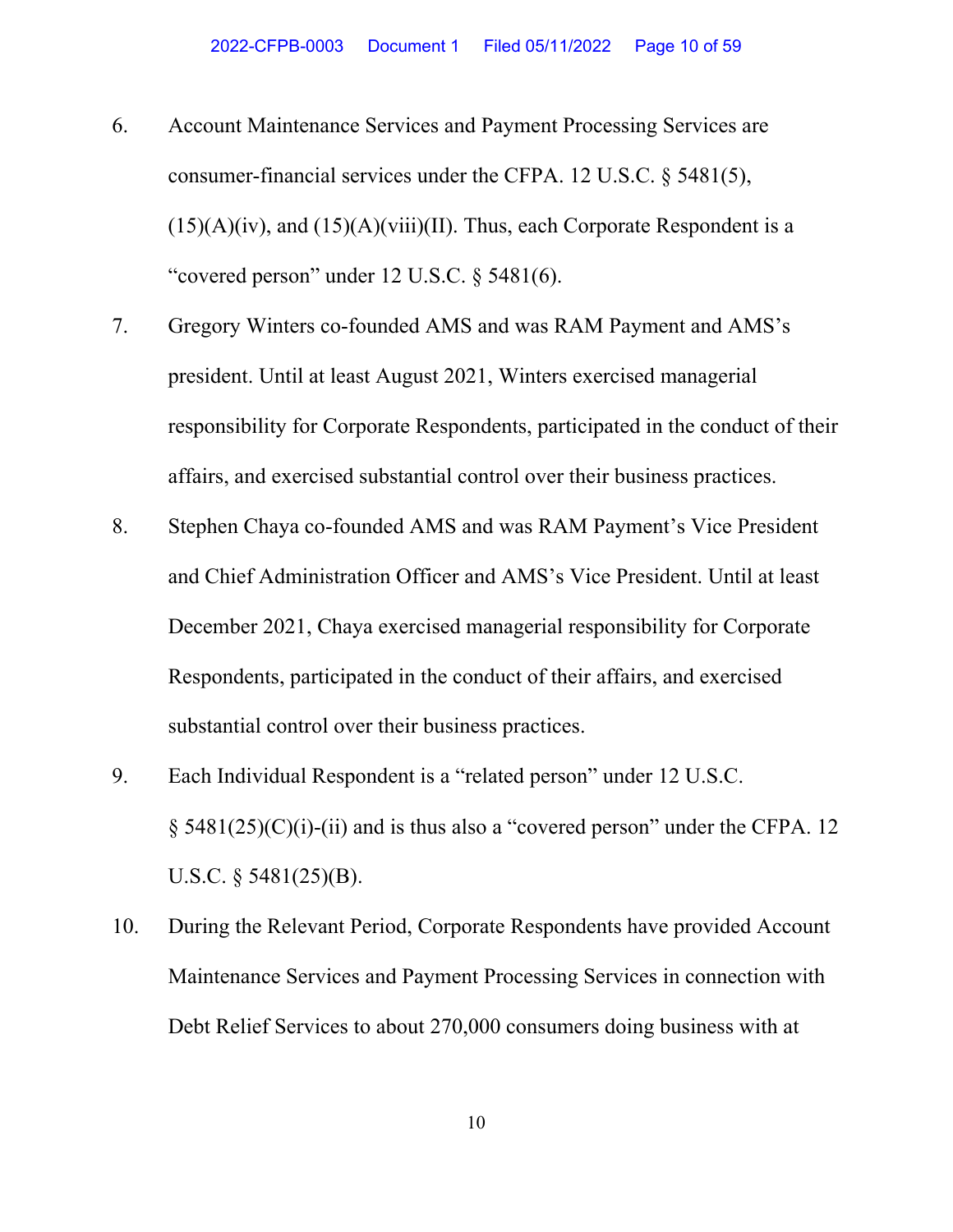6. Account Maintenance Services and Payment Processing Services are consumer-financial services under the CFPA. 12 U.S.C. § 5481(5), (15)(A)(iv), and (15)(A)(viii)(II). Thus, each Corporate Respondent is a "covered person" under 12 U.S.C. § 5481(6).

7. Gregory Winters co-founded AMS and was RAM Payment and AMS's president. Until at least August 2021, Winters exercised managerial responsibility for Corporate Respondents, participated in the conduct of their affairs, and exercised substantial control over their business practices.

8. Stephen Chaya co-founded AMS and was RAM Payment's Vice President and Chief Administration Officer and AMS's Vice President. Until at least December 2021, Chaya exercised managerial responsibility for Corporate Respondents, participated in the conduct of their affairs, and exercised substantial control over their business practices.

9. Each Individual Respondent is a "related person" under 12 U.S.C. § 5481(25)(C)(i)-(ii) and is thus also a "covered person" under the CFPA. 12 U.S.C. § 5481(25)(B).

10. During the Relevant Period, Corporate Respondents have provided Account Maintenance Services and Payment Processing Services in connection with Debt Relief Services to about 270,000 consumers doing business with at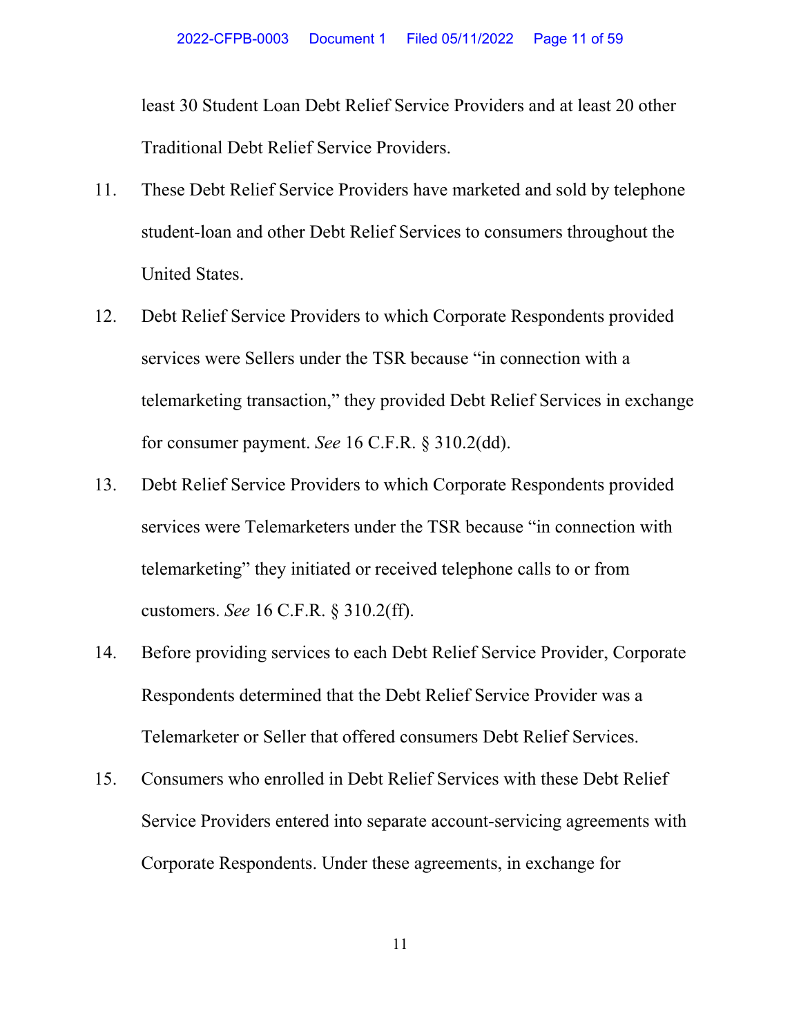least 30 Student Loan Debt Relief Service Providers and at least 20 other Traditional Debt Relief Service Providers.

11. These Debt Relief Service Providers have marketed and sold by telephone student-loan and other Debt Relief Services to consumers throughout the United States.

12. Debt Relief Service Providers to which Corporate Respondents provided services were Sellers under the TSR because "in connection with a telemarketing transaction," they provided Debt Relief Services in exchange for consumer payment. *See* 16 C.F.R. § 310.2(dd).

13. Debt Relief Service Providers to which Corporate Respondents provided services were Telemarketers under the TSR because "in connection with telemarketing" they initiated or received telephone calls to or from customers. *See* 16 C.F.R. § 310.2(ff).

14. Before providing services to each Debt Relief Service Provider, Corporate Respondents determined that the Debt Relief Service Provider was a Telemarketer or Seller that offered consumers Debt Relief Services.

15. Consumers who enrolled in Debt Relief Services with these Debt Relief Service Providers entered into separate account-servicing agreements with Corporate Respondents. Under these agreements, in exchange for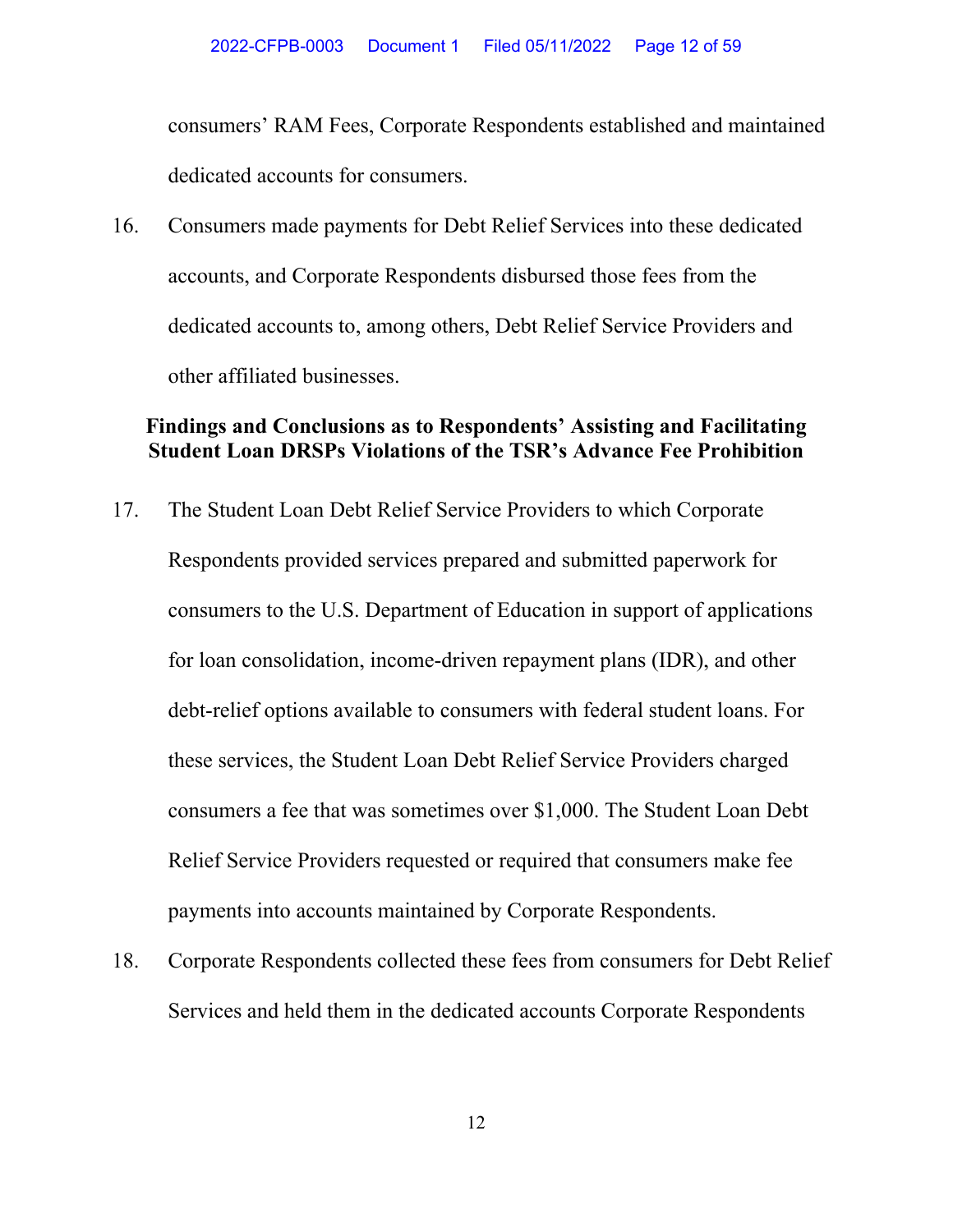consumers' RAM Fees, Corporate Respondents established and maintained dedicated accounts for consumers.

16. Consumers made payments for Debt Relief Services into these dedicated accounts, and Corporate Respondents disbursed those fees from the dedicated accounts to, among others, Debt Relief Service Providers and other affiliated businesses.

### Findings and Conclusions as to Respondents' Assisting and Facilitating Student Loan DRSPs Violations of the TSR's Advance Fee Prohibition

17. The Student Loan Debt Relief Service Providers to which Corporate Respondents provided services prepared and submitted paperwork for consumers to the U.S. Department of Education in support of applications for loan consolidation, income-driven repayment plans (IDR), and other debt-relief options available to consumers with federal student loans. For these services, the Student Loan Debt Relief Service Providers charged consumers a fee that was sometimes over $1,000. The Student Loan Debt Relief Service Providers requested or required that consumers make fee payments into accounts maintained by Corporate Respondents.

18. Corporate Respondents collected these fees from consumers for Debt Relief Services and held them in the dedicated accounts Corporate Respondents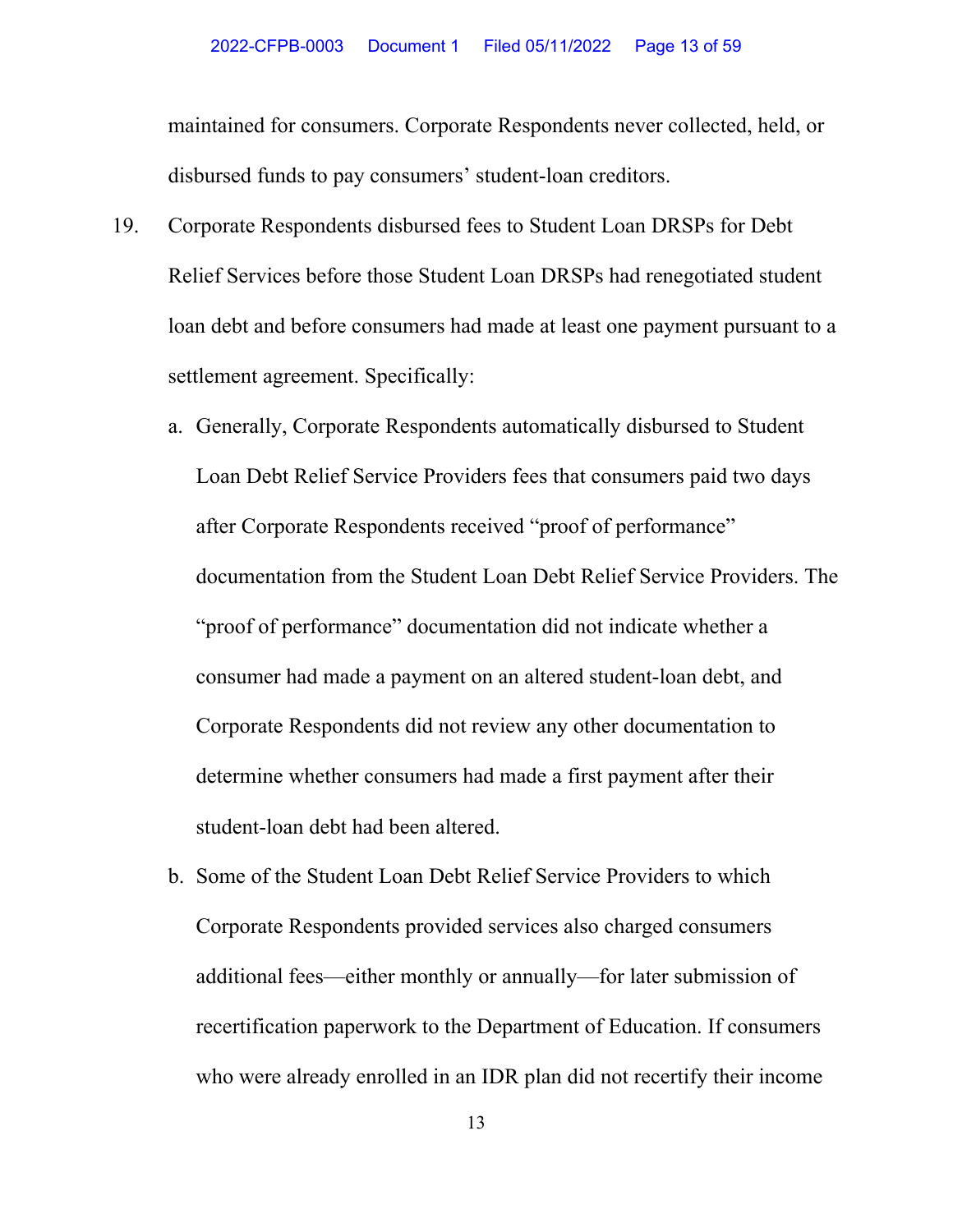maintained for consumers. Corporate Respondents never collected, held, or disbursed funds to pay consumers' student-loan creditors.

19. Corporate Respondents disbursed fees to Student Loan DRSPs for Debt Relief Services before those Student Loan DRSPs had renegotiated student loan debt and before consumers had made at least one payment pursuant to a settlement agreement. Specifically:

    a. Generally, Corporate Respondents automatically disbursed to Student Loan Debt Relief Service Providers fees that consumers paid two days after Corporate Respondents received "proof of performance" documentation from the Student Loan Debt Relief Service Providers. The "proof of performance" documentation did not indicate whether a consumer had made a payment on an altered student-loan debt, and Corporate Respondents did not review any other documentation to determine whether consumers had made a first payment after their student-loan debt had been altered.

    b. Some of the Student Loan Debt Relief Service Providers to which Corporate Respondents provided services also charged consumers additional fees—either monthly or annually—for later submission of recertification paperwork to the Department of Education. If consumers who were already enrolled in an IDR plan did not recertify their income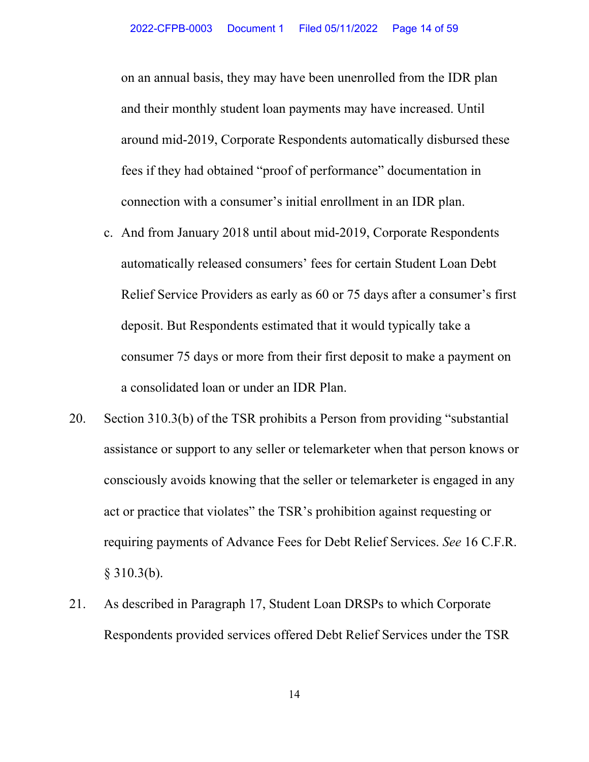on an annual basis, they may have been unenrolled from the IDR plan and their monthly student loan payments may have increased. Until around mid-2019, Corporate Respondents automatically disbursed these fees if they had obtained "proof of performance" documentation in connection with a consumer's initial enrollment in an IDR plan.

c. And from January 2018 until about mid-2019, Corporate Respondents automatically released consumers' fees for certain Student Loan Debt Relief Service Providers as early as 60 or 75 days after a consumer's first deposit. But Respondents estimated that it would typically take a consumer 75 days or more from their first deposit to make a payment on a consolidated loan or under an IDR Plan.

20. Section 310.3(b) of the TSR prohibits a Person from providing "substantial assistance or support to any seller or telemarketer when that person knows or consciously avoids knowing that the seller or telemarketer is engaged in any act or practice that violates" the TSR's prohibition against requesting or requiring payments of Advance Fees for Debt Relief Services. *See* 16 C.F.R. § 310.3(b).

21. As described in Paragraph 17, Student Loan DRSPs to which Corporate Respondents provided services offered Debt Relief Services under the TSR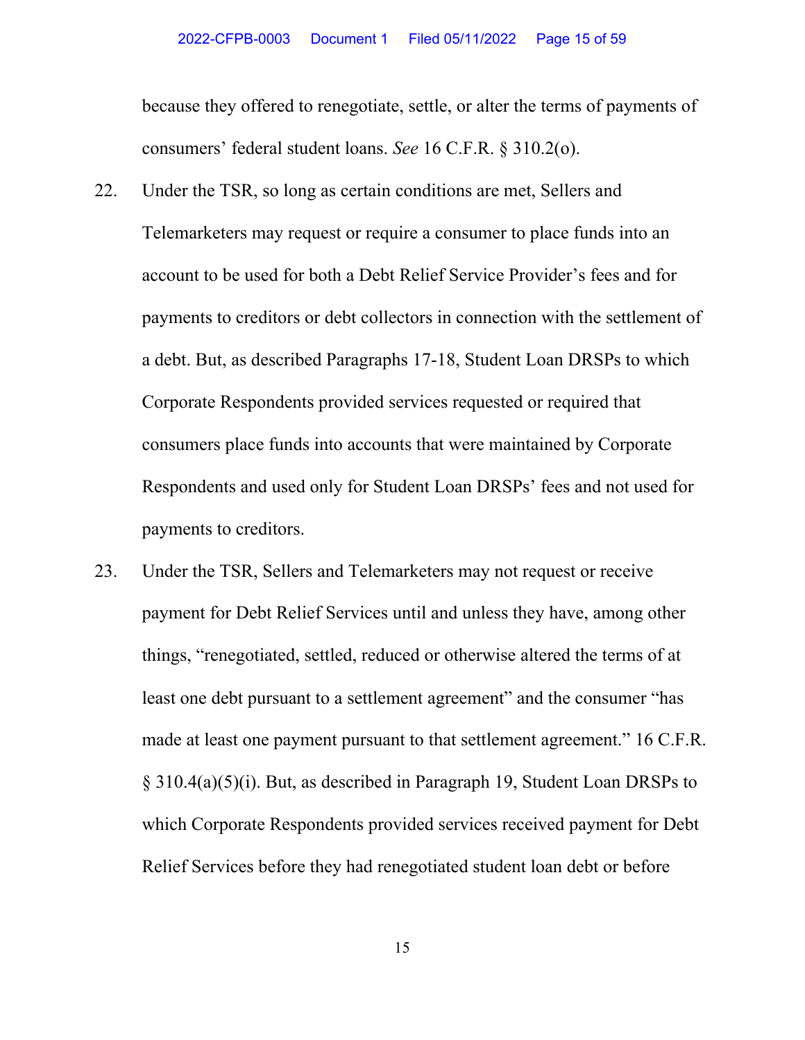because they offered to renegotiate, settle, or alter the terms of payments of consumers' federal student loans. *See* 16 C.F.R. § 310.2(o).

22. Under the TSR, so long as certain conditions are met, Sellers and Telemarketers may request or require a consumer to place funds into an account to be used for both a Debt Relief Service Provider's fees and for payments to creditors or debt collectors in connection with the settlement of a debt. But, as described Paragraphs 17-18, Student Loan DRSPs to which Corporate Respondents provided services requested or required that consumers place funds into accounts that were maintained by Corporate Respondents and used only for Student Loan DRSPs' fees and not used for payments to creditors.

23. Under the TSR, Sellers and Telemarketers may not request or receive payment for Debt Relief Services until and unless they have, among other things, "renegotiated, settled, reduced or otherwise altered the terms of at least one debt pursuant to a settlement agreement" and the consumer "has made at least one payment pursuant to that settlement agreement." 16 C.F.R. § 310.4(a)(5)(i). But, as described in Paragraph 19, Student Loan DRSPs to which Corporate Respondents provided services received payment for Debt Relief Services before they had renegotiated student loan debt or before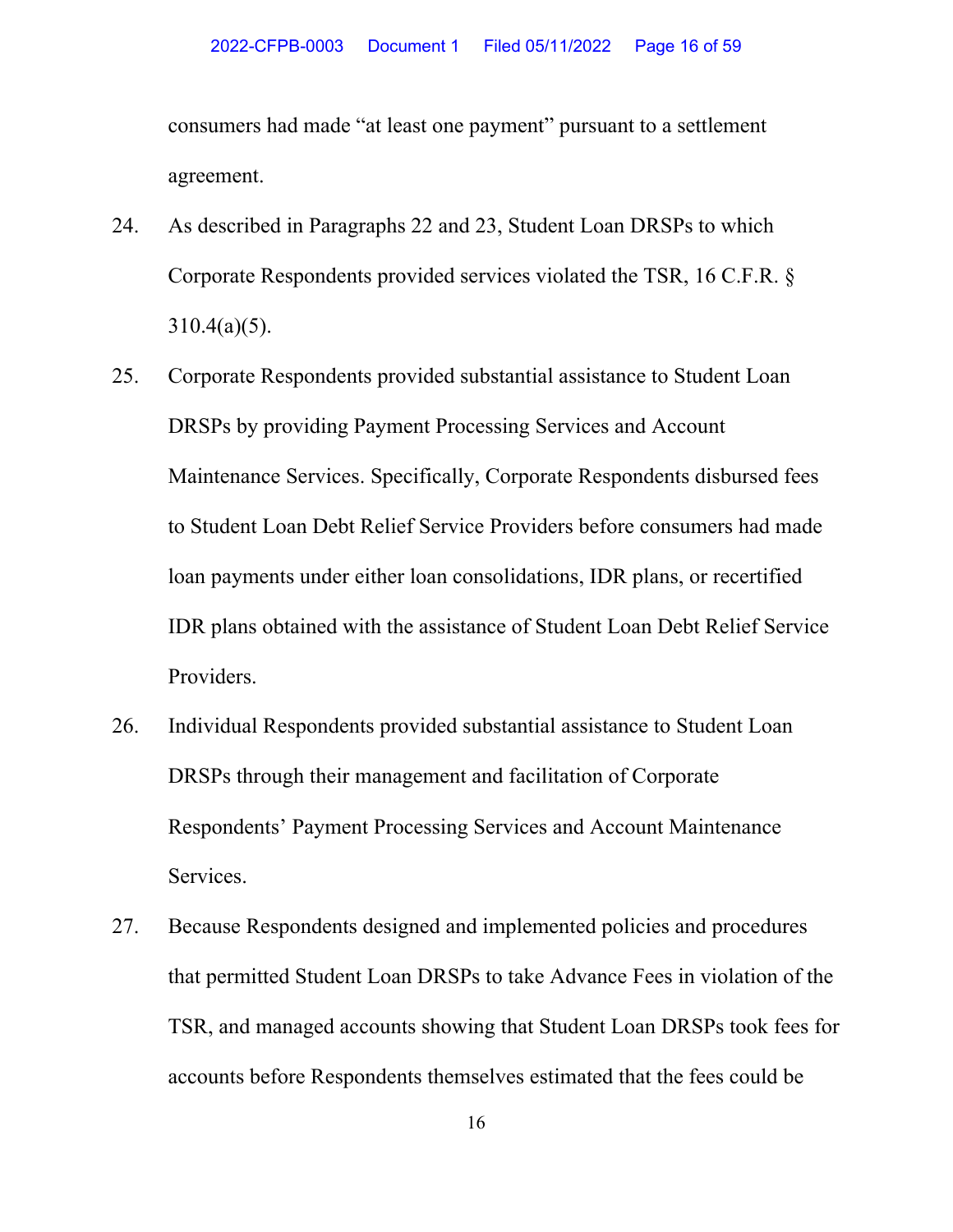consumers had made "at least one payment" pursuant to a settlement agreement.

24. As described in Paragraphs 22 and 23, Student Loan DRSPs to which Corporate Respondents provided services violated the TSR, 16 C.F.R. § 310.4(a)(5).

25. Corporate Respondents provided substantial assistance to Student Loan DRSPs by providing Payment Processing Services and Account Maintenance Services. Specifically, Corporate Respondents disbursed fees to Student Loan Debt Relief Service Providers before consumers had made loan payments under either loan consolidations, IDR plans, or recertified IDR plans obtained with the assistance of Student Loan Debt Relief Service Providers.

26. Individual Respondents provided substantial assistance to Student Loan DRSPs through their management and facilitation of Corporate Respondents' Payment Processing Services and Account Maintenance Services.

27. Because Respondents designed and implemented policies and procedures that permitted Student Loan DRSPs to take Advance Fees in violation of the TSR, and managed accounts showing that Student Loan DRSPs took fees for accounts before Respondents themselves estimated that the fees could be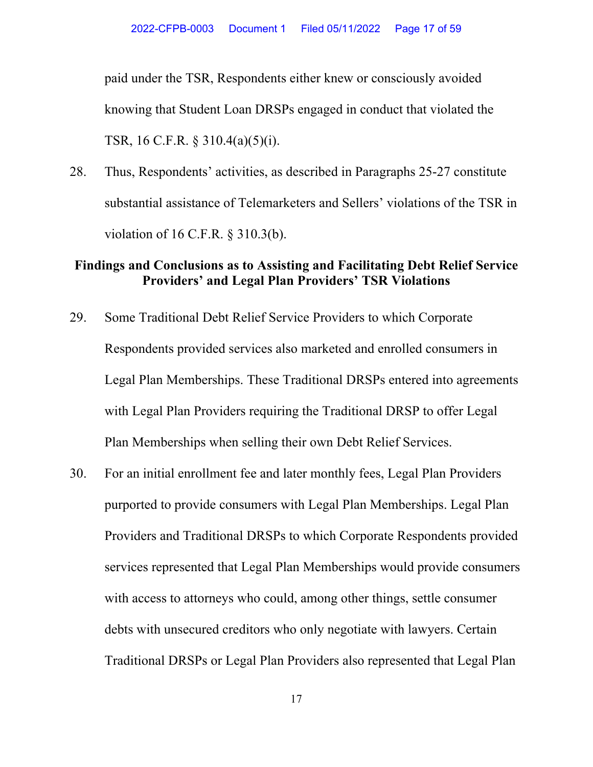paid under the TSR, Respondents either knew or consciously avoided knowing that Student Loan DRSPs engaged in conduct that violated the TSR, 16 C.F.R. § 310.4(a)(5)(i).

28. Thus, Respondents' activities, as described in Paragraphs 25-27 constitute substantial assistance of Telemarketers and Sellers' violations of the TSR in violation of 16 C.F.R. § 310.3(b).

**Findings and Conclusions as to Assisting and Facilitating Debt Relief Service Providers' and Legal Plan Providers' TSR Violations**

29. Some Traditional Debt Relief Service Providers to which Corporate Respondents provided services also marketed and enrolled consumers in Legal Plan Memberships. These Traditional DRSPs entered into agreements with Legal Plan Providers requiring the Traditional DRSP to offer Legal Plan Memberships when selling their own Debt Relief Services.

30. For an initial enrollment fee and later monthly fees, Legal Plan Providers purported to provide consumers with Legal Plan Memberships. Legal Plan Providers and Traditional DRSPs to which Corporate Respondents provided services represented that Legal Plan Memberships would provide consumers with access to attorneys who could, among other things, settle consumer debts with unsecured creditors who only negotiate with lawyers. Certain Traditional DRSPs or Legal Plan Providers also represented that Legal Plan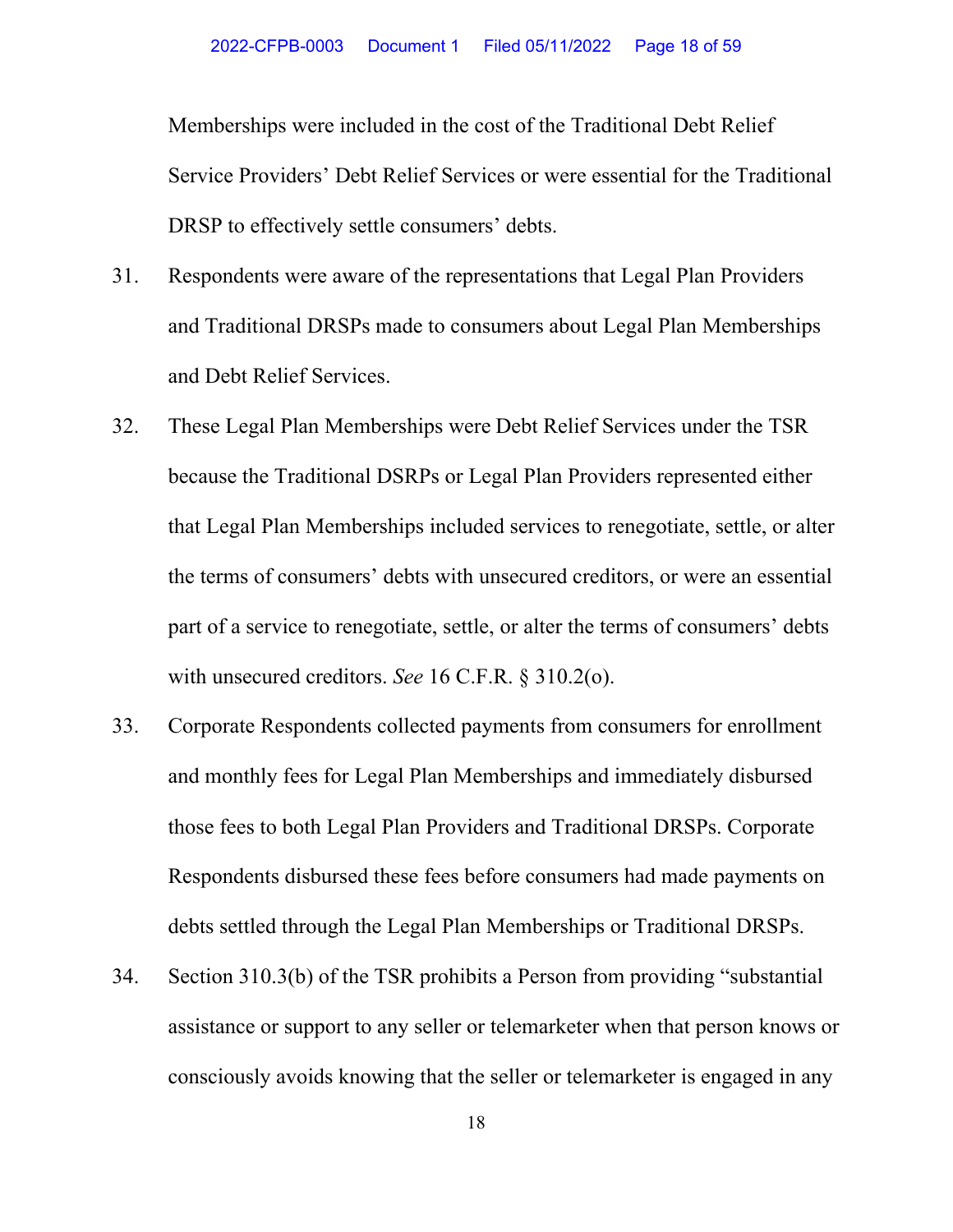Memberships were included in the cost of the Traditional Debt Relief Service Providers' Debt Relief Services or were essential for the Traditional DRSP to effectively settle consumers' debts.

31. Respondents were aware of the representations that Legal Plan Providers and Traditional DRSPs made to consumers about Legal Plan Memberships and Debt Relief Services.

32. These Legal Plan Memberships were Debt Relief Services under the TSR because the Traditional DSRPs or Legal Plan Providers represented either that Legal Plan Memberships included services to renegotiate, settle, or alter the terms of consumers' debts with unsecured creditors, or were an essential part of a service to renegotiate, settle, or alter the terms of consumers' debts with unsecured creditors. *See* 16 C.F.R. § 310.2(o).

33. Corporate Respondents collected payments from consumers for enrollment and monthly fees for Legal Plan Memberships and immediately disbursed those fees to both Legal Plan Providers and Traditional DRSPs. Corporate Respondents disbursed these fees before consumers had made payments on debts settled through the Legal Plan Memberships or Traditional DRSPs.

34. Section 310.3(b) of the TSR prohibits a Person from providing "substantial assistance or support to any seller or telemarketer when that person knows or consciously avoids knowing that the seller or telemarketer is engaged in any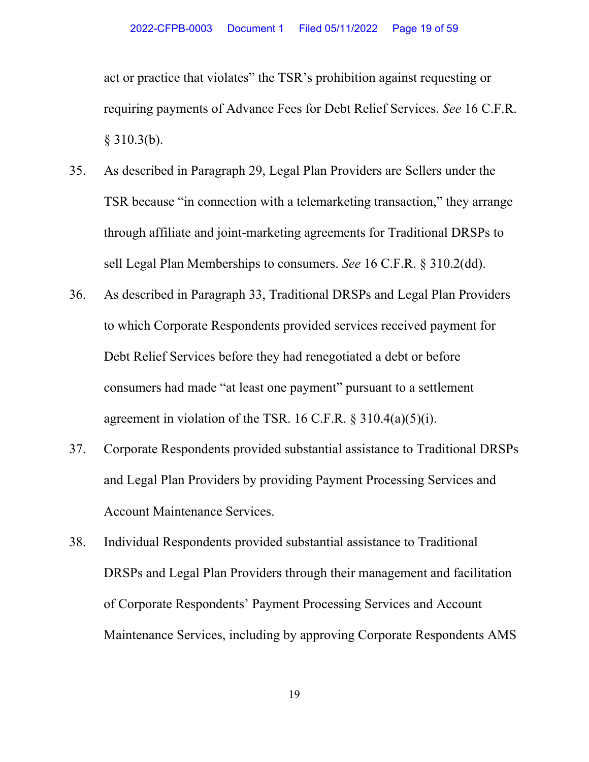act or practice that violates" the TSR's prohibition against requesting or requiring payments of Advance Fees for Debt Relief Services. *See* 16 C.F.R. § 310.3(b).

35. As described in Paragraph 29, Legal Plan Providers are Sellers under the TSR because "in connection with a telemarketing transaction," they arrange through affiliate and joint-marketing agreements for Traditional DRSPs to sell Legal Plan Memberships to consumers. *See* 16 C.F.R. § 310.2(dd).

36. As described in Paragraph 33, Traditional DRSPs and Legal Plan Providers to which Corporate Respondents provided services received payment for Debt Relief Services before they had renegotiated a debt or before consumers had made "at least one payment" pursuant to a settlement agreement in violation of the TSR. 16 C.F.R. § 310.4(a)(5)(i).

37. Corporate Respondents provided substantial assistance to Traditional DRSPs and Legal Plan Providers by providing Payment Processing Services and Account Maintenance Services.

38. Individual Respondents provided substantial assistance to Traditional DRSPs and Legal Plan Providers through their management and facilitation of Corporate Respondents' Payment Processing Services and Account Maintenance Services, including by approving Corporate Respondents AMS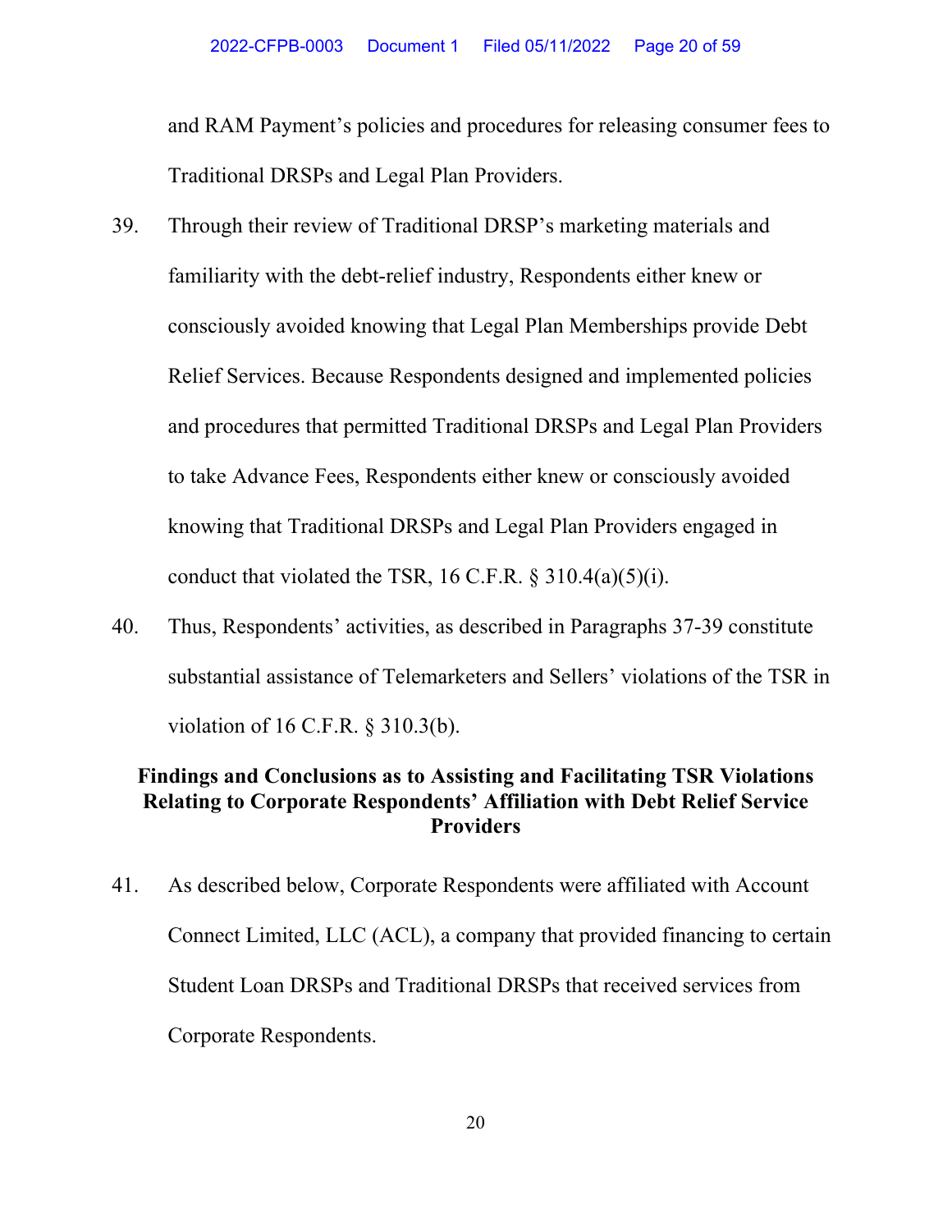and RAM Payment's policies and procedures for releasing consumer fees to Traditional DRSPs and Legal Plan Providers.

39. Through their review of Traditional DRSP's marketing materials and familiarity with the debt-relief industry, Respondents either knew or consciously avoided knowing that Legal Plan Memberships provide Debt Relief Services. Because Respondents designed and implemented policies and procedures that permitted Traditional DRSPs and Legal Plan Providers to take Advance Fees, Respondents either knew or consciously avoided knowing that Traditional DRSPs and Legal Plan Providers engaged in conduct that violated the TSR, 16 C.F.R. § 310.4(a)(5)(i).

40. Thus, Respondents' activities, as described in Paragraphs 37-39 constitute substantial assistance of Telemarketers and Sellers' violations of the TSR in violation of 16 C.F.R. § 310.3(b).

**Findings and Conclusions as to Assisting and Facilitating TSR Violations Relating to Corporate Respondents' Affiliation with Debt Relief Service Providers**

41. As described below, Corporate Respondents were affiliated with Account Connect Limited, LLC (ACL), a company that provided financing to certain Student Loan DRSPs and Traditional DRSPs that received services from Corporate Respondents.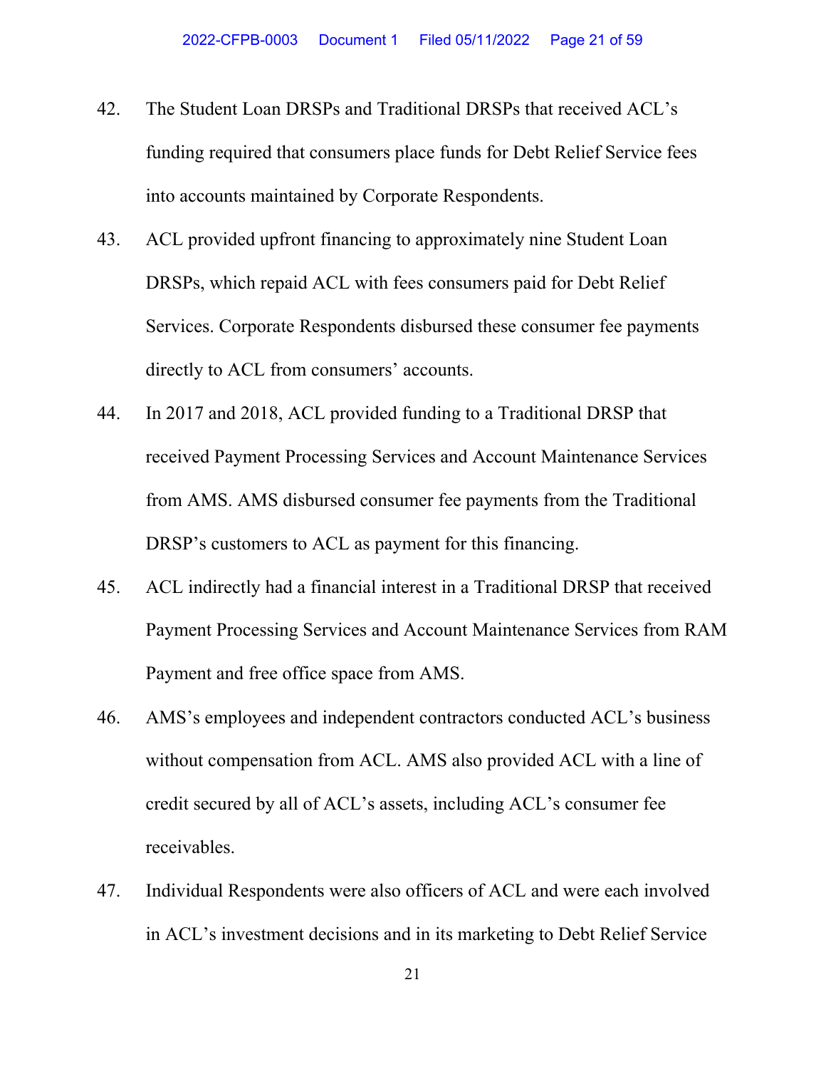42. The Student Loan DRSPs and Traditional DRSPs that received ACL's funding required that consumers place funds for Debt Relief Service fees into accounts maintained by Corporate Respondents.

43. ACL provided upfront financing to approximately nine Student Loan DRSPs, which repaid ACL with fees consumers paid for Debt Relief Services. Corporate Respondents disbursed these consumer fee payments directly to ACL from consumers' accounts.

44. In 2017 and 2018, ACL provided funding to a Traditional DRSP that received Payment Processing Services and Account Maintenance Services from AMS. AMS disbursed consumer fee payments from the Traditional DRSP's customers to ACL as payment for this financing.

45. ACL indirectly had a financial interest in a Traditional DRSP that received Payment Processing Services and Account Maintenance Services from RAM Payment and free office space from AMS.

46. AMS's employees and independent contractors conducted ACL's business without compensation from ACL. AMS also provided ACL with a line of credit secured by all of ACL's assets, including ACL's consumer fee receivables.

47. Individual Respondents were also officers of ACL and were each involved in ACL's investment decisions and in its marketing to Debt Relief Service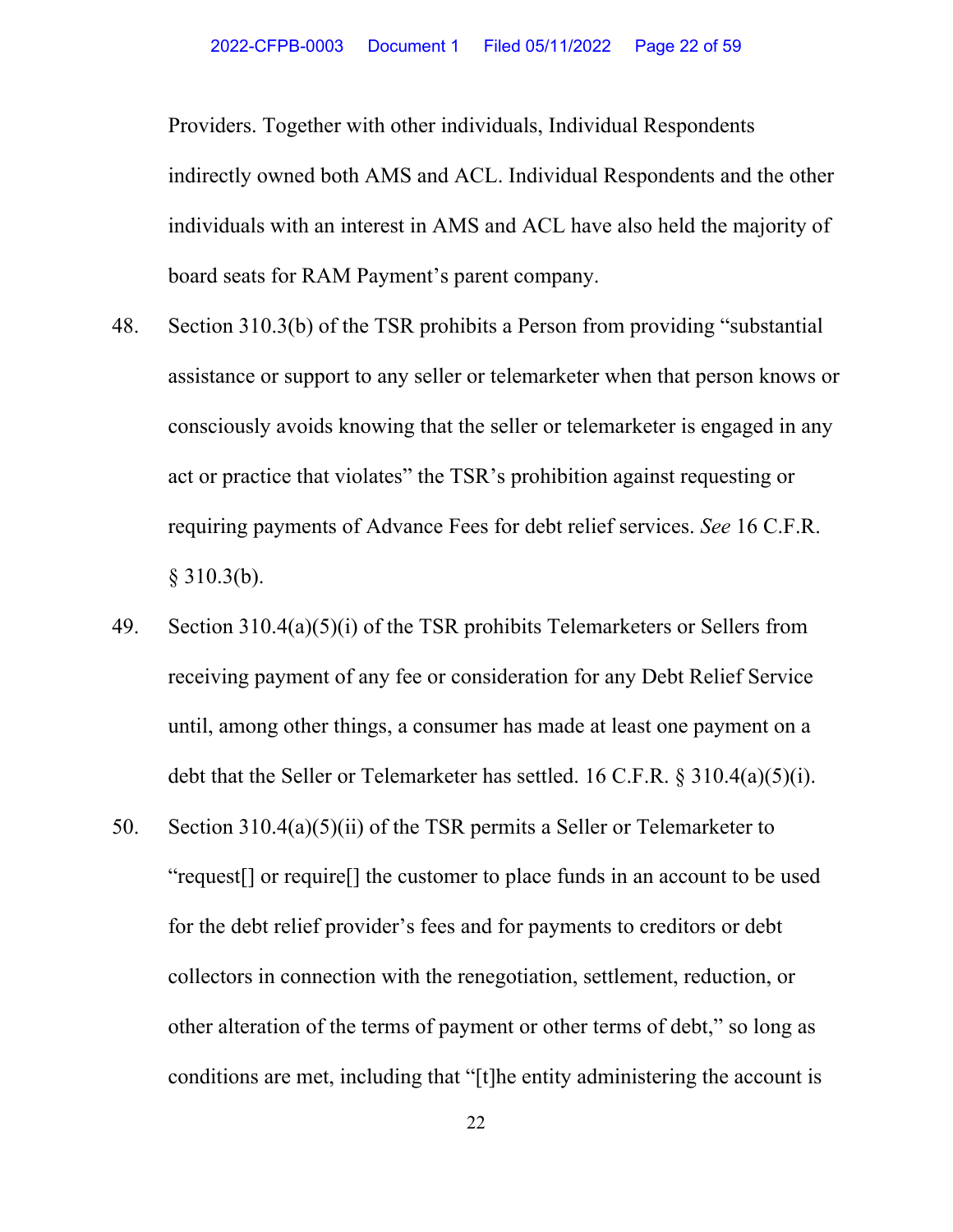Providers. Together with other individuals, Individual Respondents indirectly owned both AMS and ACL. Individual Respondents and the other individuals with an interest in AMS and ACL have also held the majority of board seats for RAM Payment's parent company.

48. Section 310.3(b) of the TSR prohibits a Person from providing "substantial assistance or support to any seller or telemarketer when that person knows or consciously avoids knowing that the seller or telemarketer is engaged in any act or practice that violates" the TSR's prohibition against requesting or requiring payments of Advance Fees for debt relief services. *See* 16 C.F.R. § 310.3(b).

49. Section 310.4(a)(5)(i) of the TSR prohibits Telemarketers or Sellers from receiving payment of any fee or consideration for any Debt Relief Service until, among other things, a consumer has made at least one payment on a debt that the Seller or Telemarketer has settled. 16 C.F.R. § 310.4(a)(5)(i).

50. Section 310.4(a)(5)(ii) of the TSR permits a Seller or Telemarketer to "request[] or require[] the customer to place funds in an account to be used for the debt relief provider's fees and for payments to creditors or debt collectors in connection with the renegotiation, settlement, reduction, or other alteration of the terms of payment or other terms of debt," so long as conditions are met, including that "[t]he entity administering the account is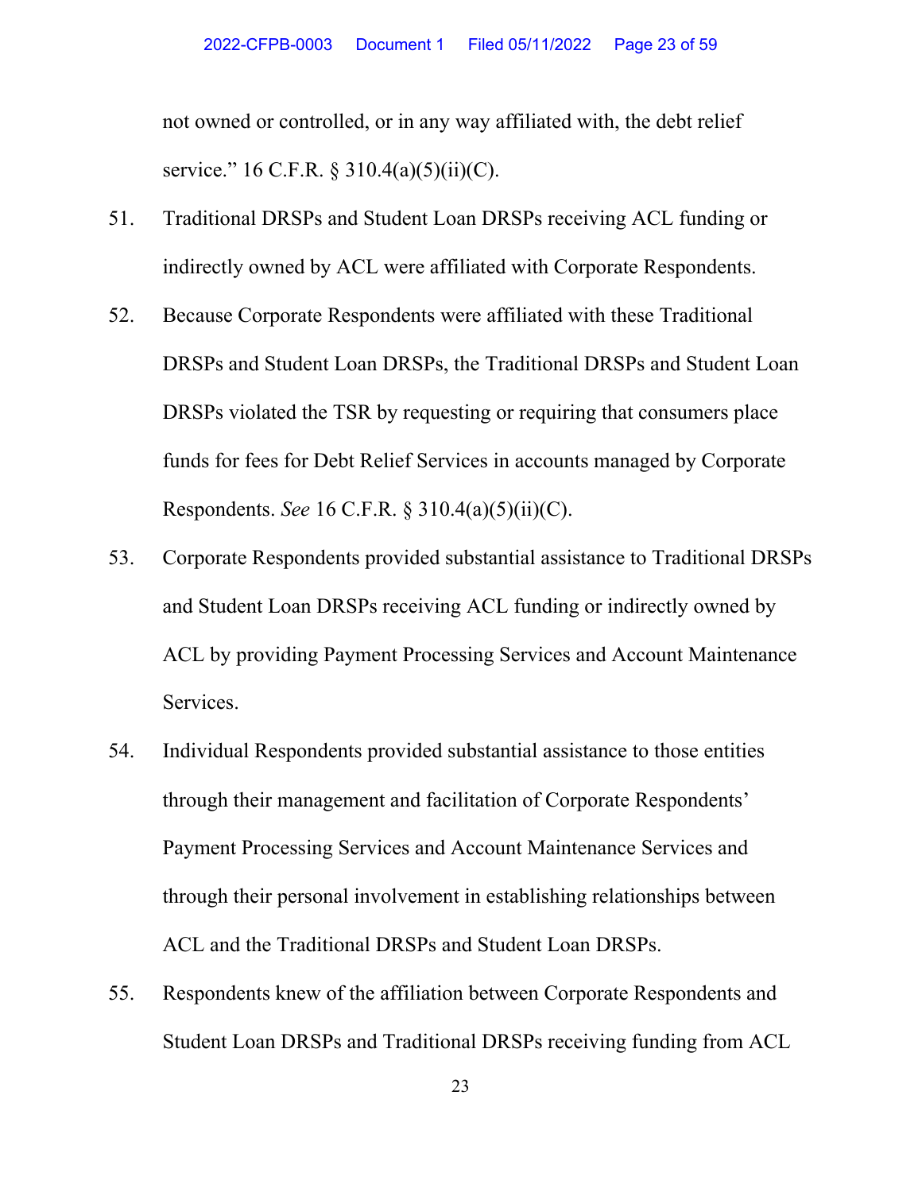not owned or controlled, or in any way affiliated with, the debt relief service." 16 C.F.R. § 310.4(a)(5)(ii)(C).

51. Traditional DRSPs and Student Loan DRSPs receiving ACL funding or indirectly owned by ACL were affiliated with Corporate Respondents.

52. Because Corporate Respondents were affiliated with these Traditional DRSPs and Student Loan DRSPs, the Traditional DRSPs and Student Loan DRSPs violated the TSR by requesting or requiring that consumers place funds for fees for Debt Relief Services in accounts managed by Corporate Respondents. *See* 16 C.F.R. § 310.4(a)(5)(ii)(C).

53. Corporate Respondents provided substantial assistance to Traditional DRSPs and Student Loan DRSPs receiving ACL funding or indirectly owned by ACL by providing Payment Processing Services and Account Maintenance Services.

54. Individual Respondents provided substantial assistance to those entities through their management and facilitation of Corporate Respondents' Payment Processing Services and Account Maintenance Services and through their personal involvement in establishing relationships between ACL and the Traditional DRSPs and Student Loan DRSPs.

55. Respondents knew of the affiliation between Corporate Respondents and Student Loan DRSPs and Traditional DRSPs receiving funding from ACL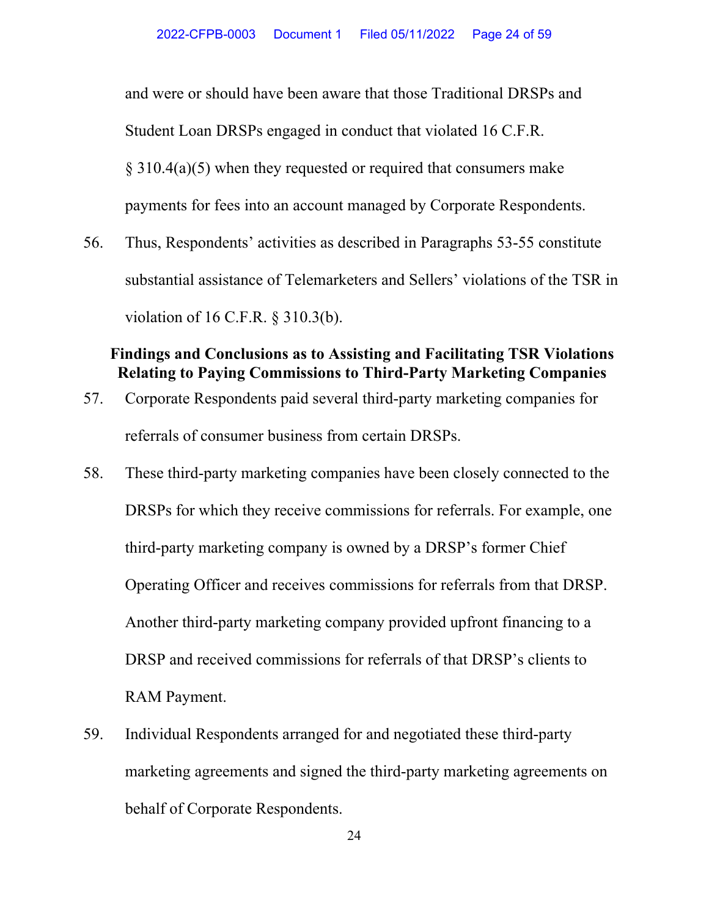and were or should have been aware that those Traditional DRSPs and Student Loan DRSPs engaged in conduct that violated 16 C.F.R. § 310.4(a)(5) when they requested or required that consumers make payments for fees into an account managed by Corporate Respondents.

56. Thus, Respondents' activities as described in Paragraphs 53-55 constitute substantial assistance of Telemarketers and Sellers' violations of the TSR in violation of 16 C.F.R. § 310.3(b).

### Findings and Conclusions as to Assisting and Facilitating TSR Violations Relating to Paying Commissions to Third-Party Marketing Companies

57. Corporate Respondents paid several third-party marketing companies for referrals of consumer business from certain DRSPs.

58. These third-party marketing companies have been closely connected to the DRSPs for which they receive commissions for referrals. For example, one third-party marketing company is owned by a DRSP's former Chief Operating Officer and receives commissions for referrals from that DRSP. Another third-party marketing company provided upfront financing to a DRSP and received commissions for referrals of that DRSP's clients to RAM Payment.

59. Individual Respondents arranged for and negotiated these third-party marketing agreements and signed the third-party marketing agreements on behalf of Corporate Respondents.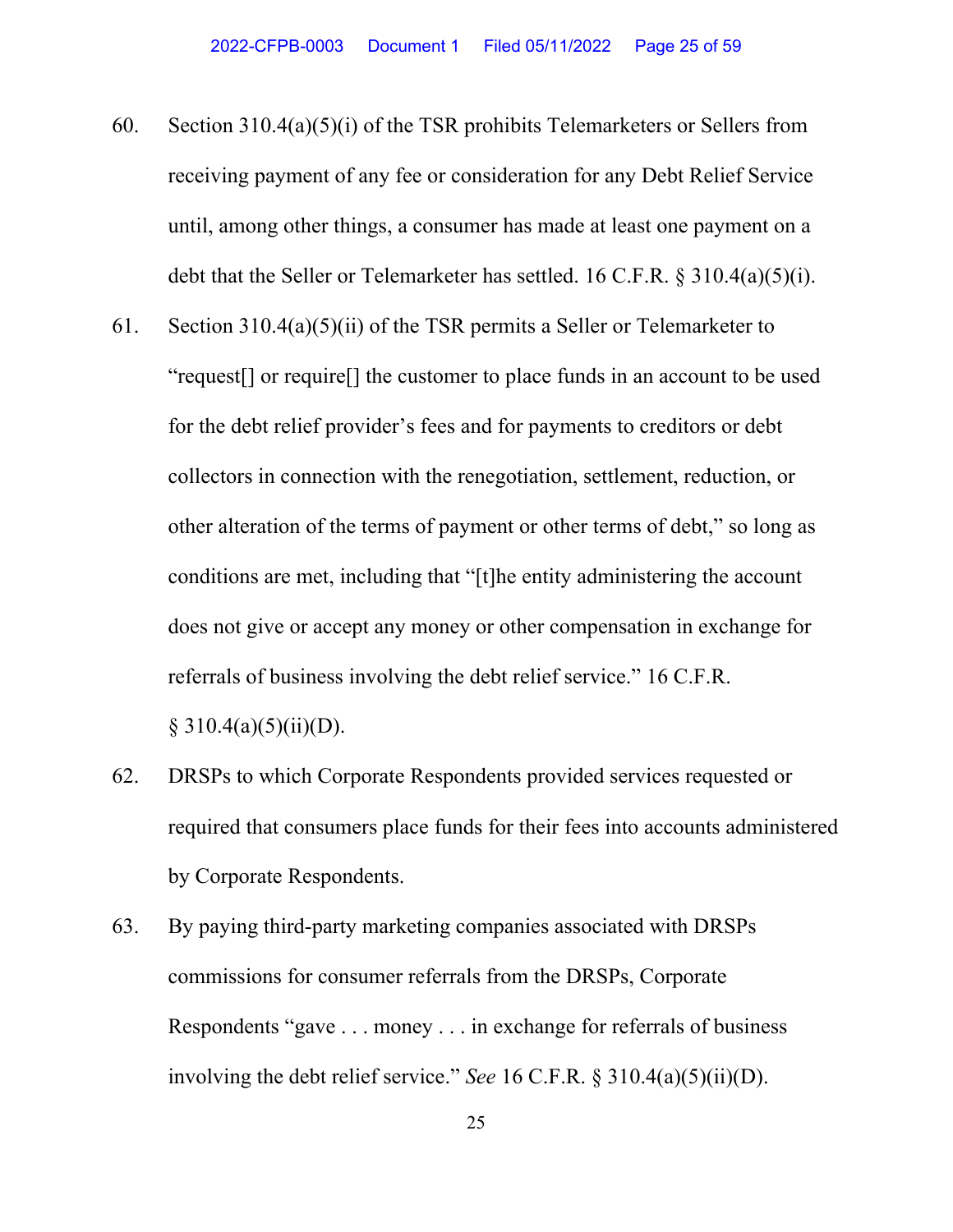60. Section 310.4(a)(5)(i) of the TSR prohibits Telemarketers or Sellers from receiving payment of any fee or consideration for any Debt Relief Service until, among other things, a consumer has made at least one payment on a debt that the Seller or Telemarketer has settled. 16 C.F.R. § 310.4(a)(5)(i).

61. Section 310.4(a)(5)(ii) of the TSR permits a Seller or Telemarketer to "request[] or require[] the customer to place funds in an account to be used for the debt relief provider's fees and for payments to creditors or debt collectors in connection with the renegotiation, settlement, reduction, or other alteration of the terms of payment or other terms of debt," so long as conditions are met, including that "[t]he entity administering the account does not give or accept any money or other compensation in exchange for referrals of business involving the debt relief service." 16 C.F.R. § 310.4(a)(5)(ii)(D).

62. DRSPs to which Corporate Respondents provided services requested or required that consumers place funds for their fees into accounts administered by Corporate Respondents.

63. By paying third-party marketing companies associated with DRSPs commissions for consumer referrals from the DRSPs, Corporate Respondents "gave . . . money . . . in exchange for referrals of business involving the debt relief service." *See* 16 C.F.R. § 310.4(a)(5)(ii)(D).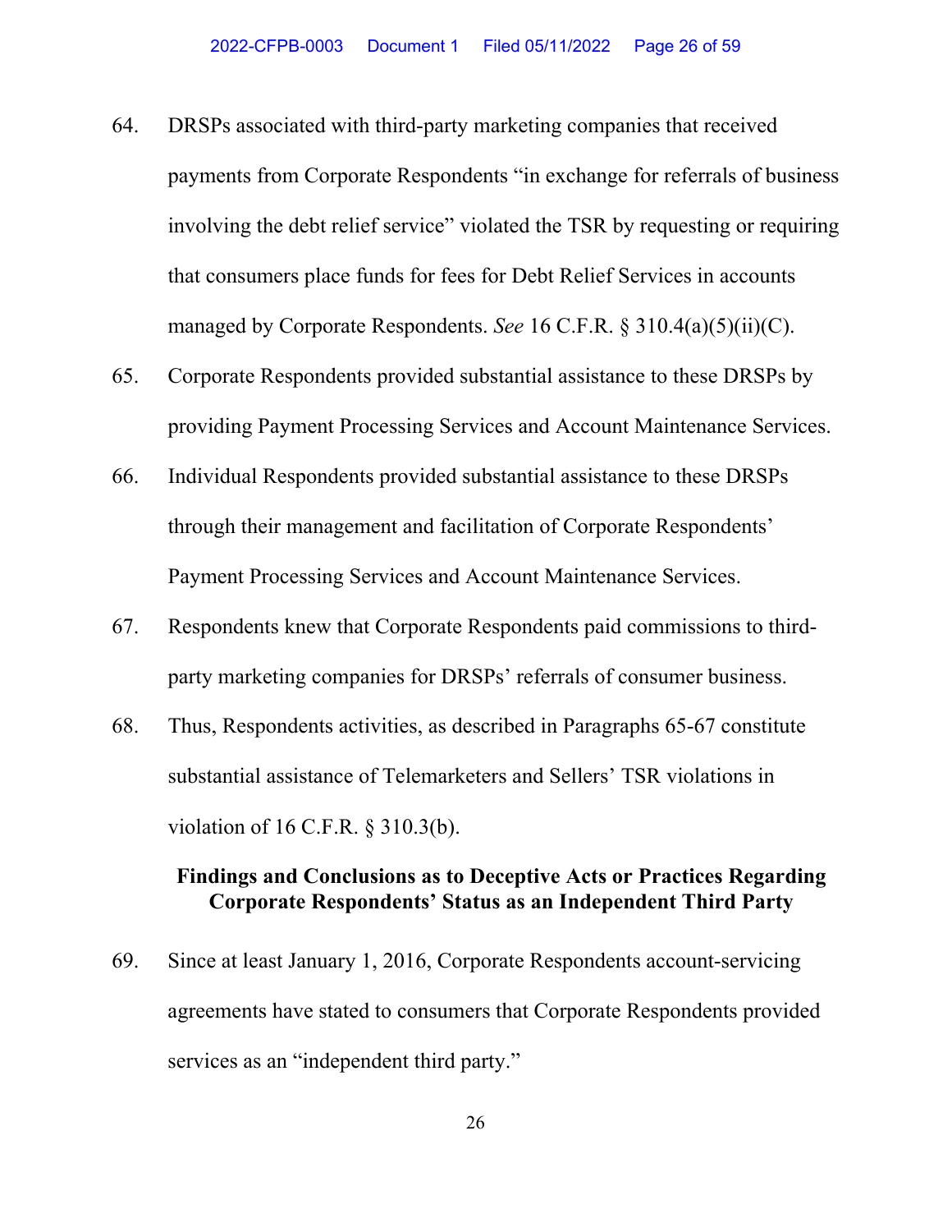64. DRSPs associated with third-party marketing companies that received payments from Corporate Respondents "in exchange for referrals of business involving the debt relief service" violated the TSR by requesting or requiring that consumers place funds for fees for Debt Relief Services in accounts managed by Corporate Respondents. *See* 16 C.F.R. § 310.4(a)(5)(ii)(C).

65. Corporate Respondents provided substantial assistance to these DRSPs by providing Payment Processing Services and Account Maintenance Services.

66. Individual Respondents provided substantial assistance to these DRSPs through their management and facilitation of Corporate Respondents' Payment Processing Services and Account Maintenance Services.

67. Respondents knew that Corporate Respondents paid commissions to third-party marketing companies for DRSPs' referrals of consumer business.

68. Thus, Respondents activities, as described in Paragraphs 65-67 constitute substantial assistance of Telemarketers and Sellers' TSR violations in violation of 16 C.F.R. § 310.3(b).

**Findings and Conclusions as to Deceptive Acts or Practices Regarding Corporate Respondents' Status as an Independent Third Party**

69. Since at least January 1, 2016, Corporate Respondents account-servicing agreements have stated to consumers that Corporate Respondents provided services as an "independent third party."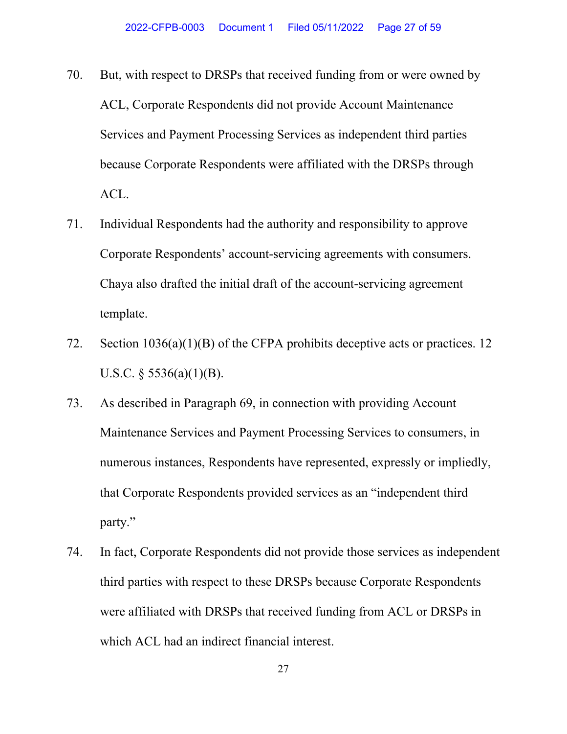70. But, with respect to DRSPs that received funding from or were owned by ACL, Corporate Respondents did not provide Account Maintenance Services and Payment Processing Services as independent third parties because Corporate Respondents were affiliated with the DRSPs through ACL.

71. Individual Respondents had the authority and responsibility to approve Corporate Respondents' account-servicing agreements with consumers. Chaya also drafted the initial draft of the account-servicing agreement template.

72. Section 1036(a)(1)(B) of the CFPA prohibits deceptive acts or practices. 12 U.S.C. § 5536(a)(1)(B).

73. As described in Paragraph 69, in connection with providing Account Maintenance Services and Payment Processing Services to consumers, in numerous instances, Respondents have represented, expressly or impliedly, that Corporate Respondents provided services as an "independent third party."

74. In fact, Corporate Respondents did not provide those services as independent third parties with respect to these DRSPs because Corporate Respondents were affiliated with DRSPs that received funding from ACL or DRSPs in which ACL had an indirect financial interest.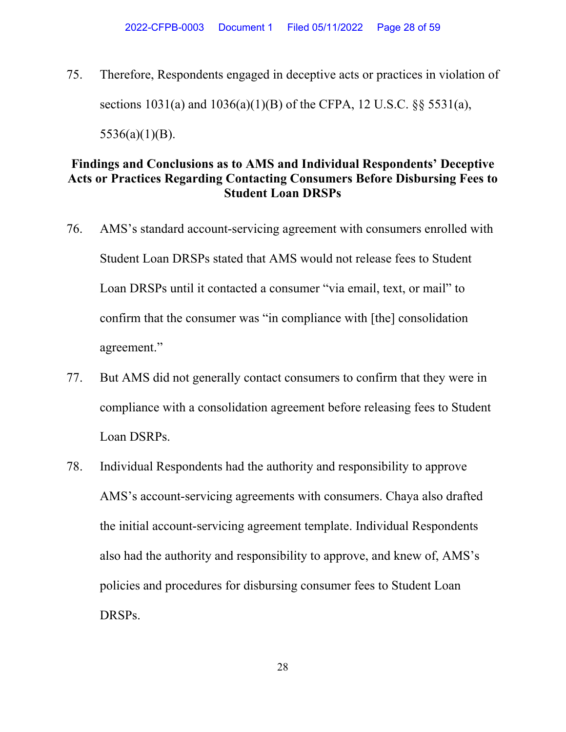75. Therefore, Respondents engaged in deceptive acts or practices in violation of sections 1031(a) and 1036(a)(1)(B) of the CFPA, 12 U.S.C. §§ 5531(a), 5536(a)(1)(B).

### Findings and Conclusions as to AMS and Individual Respondents' Deceptive Acts or Practices Regarding Contacting Consumers Before Disbursing Fees to Student Loan DRSPs

76. AMS's standard account-servicing agreement with consumers enrolled with Student Loan DRSPs stated that AMS would not release fees to Student Loan DRSPs until it contacted a consumer "via email, text, or mail" to confirm that the consumer was "in compliance with [the] consolidation agreement."

77. But AMS did not generally contact consumers to confirm that they were in compliance with a consolidation agreement before releasing fees to Student Loan DSRPs.

78. Individual Respondents had the authority and responsibility to approve AMS's account-servicing agreements with consumers. Chaya also drafted the initial account-servicing agreement template. Individual Respondents also had the authority and responsibility to approve, and knew of, AMS's policies and procedures for disbursing consumer fees to Student Loan DRSPs.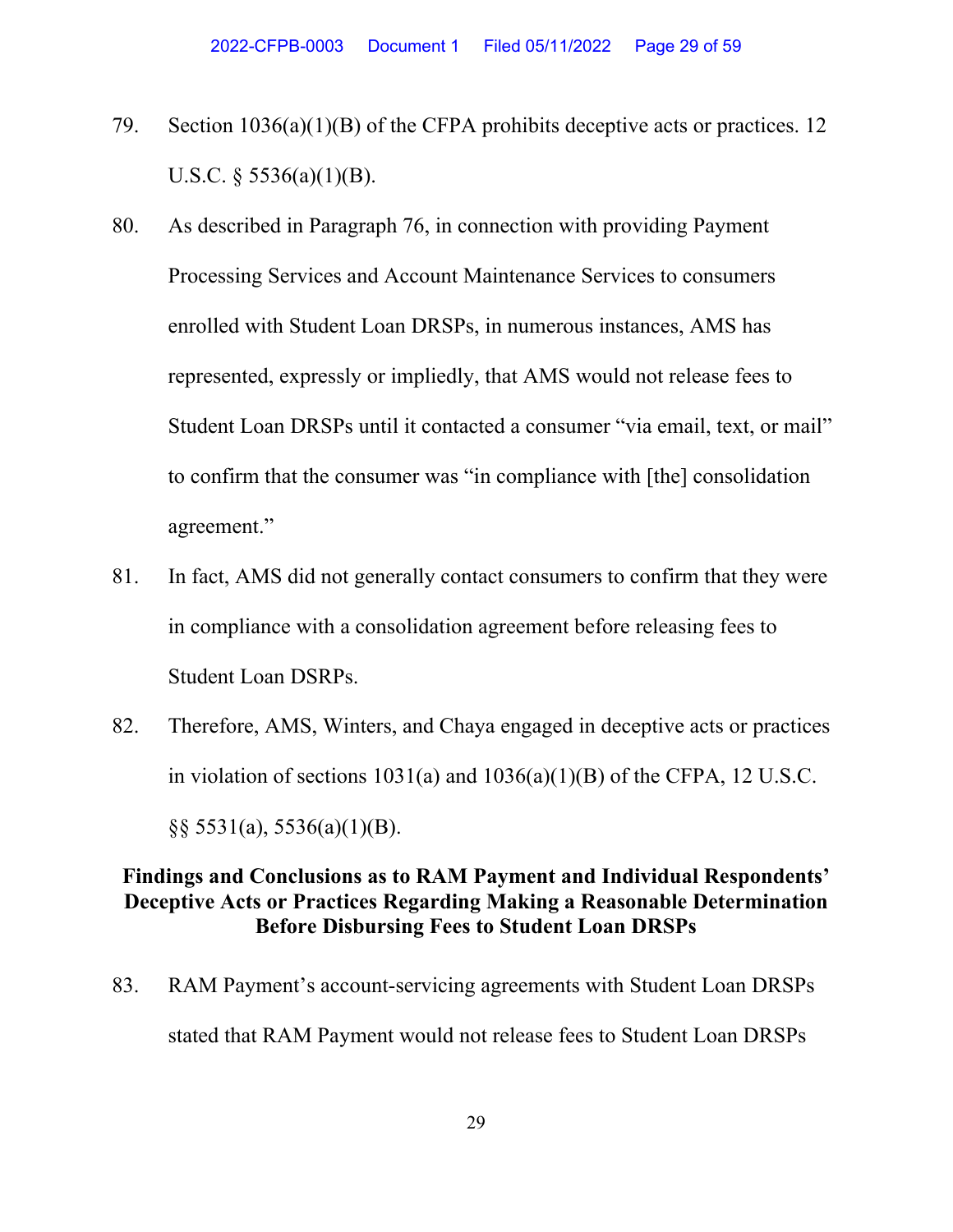79. Section 1036(a)(1)(B) of the CFPA prohibits deceptive acts or practices. 12 U.S.C. § 5536(a)(1)(B).

80. As described in Paragraph 76, in connection with providing Payment Processing Services and Account Maintenance Services to consumers enrolled with Student Loan DRSPs, in numerous instances, AMS has represented, expressly or impliedly, that AMS would not release fees to Student Loan DRSPs until it contacted a consumer "via email, text, or mail" to confirm that the consumer was "in compliance with [the] consolidation agreement."

81. In fact, AMS did not generally contact consumers to confirm that they were in compliance with a consolidation agreement before releasing fees to Student Loan DSRPs.

82. Therefore, AMS, Winters, and Chaya engaged in deceptive acts or practices in violation of sections 1031(a) and 1036(a)(1)(B) of the CFPA, 12 U.S.C. §§ 5531(a), 5536(a)(1)(B).

### Findings and Conclusions as to RAM Payment and Individual Respondents' Deceptive Acts or Practices Regarding Making a Reasonable Determination Before Disbursing Fees to Student Loan DRSPs

83. RAM Payment's account-servicing agreements with Student Loan DRSPs stated that RAM Payment would not release fees to Student Loan DRSPs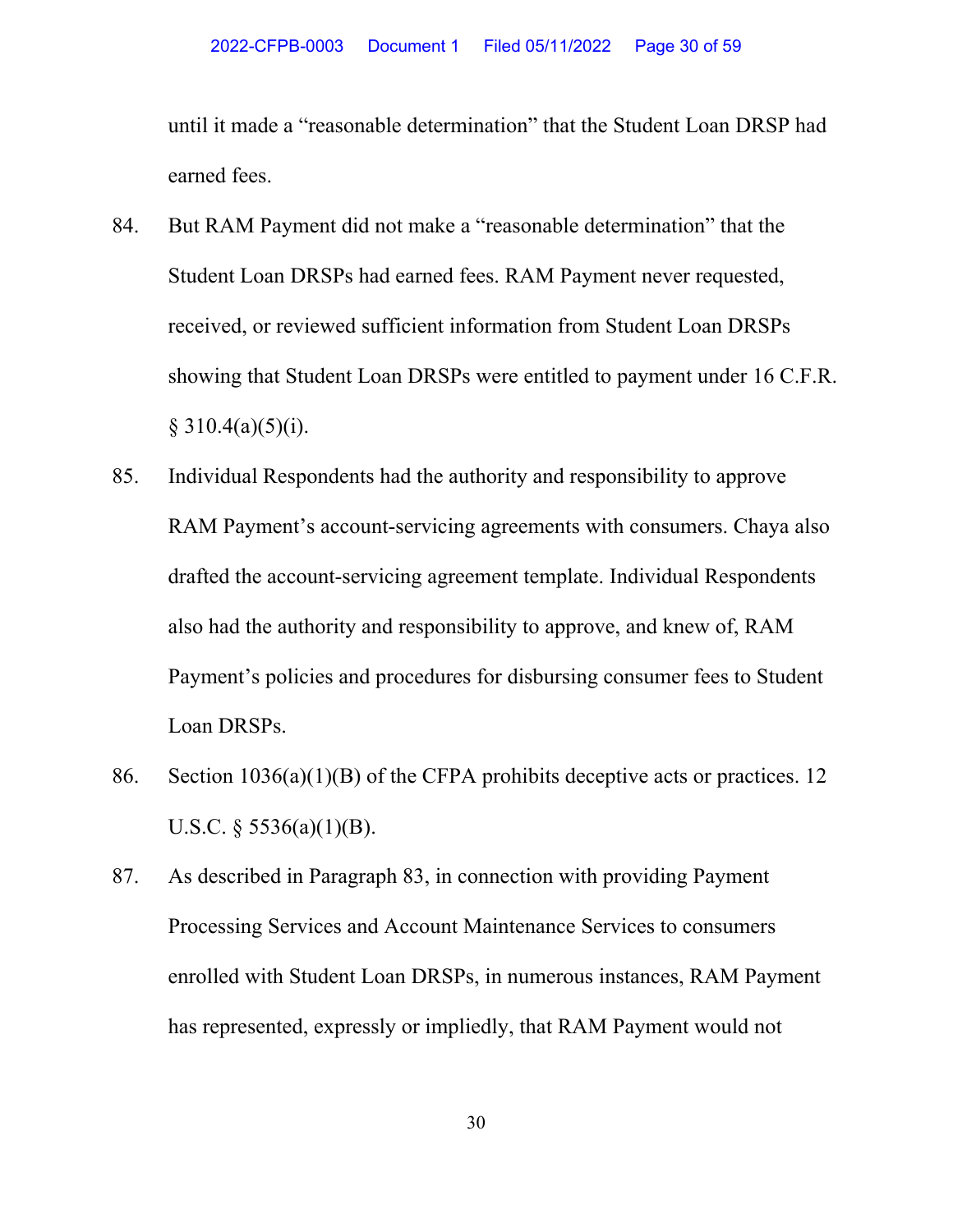until it made a "reasonable determination" that the Student Loan DRSP had earned fees.

84. But RAM Payment did not make a "reasonable determination" that the Student Loan DRSPs had earned fees. RAM Payment never requested, received, or reviewed sufficient information from Student Loan DRSPs showing that Student Loan DRSPs were entitled to payment under 16 C.F.R. § 310.4(a)(5)(i).

85. Individual Respondents had the authority and responsibility to approve RAM Payment's account-servicing agreements with consumers. Chaya also drafted the account-servicing agreement template. Individual Respondents also had the authority and responsibility to approve, and knew of, RAM Payment's policies and procedures for disbursing consumer fees to Student Loan DRSPs.

86. Section 1036(a)(1)(B) of the CFPA prohibits deceptive acts or practices. 12 U.S.C. § 5536(a)(1)(B).

87. As described in Paragraph 83, in connection with providing Payment Processing Services and Account Maintenance Services to consumers enrolled with Student Loan DRSPs, in numerous instances, RAM Payment has represented, expressly or impliedly, that RAM Payment would not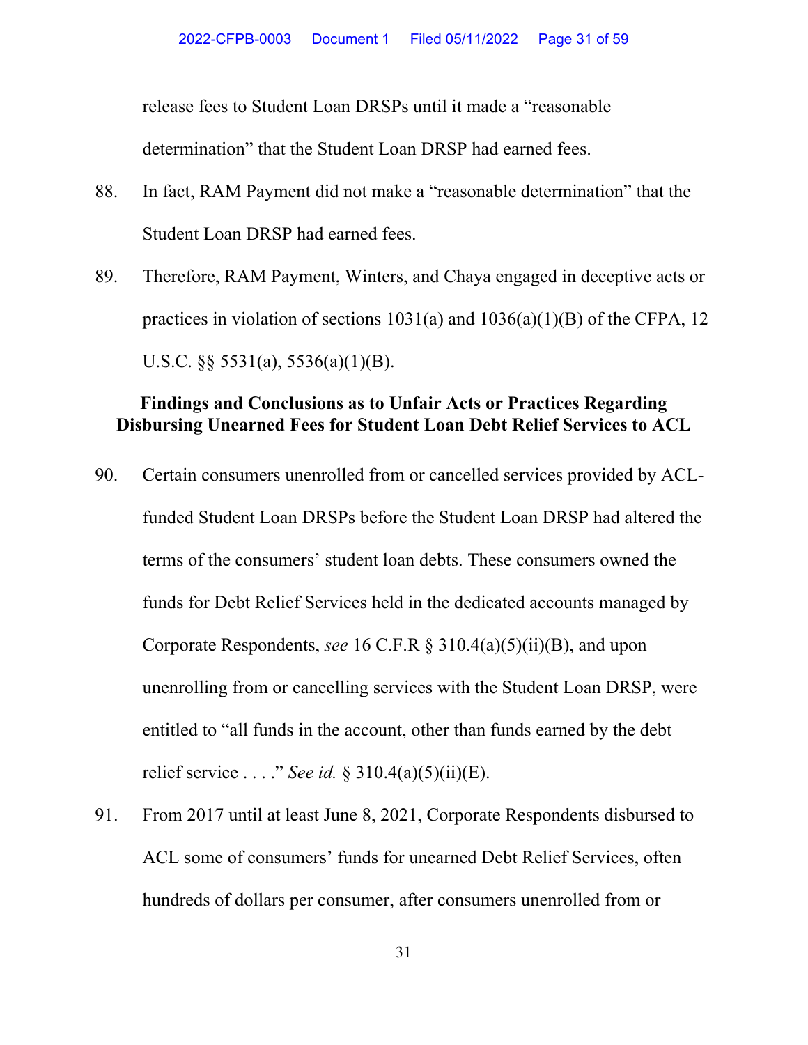release fees to Student Loan DRSPs until it made a "reasonable determination" that the Student Loan DRSP had earned fees.

88. In fact, RAM Payment did not make a "reasonable determination" that the Student Loan DRSP had earned fees.

89. Therefore, RAM Payment, Winters, and Chaya engaged in deceptive acts or practices in violation of sections 1031(a) and 1036(a)(1)(B) of the CFPA, 12 U.S.C. §§ 5531(a), 5536(a)(1)(B).

**Findings and Conclusions as to Unfair Acts or Practices Regarding Disbursing Unearned Fees for Student Loan Debt Relief Services to ACL**

90. Certain consumers unenrolled from or cancelled services provided by ACL-funded Student Loan DRSPs before the Student Loan DRSP had altered the terms of the consumers' student loan debts. These consumers owned the funds for Debt Relief Services held in the dedicated accounts managed by Corporate Respondents, *see* 16 C.F.R § 310.4(a)(5)(ii)(B), and upon unenrolling from or cancelling services with the Student Loan DRSP, were entitled to "all funds in the account, other than funds earned by the debt relief service . . . ." *See id.* § 310.4(a)(5)(ii)(E).

91. From 2017 until at least June 8, 2021, Corporate Respondents disbursed to ACL some of consumers' funds for unearned Debt Relief Services, often hundreds of dollars per consumer, after consumers unenrolled from or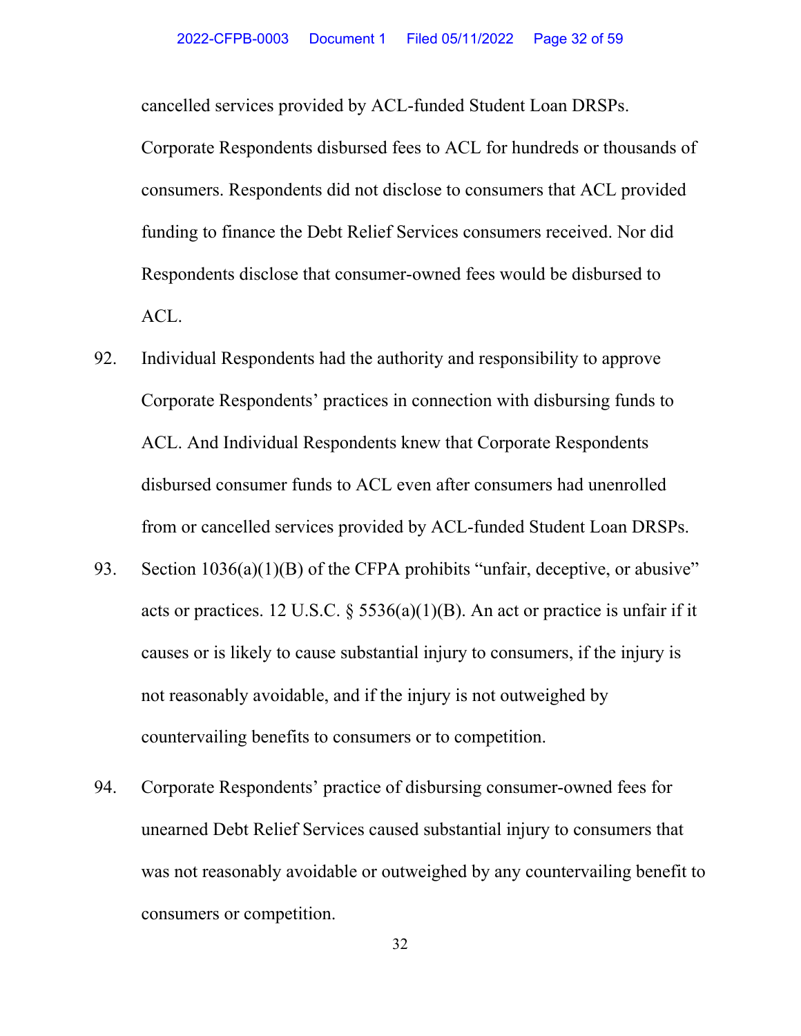cancelled services provided by ACL-funded Student Loan DRSPs. Corporate Respondents disbursed fees to ACL for hundreds or thousands of consumers. Respondents did not disclose to consumers that ACL provided funding to finance the Debt Relief Services consumers received. Nor did Respondents disclose that consumer-owned fees would be disbursed to ACL.

92. Individual Respondents had the authority and responsibility to approve Corporate Respondents' practices in connection with disbursing funds to ACL. And Individual Respondents knew that Corporate Respondents disbursed consumer funds to ACL even after consumers had unenrolled from or cancelled services provided by ACL-funded Student Loan DRSPs.

93. Section 1036(a)(1)(B) of the CFPA prohibits "unfair, deceptive, or abusive" acts or practices. 12 U.S.C. § 5536(a)(1)(B). An act or practice is unfair if it causes or is likely to cause substantial injury to consumers, if the injury is not reasonably avoidable, and if the injury is not outweighed by countervailing benefits to consumers or to competition.

94. Corporate Respondents' practice of disbursing consumer-owned fees for unearned Debt Relief Services caused substantial injury to consumers that was not reasonably avoidable or outweighed by any countervailing benefit to consumers or competition.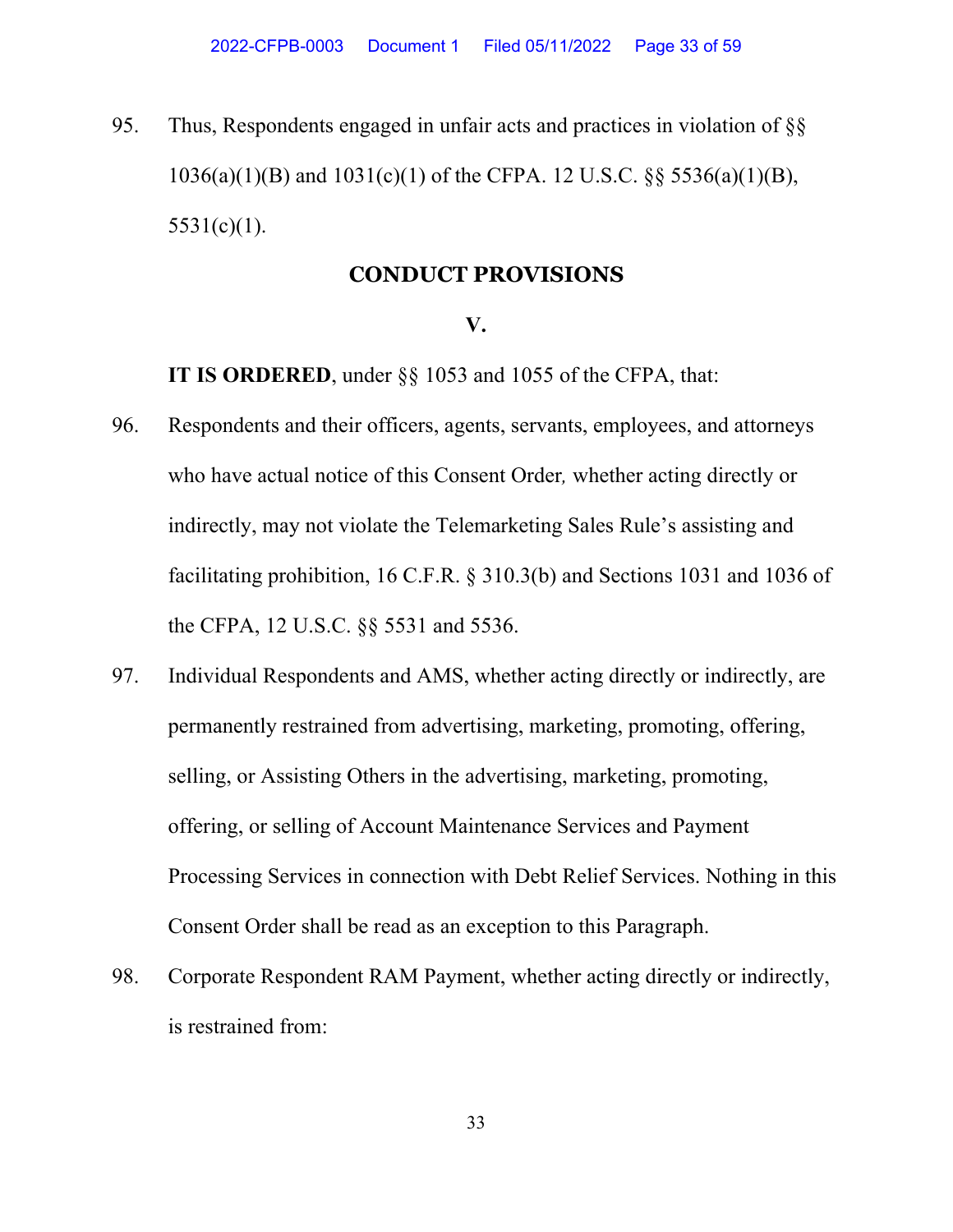95. Thus, Respondents engaged in unfair acts and practices in violation of §§ 1036(a)(1)(B) and 1031(c)(1) of the CFPA. 12 U.S.C. §§ 5536(a)(1)(B), 5531(c)(1).

## CONDUCT PROVISIONS

### V.

**IT IS ORDERED**, under §§ 1053 and 1055 of the CFPA, that:

96. Respondents and their officers, agents, servants, employees, and attorneys who have actual notice of this Consent Order*,* whether acting directly or indirectly, may not violate the Telemarketing Sales Rule's assisting and facilitating prohibition, 16 C.F.R. § 310.3(b) and Sections 1031 and 1036 of the CFPA, 12 U.S.C. §§ 5531 and 5536.

97. Individual Respondents and AMS, whether acting directly or indirectly, are permanently restrained from advertising, marketing, promoting, offering, selling, or Assisting Others in the advertising, marketing, promoting, offering, or selling of Account Maintenance Services and Payment Processing Services in connection with Debt Relief Services. Nothing in this Consent Order shall be read as an exception to this Paragraph.

98. Corporate Respondent RAM Payment, whether acting directly or indirectly, is restrained from: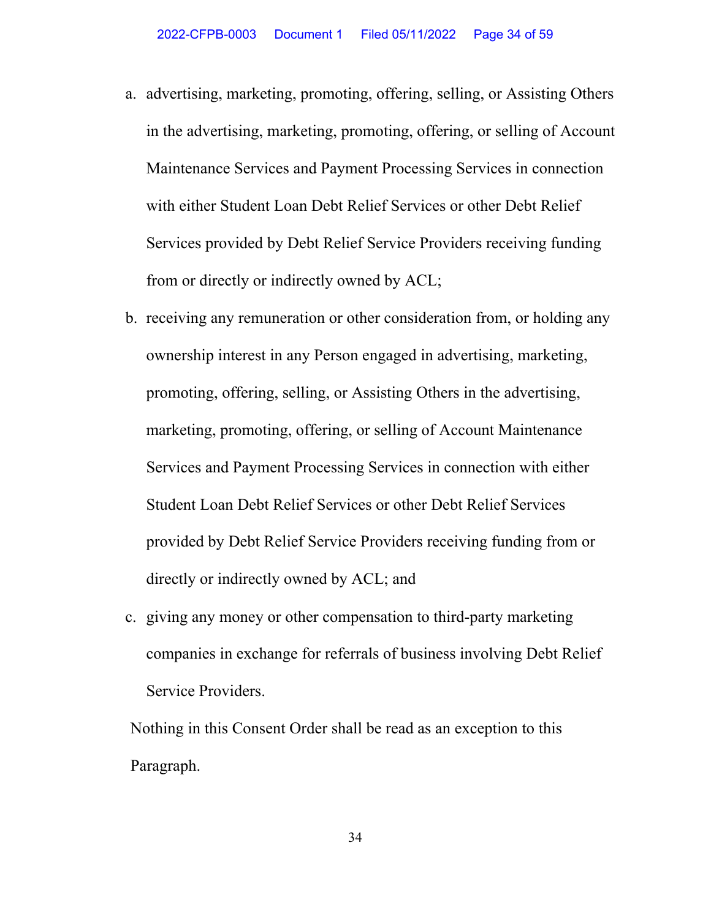a. advertising, marketing, promoting, offering, selling, or Assisting Others in the advertising, marketing, promoting, offering, or selling of Account Maintenance Services and Payment Processing Services in connection with either Student Loan Debt Relief Services or other Debt Relief Services provided by Debt Relief Service Providers receiving funding from or directly or indirectly owned by ACL;

b. receiving any remuneration or other consideration from, or holding any ownership interest in any Person engaged in advertising, marketing, promoting, offering, selling, or Assisting Others in the advertising, marketing, promoting, offering, or selling of Account Maintenance Services and Payment Processing Services in connection with either Student Loan Debt Relief Services or other Debt Relief Services provided by Debt Relief Service Providers receiving funding from or directly or indirectly owned by ACL; and

c. giving any money or other compensation to third-party marketing companies in exchange for referrals of business involving Debt Relief Service Providers.

Nothing in this Consent Order shall be read as an exception to this Paragraph.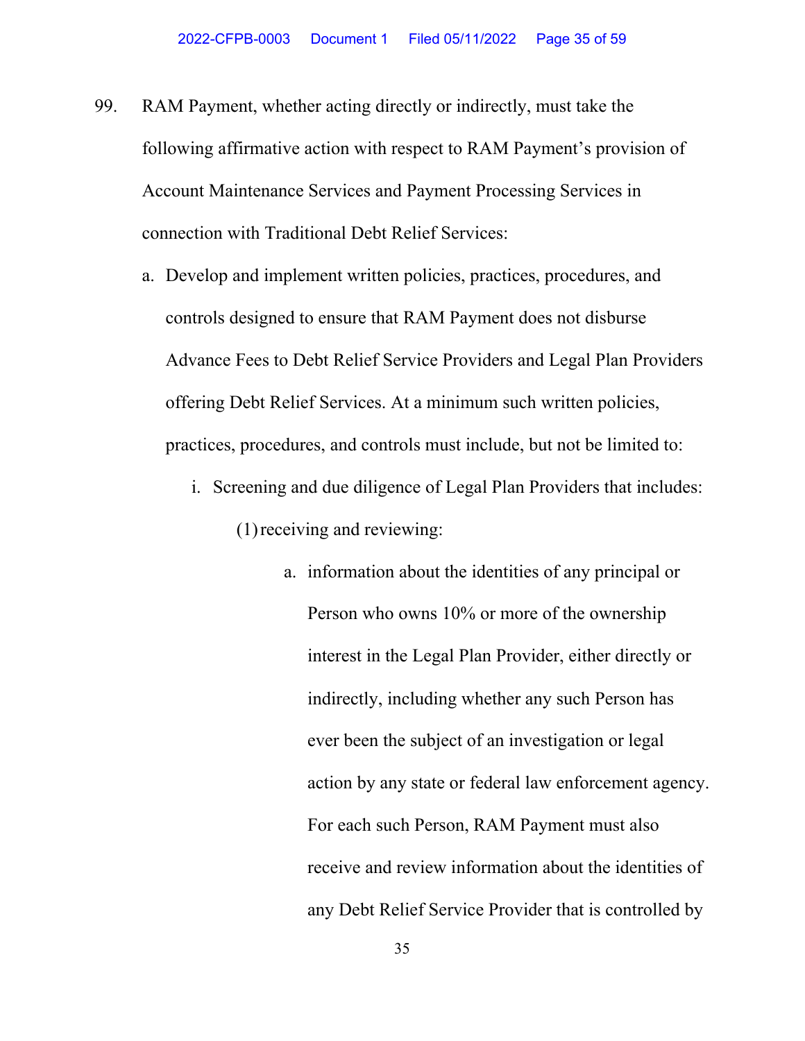99. RAM Payment, whether acting directly or indirectly, must take the following affirmative action with respect to RAM Payment's provision of Account Maintenance Services and Payment Processing Services in connection with Traditional Debt Relief Services:

   a. Develop and implement written policies, practices, procedures, and controls designed to ensure that RAM Payment does not disburse Advance Fees to Debt Relief Service Providers and Legal Plan Providers offering Debt Relief Services. At a minimum such written policies, practices, procedures, and controls must include, but not be limited to:

      i. Screening and due diligence of Legal Plan Providers that includes:

         (1) receiving and reviewing:

            a. information about the identities of any principal or Person who owns 10% or more of the ownership interest in the Legal Plan Provider, either directly or indirectly, including whether any such Person has ever been the subject of an investigation or legal action by any state or federal law enforcement agency. For each such Person, RAM Payment must also receive and review information about the identities of any Debt Relief Service Provider that is controlled by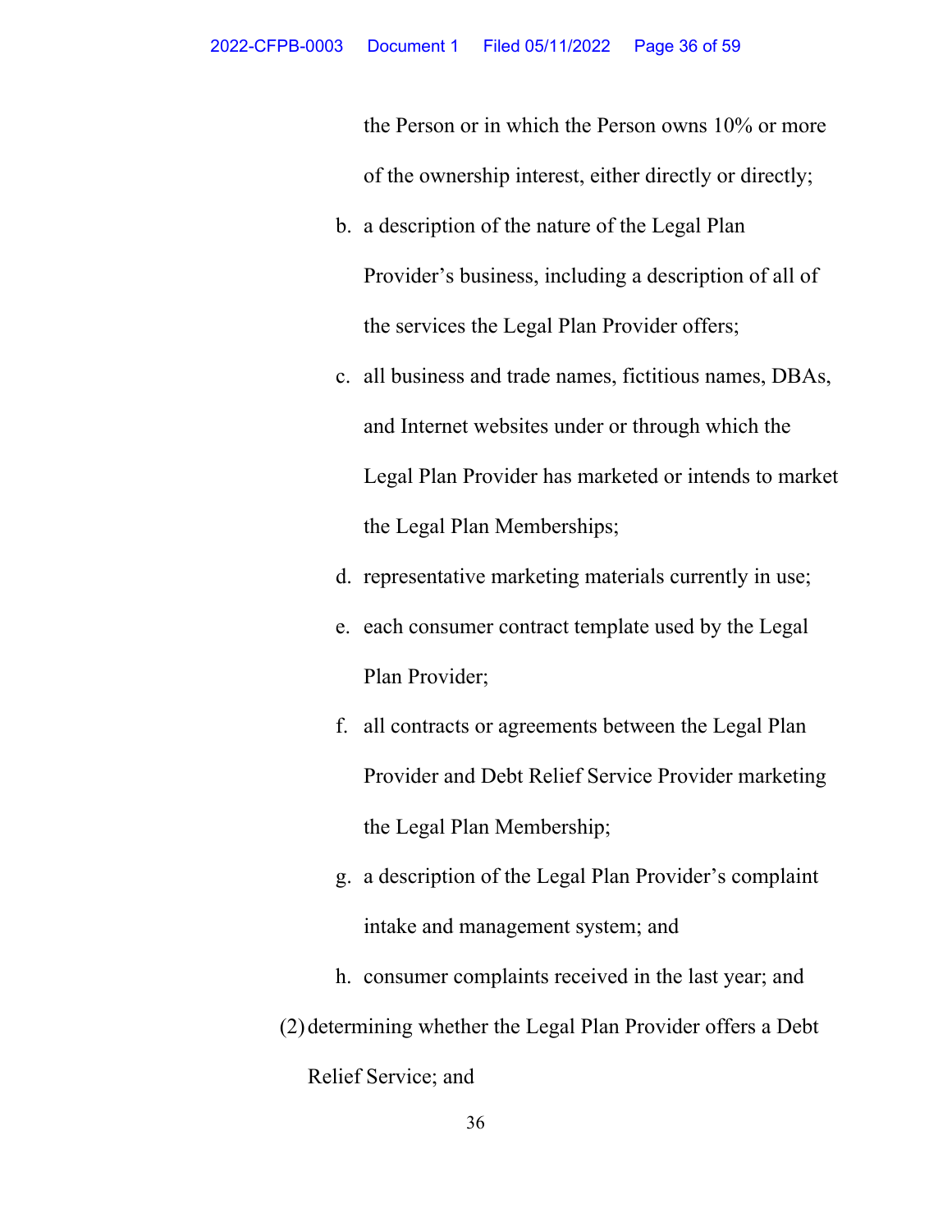the Person or in which the Person owns 10% or more of the ownership interest, either directly or directly;

b. a description of the nature of the Legal Plan Provider's business, including a description of all of the services the Legal Plan Provider offers;

c. all business and trade names, fictitious names, DBAs, and Internet websites under or through which the Legal Plan Provider has marketed or intends to market the Legal Plan Memberships;

d. representative marketing materials currently in use;

e. each consumer contract template used by the Legal Plan Provider;

f. all contracts or agreements between the Legal Plan Provider and Debt Relief Service Provider marketing the Legal Plan Membership;

g. a description of the Legal Plan Provider's complaint intake and management system; and

h. consumer complaints received in the last year; and

(2) determining whether the Legal Plan Provider offers a Debt Relief Service; and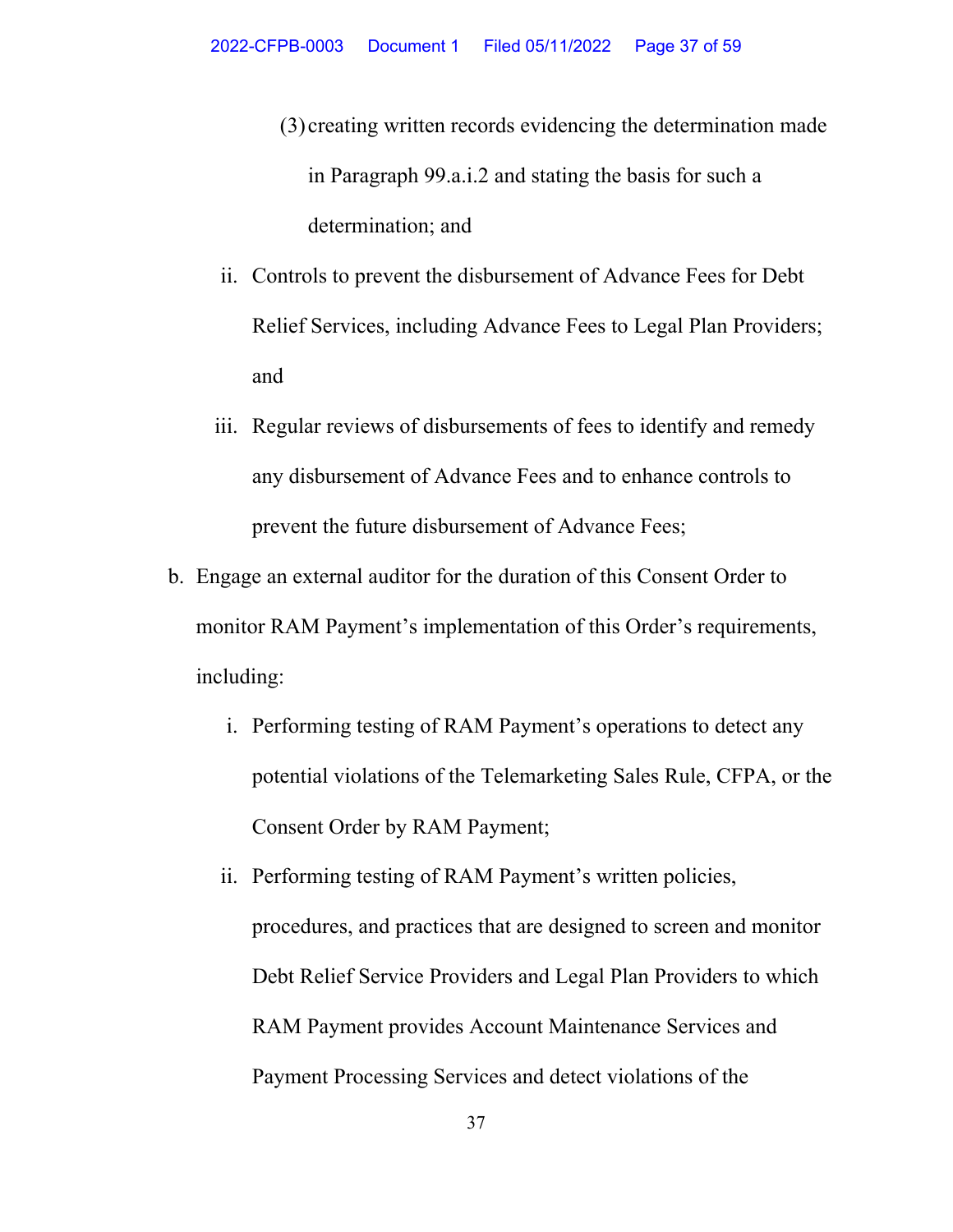(3) creating written records evidencing the determination made in Paragraph 99.a.i.2 and stating the basis for such a determination; and

ii. Controls to prevent the disbursement of Advance Fees for Debt Relief Services, including Advance Fees to Legal Plan Providers; and

iii. Regular reviews of disbursements of fees to identify and remedy any disbursement of Advance Fees and to enhance controls to prevent the future disbursement of Advance Fees;

b. Engage an external auditor for the duration of this Consent Order to monitor RAM Payment's implementation of this Order's requirements, including:

i. Performing testing of RAM Payment's operations to detect any potential violations of the Telemarketing Sales Rule, CFPA, or the Consent Order by RAM Payment;

ii. Performing testing of RAM Payment's written policies, procedures, and practices that are designed to screen and monitor Debt Relief Service Providers and Legal Plan Providers to which RAM Payment provides Account Maintenance Services and Payment Processing Services and detect violations of the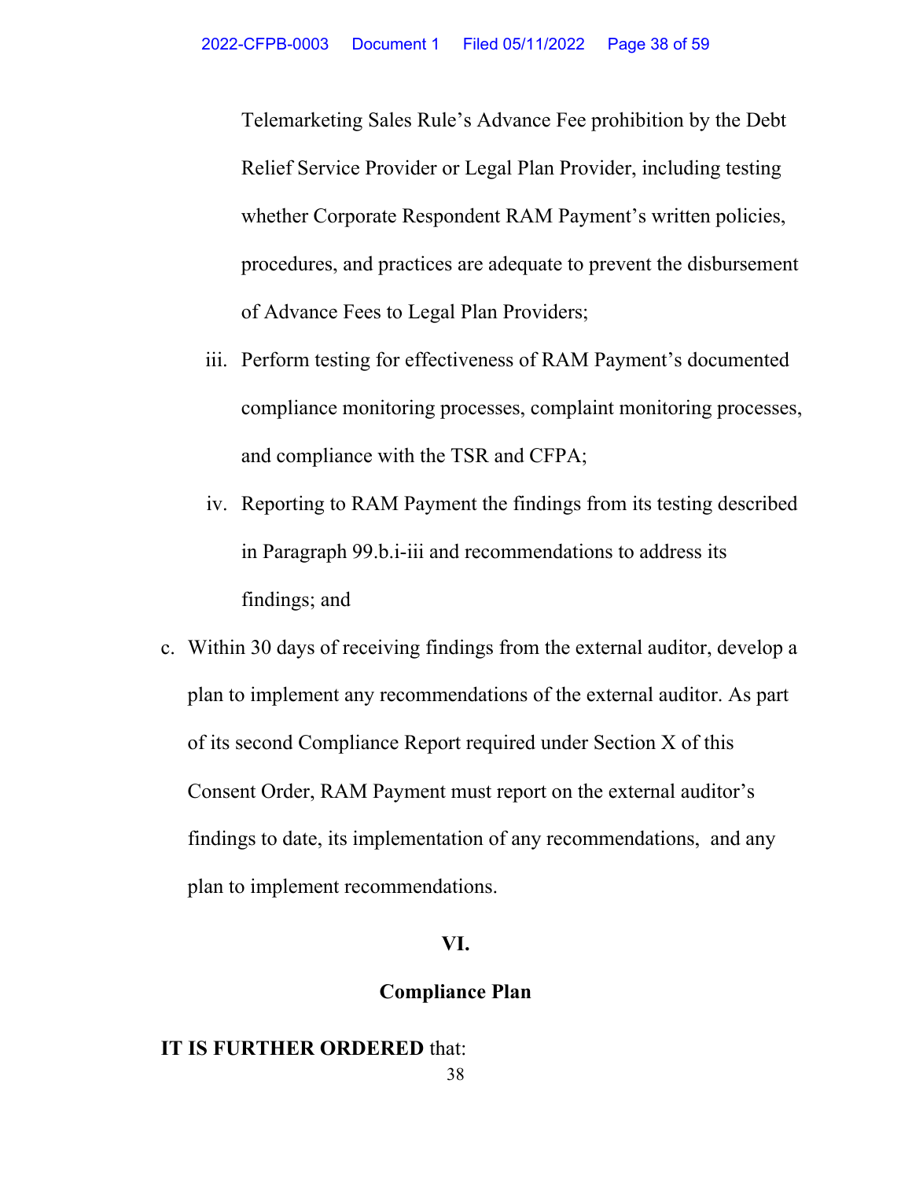Telemarketing Sales Rule's Advance Fee prohibition by the Debt Relief Service Provider or Legal Plan Provider, including testing whether Corporate Respondent RAM Payment's written policies, procedures, and practices are adequate to prevent the disbursement of Advance Fees to Legal Plan Providers;

iii. Perform testing for effectiveness of RAM Payment's documented compliance monitoring processes, complaint monitoring processes, and compliance with the TSR and CFPA;

iv. Reporting to RAM Payment the findings from its testing described in Paragraph 99.b.i-iii and recommendations to address its findings; and

c. Within 30 days of receiving findings from the external auditor, develop a plan to implement any recommendations of the external auditor. As part of its second Compliance Report required under Section X of this Consent Order, RAM Payment must report on the external auditor's findings to date, its implementation of any recommendations, and any plan to implement recommendations.

## VI.

## Compliance Plan

**IT IS FURTHER ORDERED** that: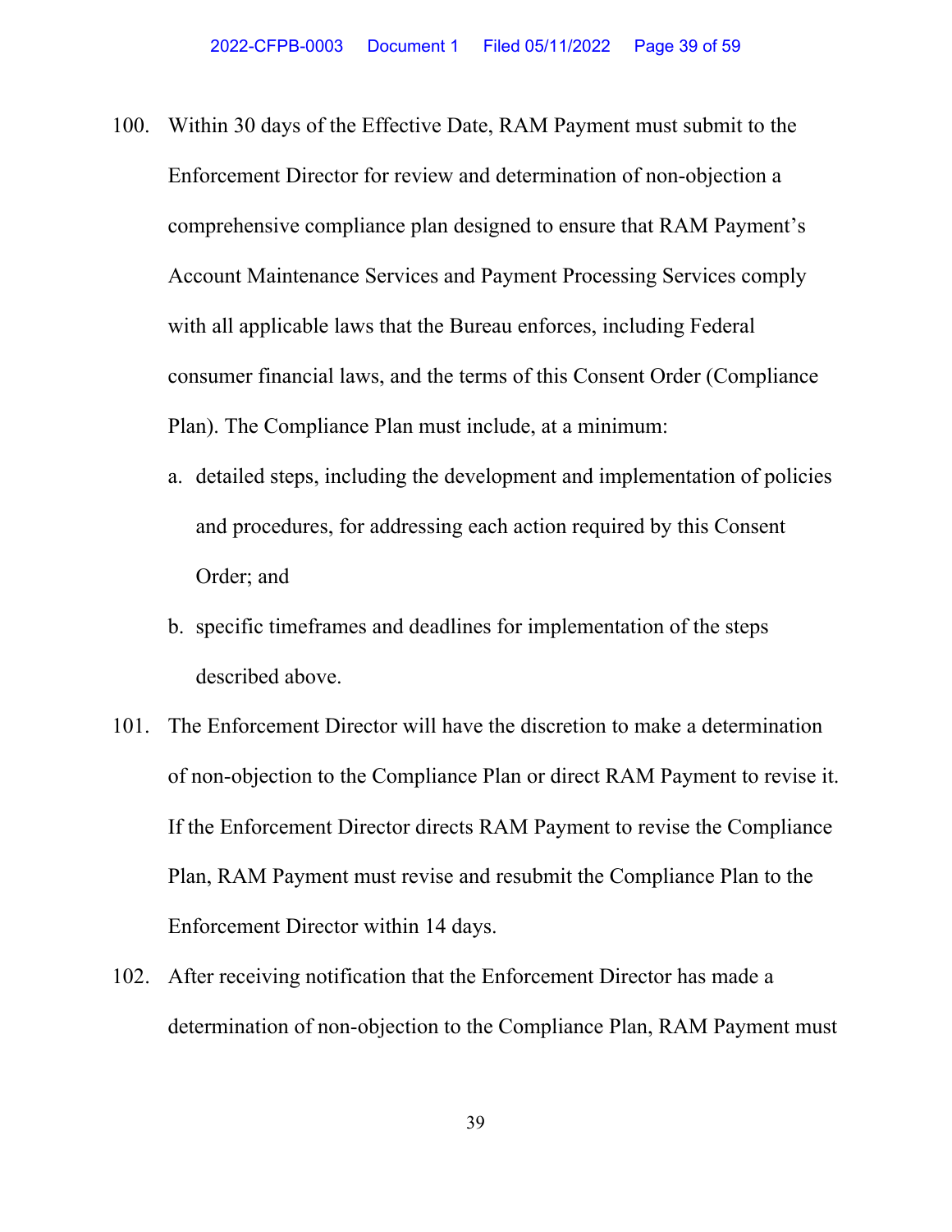100. Within 30 days of the Effective Date, RAM Payment must submit to the Enforcement Director for review and determination of non-objection a comprehensive compliance plan designed to ensure that RAM Payment's Account Maintenance Services and Payment Processing Services comply with all applicable laws that the Bureau enforces, including Federal consumer financial laws, and the terms of this Consent Order (Compliance Plan). The Compliance Plan must include, at a minimum:

    a. detailed steps, including the development and implementation of policies and procedures, for addressing each action required by this Consent Order; and

    b. specific timeframes and deadlines for implementation of the steps described above.

101. The Enforcement Director will have the discretion to make a determination of non-objection to the Compliance Plan or direct RAM Payment to revise it. If the Enforcement Director directs RAM Payment to revise the Compliance Plan, RAM Payment must revise and resubmit the Compliance Plan to the Enforcement Director within 14 days.

102. After receiving notification that the Enforcement Director has made a determination of non-objection to the Compliance Plan, RAM Payment must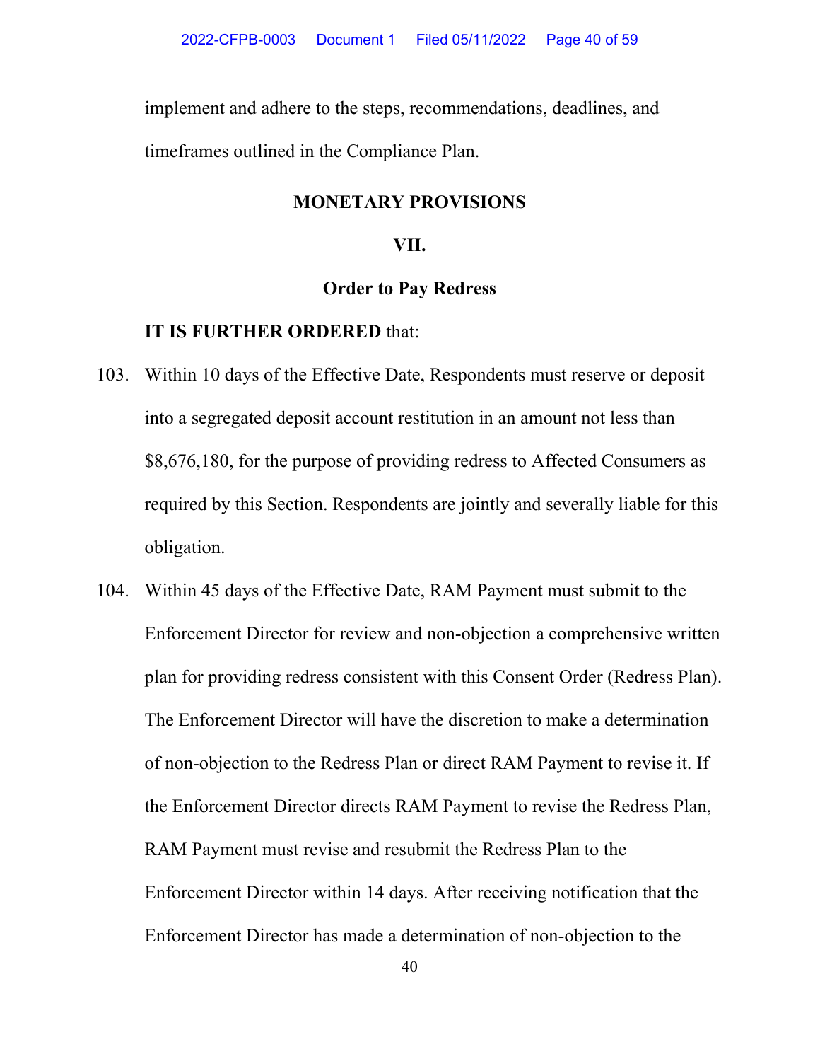implement and adhere to the steps, recommendations, deadlines, and timeframes outlined in the Compliance Plan.

## MONETARY PROVISIONS

## VII.

### Order to Pay Redress

**IT IS FURTHER ORDERED** that:

103. Within 10 days of the Effective Date, Respondents must reserve or deposit into a segregated deposit account restitution in an amount not less than $8,676,180, for the purpose of providing redress to Affected Consumers as required by this Section. Respondents are jointly and severally liable for this obligation.

104. Within 45 days of the Effective Date, RAM Payment must submit to the Enforcement Director for review and non-objection a comprehensive written plan for providing redress consistent with this Consent Order (Redress Plan). The Enforcement Director will have the discretion to make a determination of non-objection to the Redress Plan or direct RAM Payment to revise it. If the Enforcement Director directs RAM Payment to revise the Redress Plan, RAM Payment must revise and resubmit the Redress Plan to the Enforcement Director within 14 days. After receiving notification that the Enforcement Director has made a determination of non-objection to the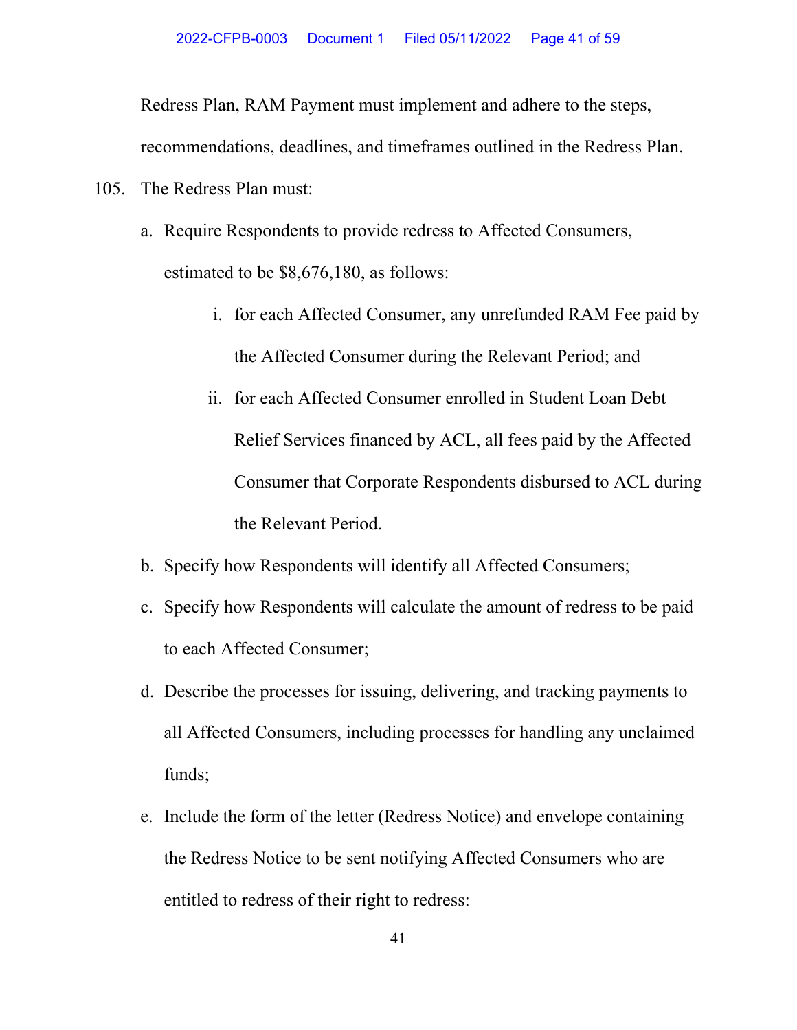Redress Plan, RAM Payment must implement and adhere to the steps, recommendations, deadlines, and timeframes outlined in the Redress Plan.

105. The Redress Plan must:

   a. Require Respondents to provide redress to Affected Consumers, estimated to be $8,676,180, as follows:

      i. for each Affected Consumer, any unrefunded RAM Fee paid by the Affected Consumer during the Relevant Period; and

      ii. for each Affected Consumer enrolled in Student Loan Debt Relief Services financed by ACL, all fees paid by the Affected Consumer that Corporate Respondents disbursed to ACL during the Relevant Period.

   b. Specify how Respondents will identify all Affected Consumers;

   c. Specify how Respondents will calculate the amount of redress to be paid to each Affected Consumer;

   d. Describe the processes for issuing, delivering, and tracking payments to all Affected Consumers, including processes for handling any unclaimed funds;

   e. Include the form of the letter (Redress Notice) and envelope containing the Redress Notice to be sent notifying Affected Consumers who are entitled to redress of their right to redress: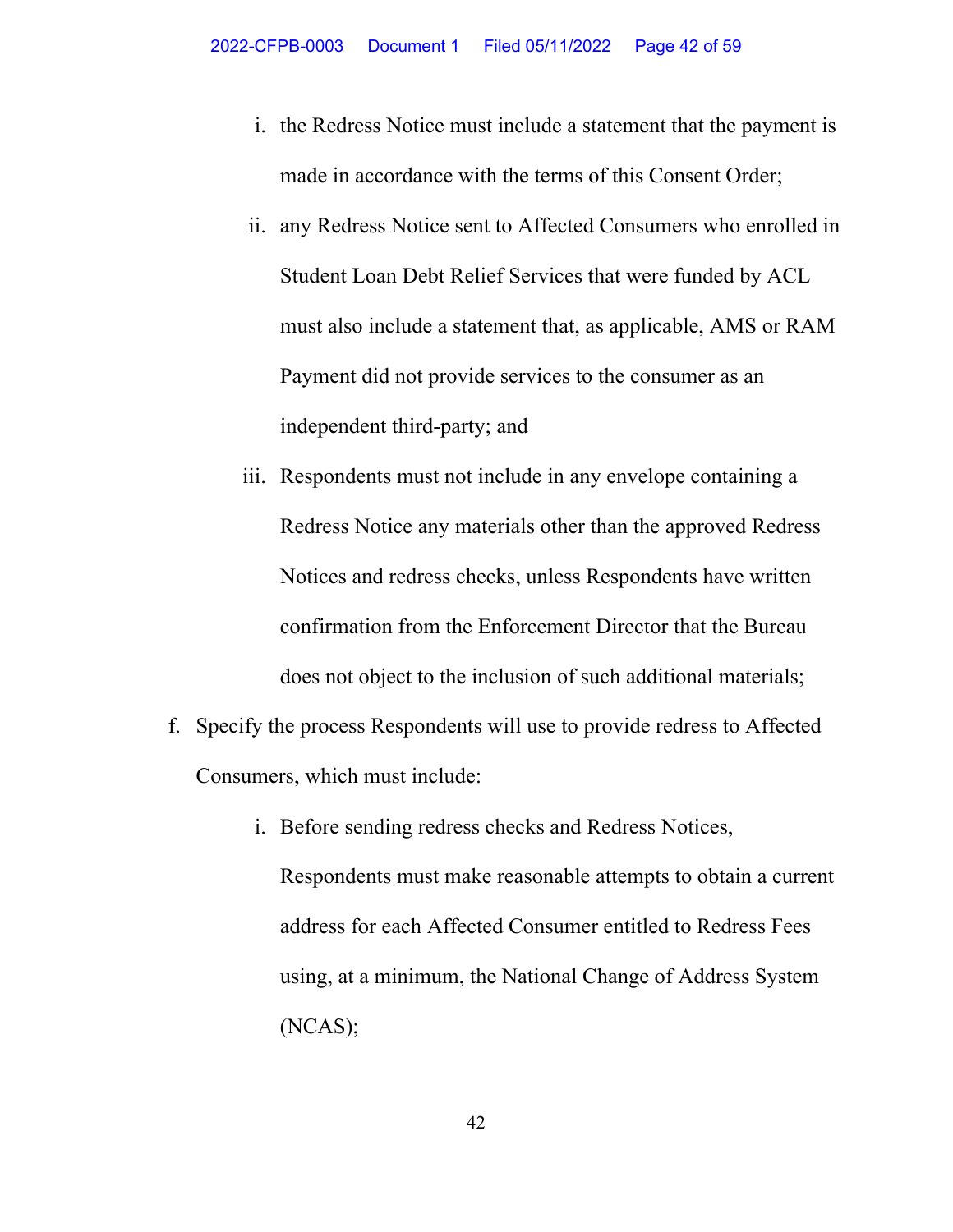i. the Redress Notice must include a statement that the payment is made in accordance with the terms of this Consent Order;

ii. any Redress Notice sent to Affected Consumers who enrolled in Student Loan Debt Relief Services that were funded by ACL must also include a statement that, as applicable, AMS or RAM Payment did not provide services to the consumer as an independent third-party; and

iii. Respondents must not include in any envelope containing a Redress Notice any materials other than the approved Redress Notices and redress checks, unless Respondents have written confirmation from the Enforcement Director that the Bureau does not object to the inclusion of such additional materials;

f. Specify the process Respondents will use to provide redress to Affected Consumers, which must include:

i. Before sending redress checks and Redress Notices, Respondents must make reasonable attempts to obtain a current address for each Affected Consumer entitled to Redress Fees using, at a minimum, the National Change of Address System (NCAS);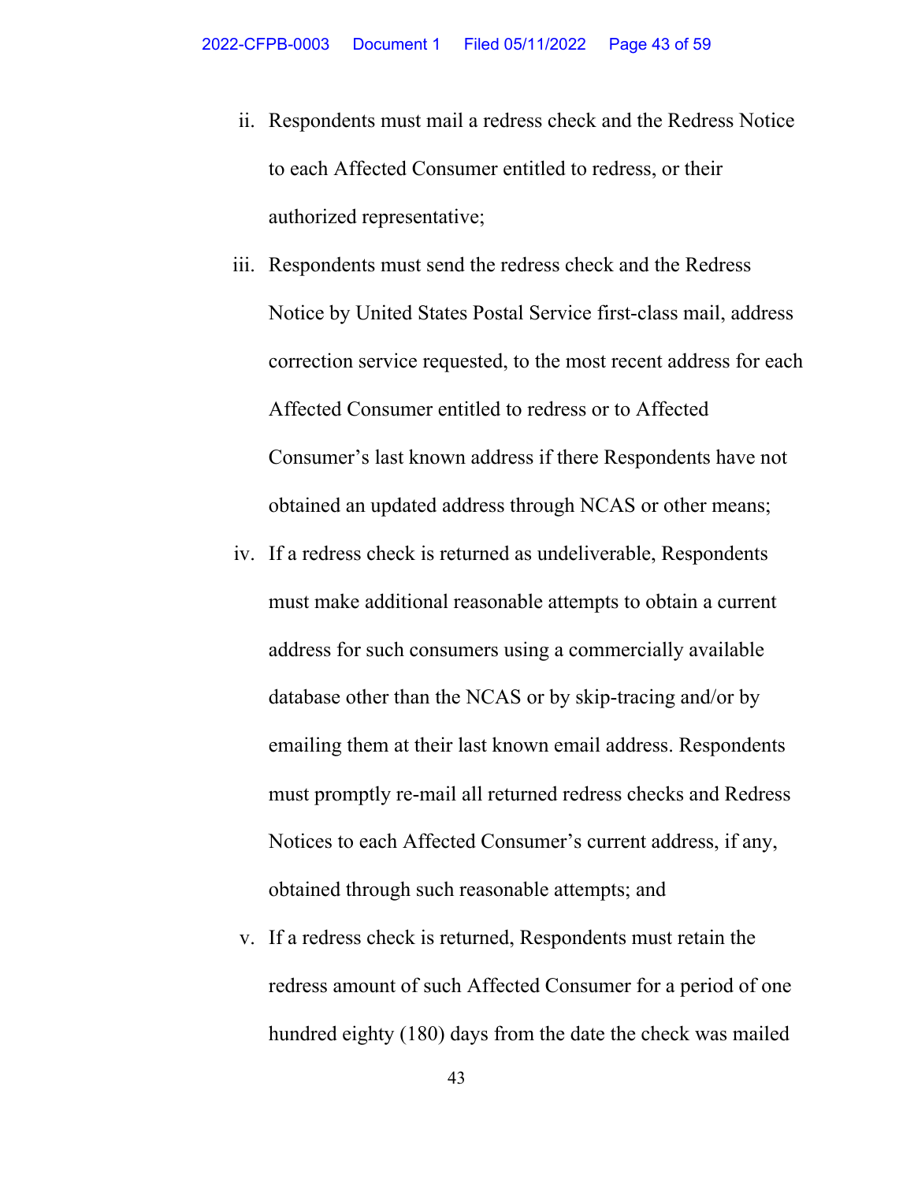ii. Respondents must mail a redress check and the Redress Notice to each Affected Consumer entitled to redress, or their authorized representative;

iii. Respondents must send the redress check and the Redress Notice by United States Postal Service first-class mail, address correction service requested, to the most recent address for each Affected Consumer entitled to redress or to Affected Consumer's last known address if there Respondents have not obtained an updated address through NCAS or other means;

iv. If a redress check is returned as undeliverable, Respondents must make additional reasonable attempts to obtain a current address for such consumers using a commercially available database other than the NCAS or by skip-tracing and/or by emailing them at their last known email address. Respondents must promptly re-mail all returned redress checks and Redress Notices to each Affected Consumer's current address, if any, obtained through such reasonable attempts; and

v. If a redress check is returned, Respondents must retain the redress amount of such Affected Consumer for a period of one hundred eighty (180) days from the date the check was mailed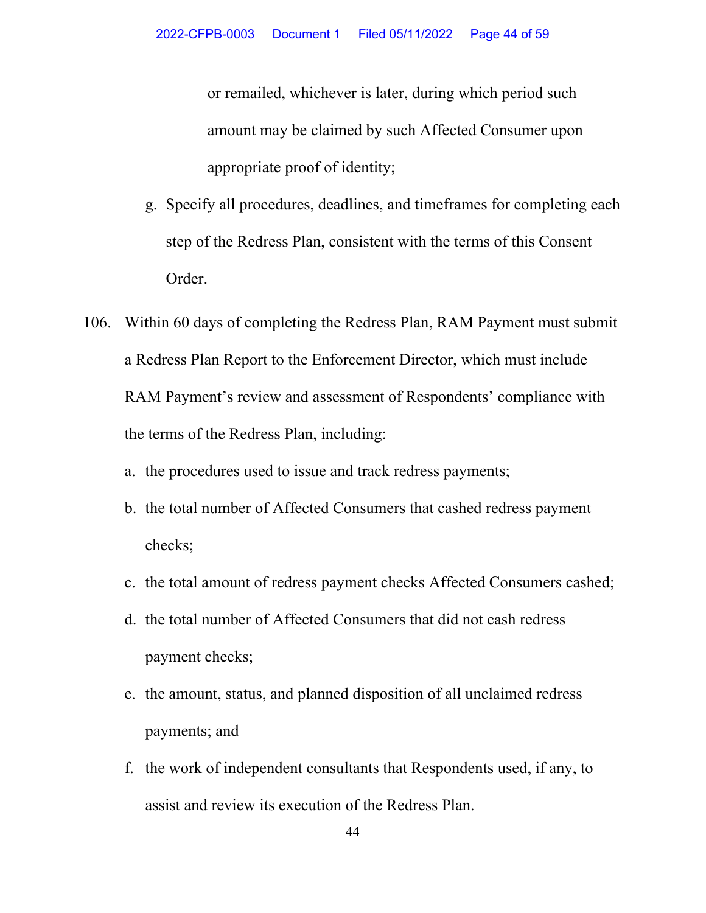or remailed, whichever is later, during which period such amount may be claimed by such Affected Consumer upon appropriate proof of identity;

g. Specify all procedures, deadlines, and timeframes for completing each step of the Redress Plan, consistent with the terms of this Consent Order.

106. Within 60 days of completing the Redress Plan, RAM Payment must submit a Redress Plan Report to the Enforcement Director, which must include RAM Payment's review and assessment of Respondents' compliance with the terms of the Redress Plan, including:

a. the procedures used to issue and track redress payments;

b. the total number of Affected Consumers that cashed redress payment checks;

c. the total amount of redress payment checks Affected Consumers cashed;

d. the total number of Affected Consumers that did not cash redress payment checks;

e. the amount, status, and planned disposition of all unclaimed redress payments; and

f. the work of independent consultants that Respondents used, if any, to assist and review its execution of the Redress Plan.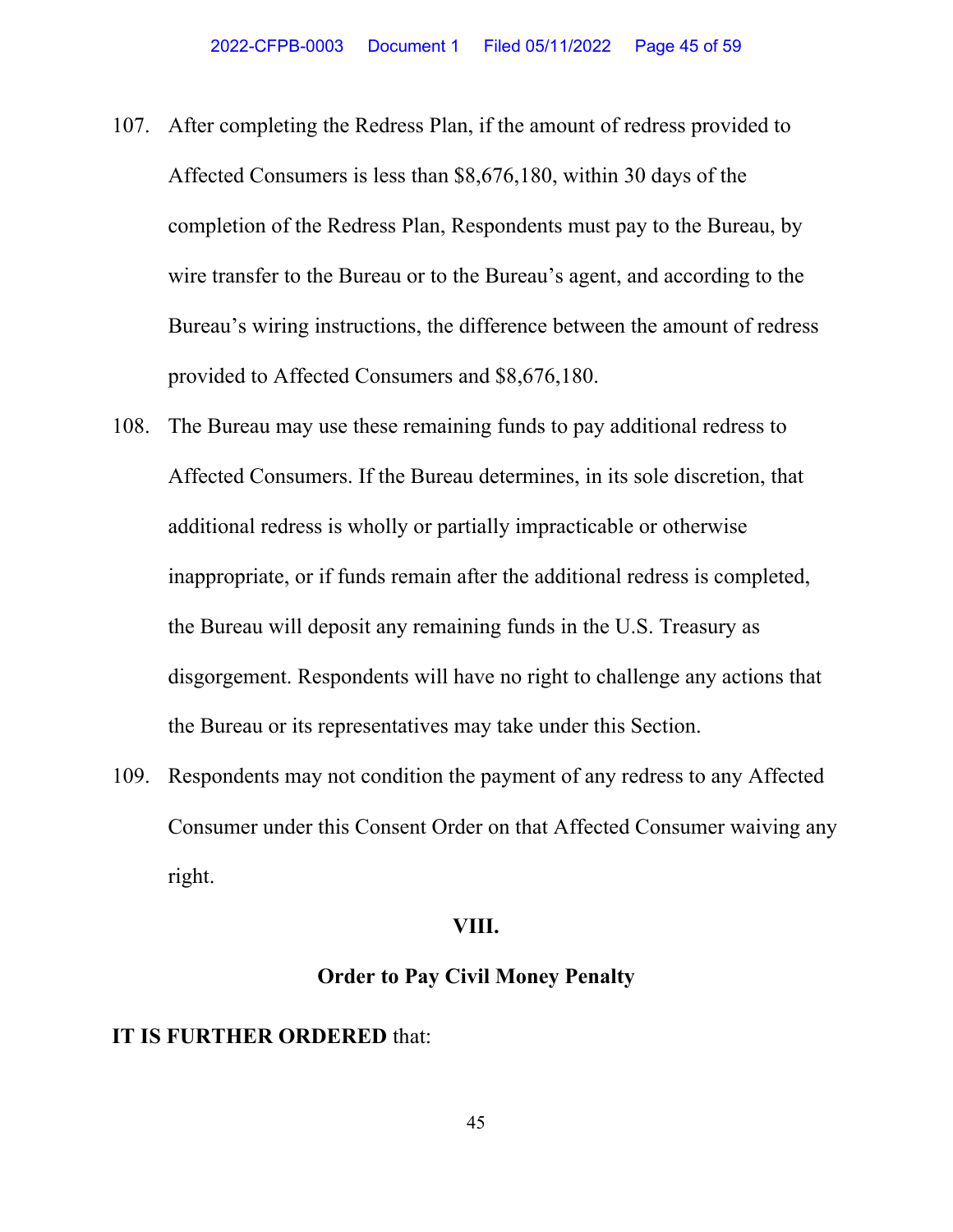107. After completing the Redress Plan, if the amount of redress provided to Affected Consumers is less than $8,676,180, within 30 days of the completion of the Redress Plan, Respondents must pay to the Bureau, by wire transfer to the Bureau or to the Bureau's agent, and according to the Bureau's wiring instructions, the difference between the amount of redress provided to Affected Consumers and $8,676,180.

108. The Bureau may use these remaining funds to pay additional redress to Affected Consumers. If the Bureau determines, in its sole discretion, that additional redress is wholly or partially impracticable or otherwise inappropriate, or if funds remain after the additional redress is completed, the Bureau will deposit any remaining funds in the U.S. Treasury as disgorgement. Respondents will have no right to challenge any actions that the Bureau or its representatives may take under this Section.

109. Respondents may not condition the payment of any redress to any Affected Consumer under this Consent Order on that Affected Consumer waiving any right.

## VIII.

## Order to Pay Civil Money Penalty

**IT IS FURTHER ORDERED** that: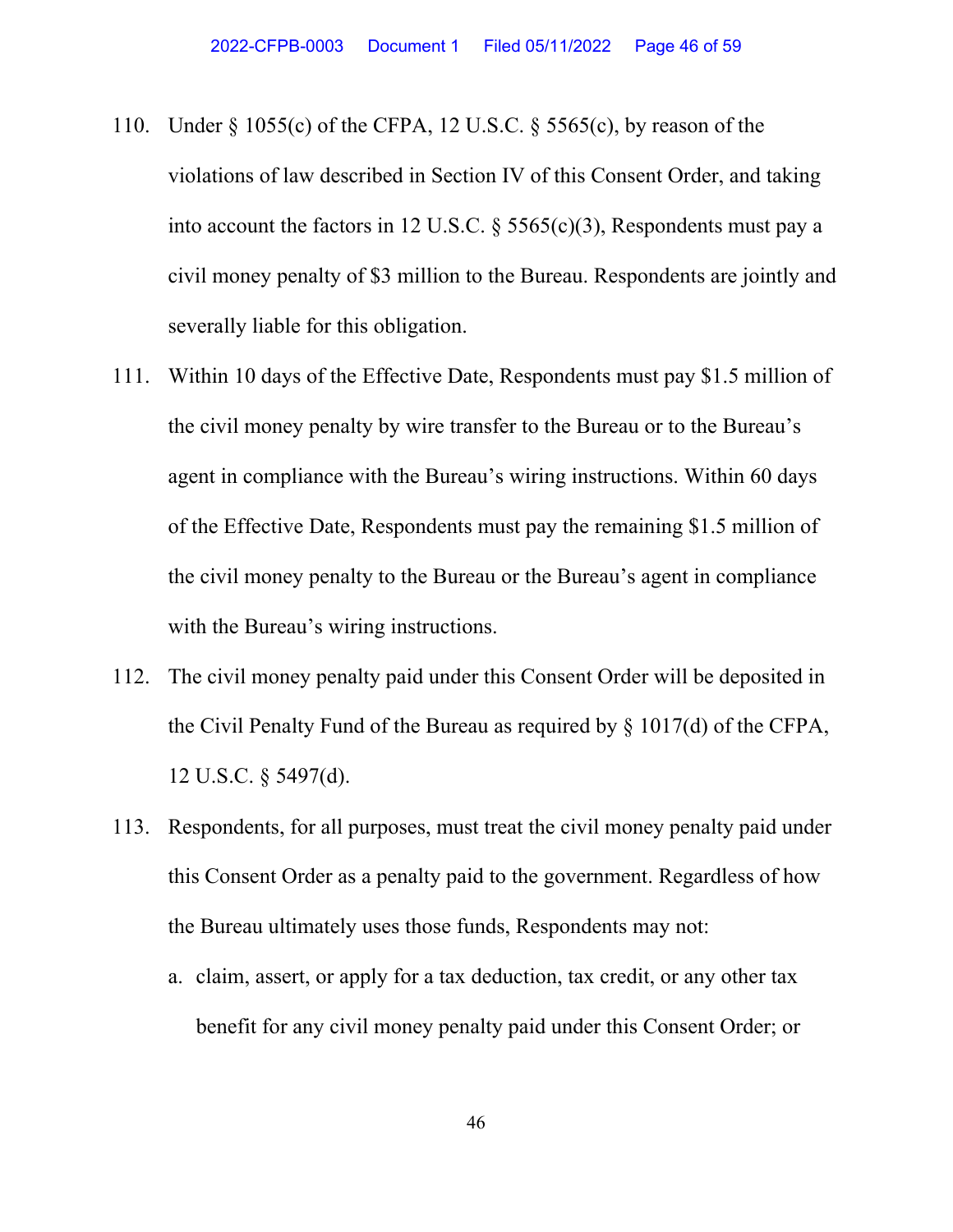110. Under § 1055(c) of the CFPA, 12 U.S.C. § 5565(c), by reason of the violations of law described in Section IV of this Consent Order, and taking into account the factors in 12 U.S.C. § 5565(c)(3), Respondents must pay a civil money penalty of $3 million to the Bureau. Respondents are jointly and severally liable for this obligation.

111. Within 10 days of the Effective Date, Respondents must pay $1.5 million of the civil money penalty by wire transfer to the Bureau or to the Bureau's agent in compliance with the Bureau's wiring instructions. Within 60 days of the Effective Date, Respondents must pay the remaining $1.5 million of the civil money penalty to the Bureau or the Bureau's agent in compliance with the Bureau's wiring instructions.

112. The civil money penalty paid under this Consent Order will be deposited in the Civil Penalty Fund of the Bureau as required by § 1017(d) of the CFPA, 12 U.S.C. § 5497(d).

113. Respondents, for all purposes, must treat the civil money penalty paid under this Consent Order as a penalty paid to the government. Regardless of how the Bureau ultimately uses those funds, Respondents may not:

    a. claim, assert, or apply for a tax deduction, tax credit, or any other tax benefit for any civil money penalty paid under this Consent Order; or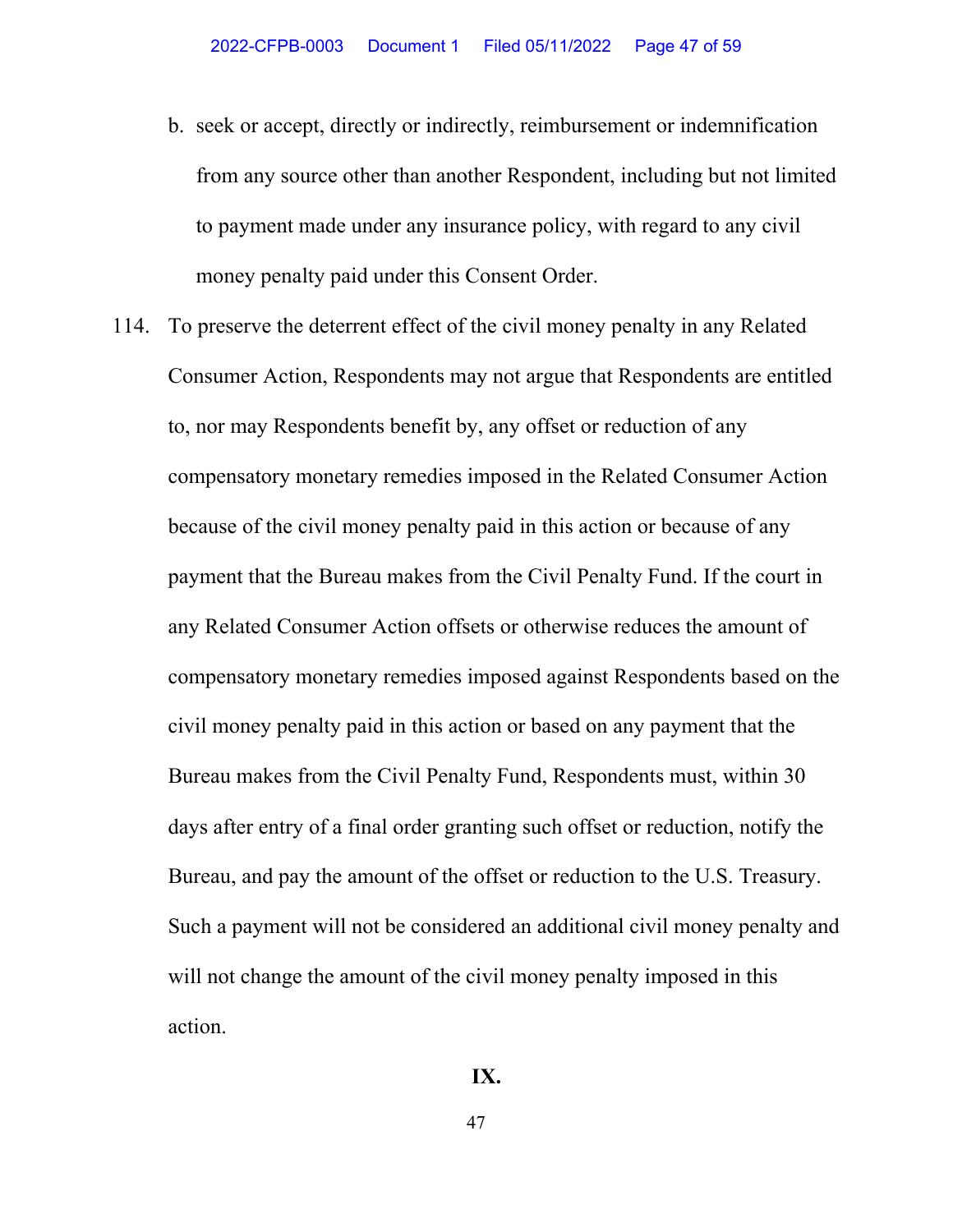b. seek or accept, directly or indirectly, reimbursement or indemnification from any source other than another Respondent, including but not limited to payment made under any insurance policy, with regard to any civil money penalty paid under this Consent Order.

114. To preserve the deterrent effect of the civil money penalty in any Related Consumer Action, Respondents may not argue that Respondents are entitled to, nor may Respondents benefit by, any offset or reduction of any compensatory monetary remedies imposed in the Related Consumer Action because of the civil money penalty paid in this action or because of any payment that the Bureau makes from the Civil Penalty Fund. If the court in any Related Consumer Action offsets or otherwise reduces the amount of compensatory monetary remedies imposed against Respondents based on the civil money penalty paid in this action or based on any payment that the Bureau makes from the Civil Penalty Fund, Respondents must, within 30 days after entry of a final order granting such offset or reduction, notify the Bureau, and pay the amount of the offset or reduction to the U.S. Treasury. Such a payment will not be considered an additional civil money penalty and will not change the amount of the civil money penalty imposed in this action.

## IX.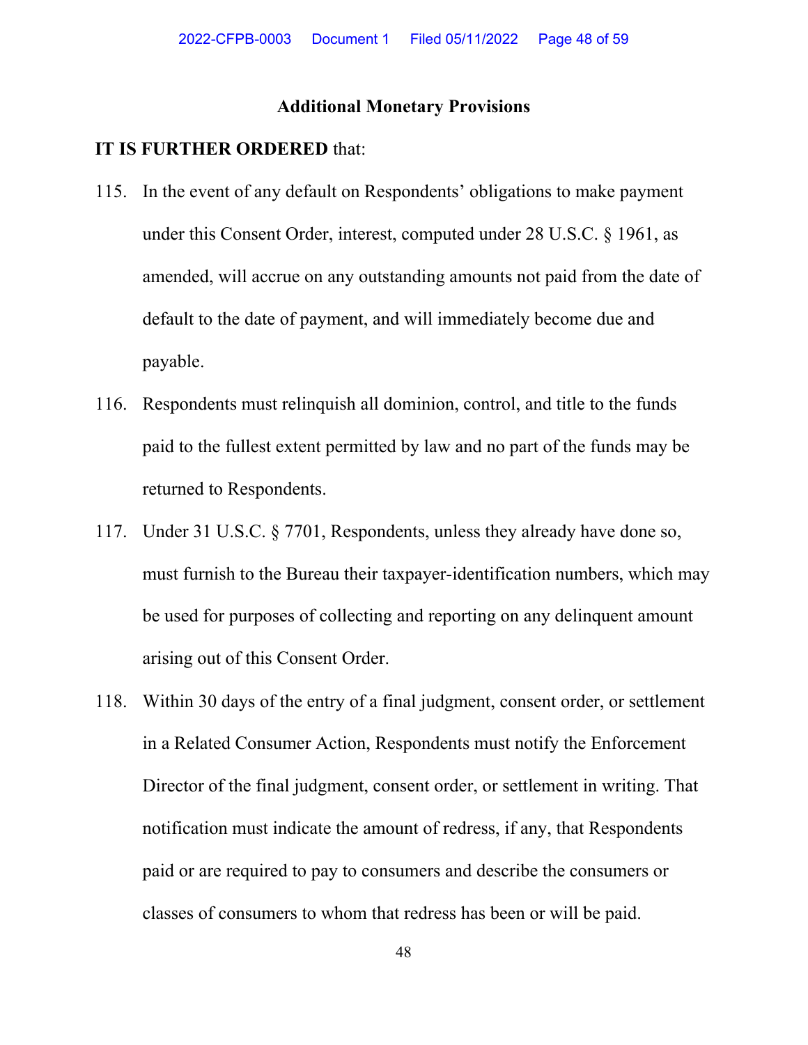## Additional Monetary Provisions

**IT IS FURTHER ORDERED** that:

115. In the event of any default on Respondents' obligations to make payment under this Consent Order, interest, computed under 28 U.S.C. § 1961, as amended, will accrue on any outstanding amounts not paid from the date of default to the date of payment, and will immediately become due and payable.

116. Respondents must relinquish all dominion, control, and title to the funds paid to the fullest extent permitted by law and no part of the funds may be returned to Respondents.

117. Under 31 U.S.C. § 7701, Respondents, unless they already have done so, must furnish to the Bureau their taxpayer-identification numbers, which may be used for purposes of collecting and reporting on any delinquent amount arising out of this Consent Order.

118. Within 30 days of the entry of a final judgment, consent order, or settlement in a Related Consumer Action, Respondents must notify the Enforcement Director of the final judgment, consent order, or settlement in writing. That notification must indicate the amount of redress, if any, that Respondents paid or are required to pay to consumers and describe the consumers or classes of consumers to whom that redress has been or will be paid.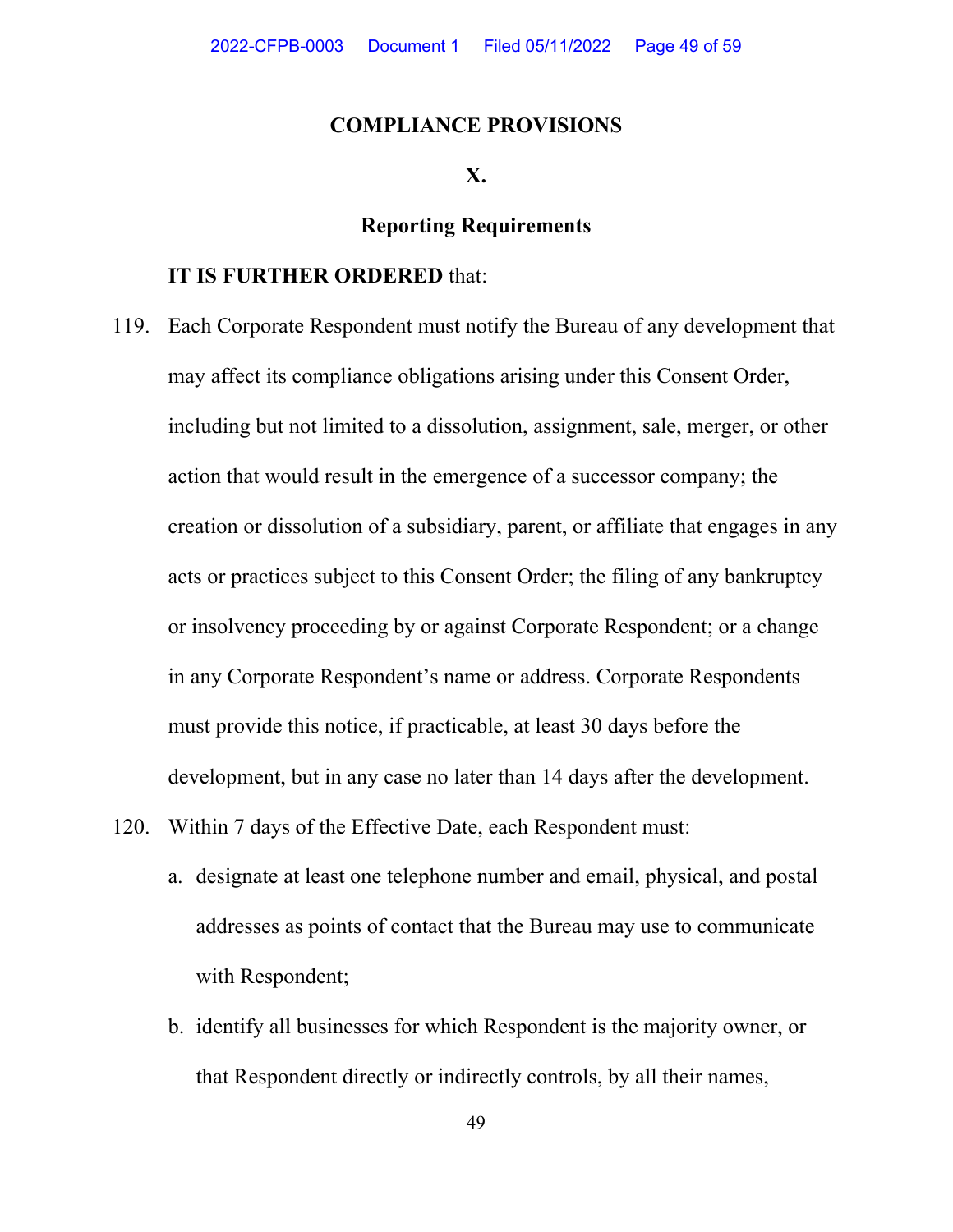## COMPLIANCE PROVISIONS

### X.

### Reporting Requirements

**IT IS FURTHER ORDERED** that:

119. Each Corporate Respondent must notify the Bureau of any development that may affect its compliance obligations arising under this Consent Order, including but not limited to a dissolution, assignment, sale, merger, or other action that would result in the emergence of a successor company; the creation or dissolution of a subsidiary, parent, or affiliate that engages in any acts or practices subject to this Consent Order; the filing of any bankruptcy or insolvency proceeding by or against Corporate Respondent; or a change in any Corporate Respondent's name or address. Corporate Respondents must provide this notice, if practicable, at least 30 days before the development, but in any case no later than 14 days after the development.

120. Within 7 days of the Effective Date, each Respondent must:

   a. designate at least one telephone number and email, physical, and postal addresses as points of contact that the Bureau may use to communicate with Respondent;

   b. identify all businesses for which Respondent is the majority owner, or that Respondent directly or indirectly controls, by all their names,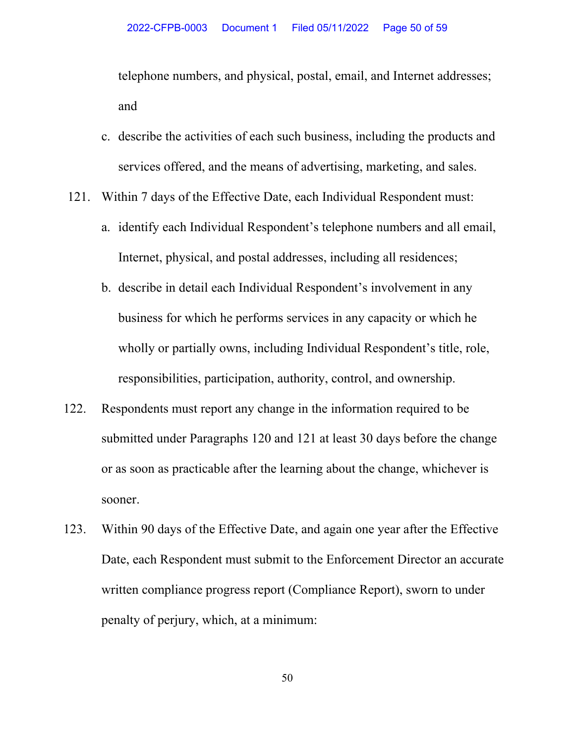telephone numbers, and physical, postal, email, and Internet addresses; and

c. describe the activities of each such business, including the products and services offered, and the means of advertising, marketing, and sales.

121. Within 7 days of the Effective Date, each Individual Respondent must:

a. identify each Individual Respondent's telephone numbers and all email, Internet, physical, and postal addresses, including all residences;

b. describe in detail each Individual Respondent's involvement in any business for which he performs services in any capacity or which he wholly or partially owns, including Individual Respondent's title, role, responsibilities, participation, authority, control, and ownership.

122. Respondents must report any change in the information required to be submitted under Paragraphs 120 and 121 at least 30 days before the change or as soon as practicable after the learning about the change, whichever is sooner.

123. Within 90 days of the Effective Date, and again one year after the Effective Date, each Respondent must submit to the Enforcement Director an accurate written compliance progress report (Compliance Report), sworn to under penalty of perjury, which, at a minimum: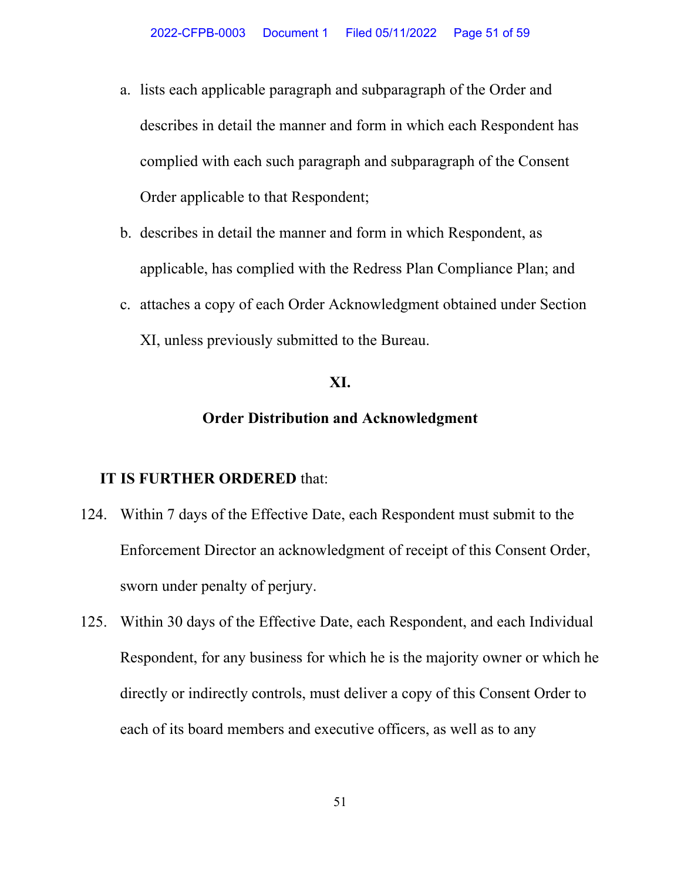a. lists each applicable paragraph and subparagraph of the Order and describes in detail the manner and form in which each Respondent has complied with each such paragraph and subparagraph of the Consent Order applicable to that Respondent;

b. describes in detail the manner and form in which Respondent, as applicable, has complied with the Redress Plan Compliance Plan; and

c. attaches a copy of each Order Acknowledgment obtained under Section XI, unless previously submitted to the Bureau.

## XI.

## Order Distribution and Acknowledgment

**IT IS FURTHER ORDERED** that:

124. Within 7 days of the Effective Date, each Respondent must submit to the Enforcement Director an acknowledgment of receipt of this Consent Order, sworn under penalty of perjury.

125. Within 30 days of the Effective Date, each Respondent, and each Individual Respondent, for any business for which he is the majority owner or which he directly or indirectly controls, must deliver a copy of this Consent Order to each of its board members and executive officers, as well as to any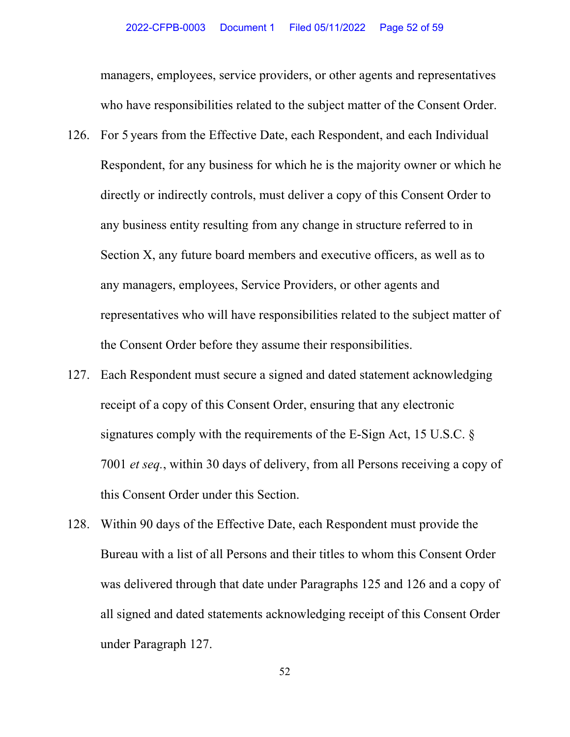managers, employees, service providers, or other agents and representatives who have responsibilities related to the subject matter of the Consent Order.

126. For 5 years from the Effective Date, each Respondent, and each Individual Respondent, for any business for which he is the majority owner or which he directly or indirectly controls, must deliver a copy of this Consent Order to any business entity resulting from any change in structure referred to in Section X, any future board members and executive officers, as well as to any managers, employees, Service Providers, or other agents and representatives who will have responsibilities related to the subject matter of the Consent Order before they assume their responsibilities.

127. Each Respondent must secure a signed and dated statement acknowledging receipt of a copy of this Consent Order, ensuring that any electronic signatures comply with the requirements of the E-Sign Act, 15 U.S.C. § 7001 *et seq.*, within 30 days of delivery, from all Persons receiving a copy of this Consent Order under this Section.

128. Within 90 days of the Effective Date, each Respondent must provide the Bureau with a list of all Persons and their titles to whom this Consent Order was delivered through that date under Paragraphs 125 and 126 and a copy of all signed and dated statements acknowledging receipt of this Consent Order under Paragraph 127.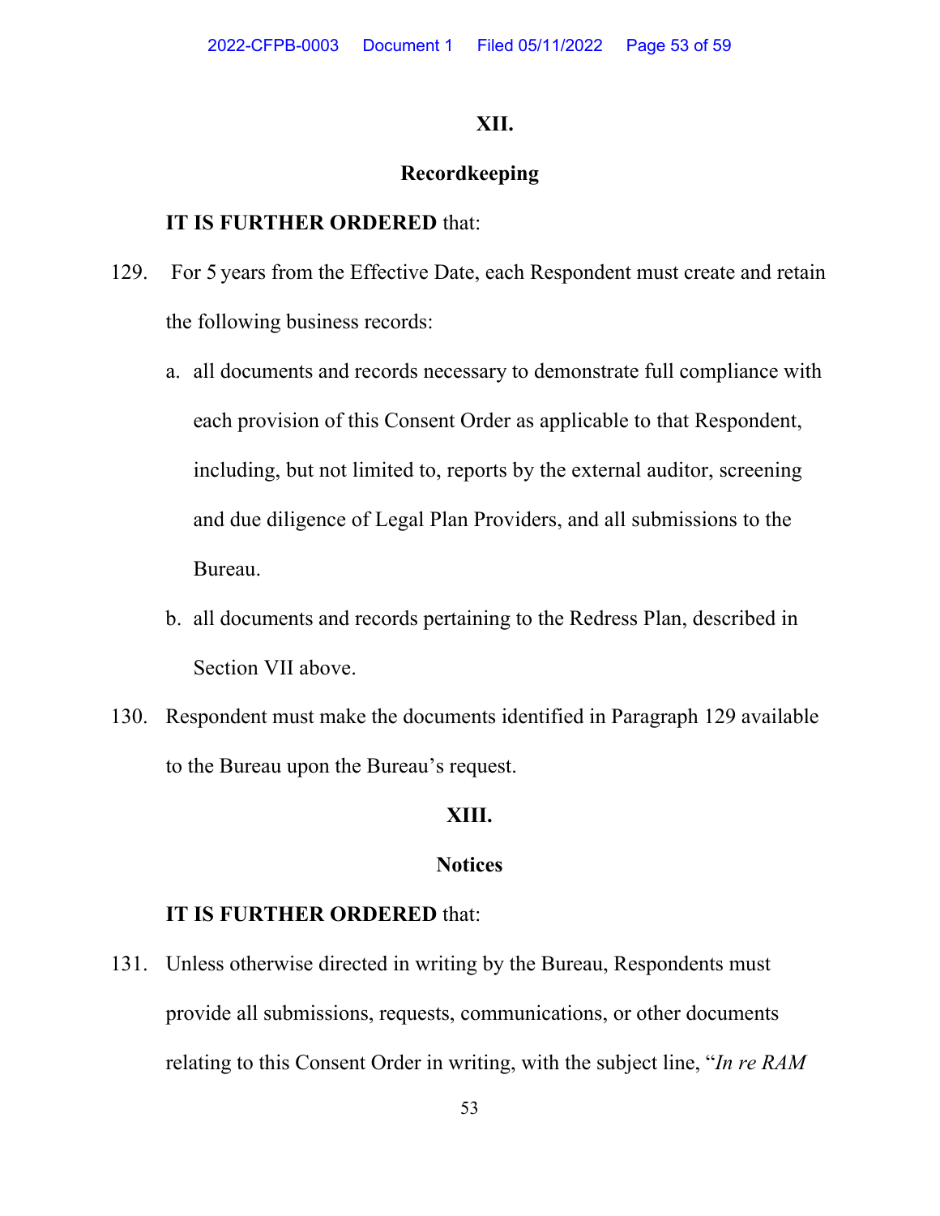## XII.

## Recordkeeping

**IT IS FURTHER ORDERED** that:

129. For 5 years from the Effective Date, each Respondent must create and retain the following business records:

   a. all documents and records necessary to demonstrate full compliance with each provision of this Consent Order as applicable to that Respondent, including, but not limited to, reports by the external auditor, screening and due diligence of Legal Plan Providers, and all submissions to the Bureau.

   b. all documents and records pertaining to the Redress Plan, described in Section VII above.

130. Respondent must make the documents identified in Paragraph 129 available to the Bureau upon the Bureau's request.

## XIII.

## Notices

**IT IS FURTHER ORDERED** that:

131. Unless otherwise directed in writing by the Bureau, Respondents must provide all submissions, requests, communications, or other documents relating to this Consent Order in writing, with the subject line, "*In re RAM*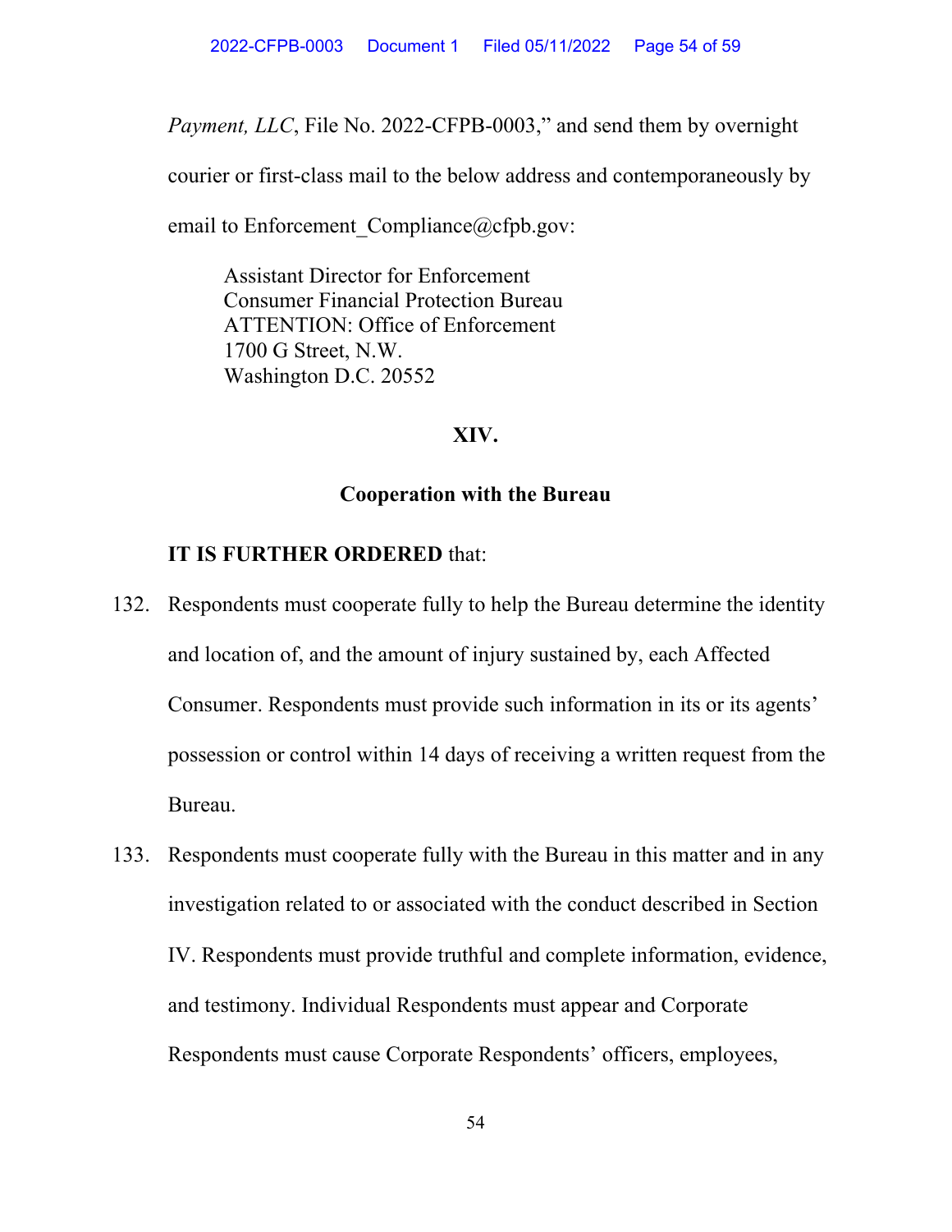*Payment, LLC*, File No. 2022-CFPB-0003," and send them by overnight courier or first-class mail to the below address and contemporaneously by email to Enforcement_Compliance@cfpb.gov:

> Assistant Director for Enforcement
> Consumer Financial Protection Bureau
> ATTENTION: Office of Enforcement
> 1700 G Street, N.W.
> Washington D.C. 20552

## XIV.

## Cooperation with the Bureau

**IT IS FURTHER ORDERED** that:

132. Respondents must cooperate fully to help the Bureau determine the identity and location of, and the amount of injury sustained by, each Affected Consumer. Respondents must provide such information in its or its agents' possession or control within 14 days of receiving a written request from the Bureau.

133. Respondents must cooperate fully with the Bureau in this matter and in any investigation related to or associated with the conduct described in Section IV. Respondents must provide truthful and complete information, evidence, and testimony. Individual Respondents must appear and Corporate Respondents must cause Corporate Respondents' officers, employees,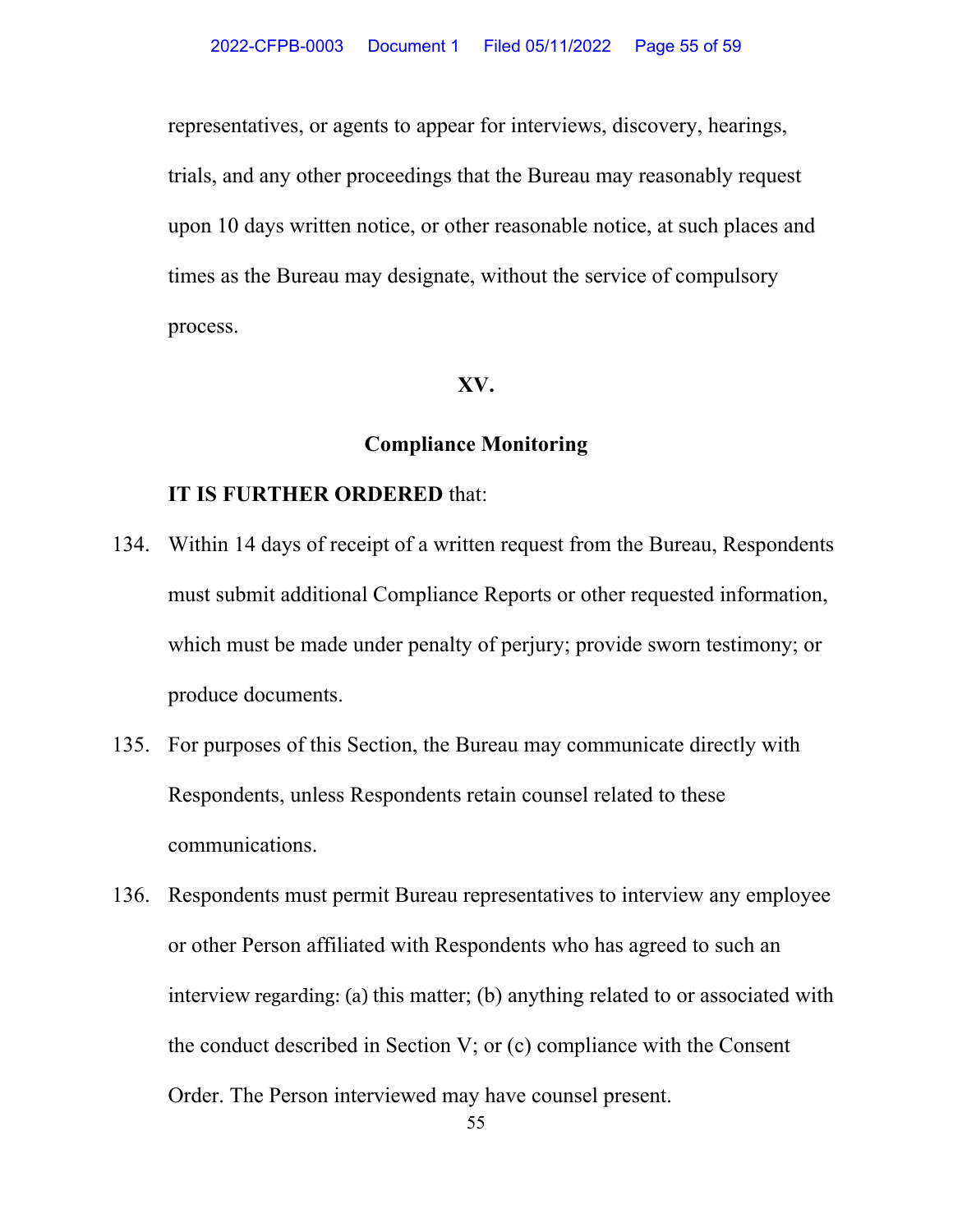representatives, or agents to appear for interviews, discovery, hearings, trials, and any other proceedings that the Bureau may reasonably request upon 10 days written notice, or other reasonable notice, at such places and times as the Bureau may designate, without the service of compulsory process.

## XV.

## Compliance Monitoring

**IT IS FURTHER ORDERED** that:

134. Within 14 days of receipt of a written request from the Bureau, Respondents must submit additional Compliance Reports or other requested information, which must be made under penalty of perjury; provide sworn testimony; or produce documents.

135. For purposes of this Section, the Bureau may communicate directly with Respondents, unless Respondents retain counsel related to these communications.

136. Respondents must permit Bureau representatives to interview any employee or other Person affiliated with Respondents who has agreed to such an interview regarding: (a) this matter; (b) anything related to or associated with the conduct described in Section V; or (c) compliance with the Consent Order. The Person interviewed may have counsel present.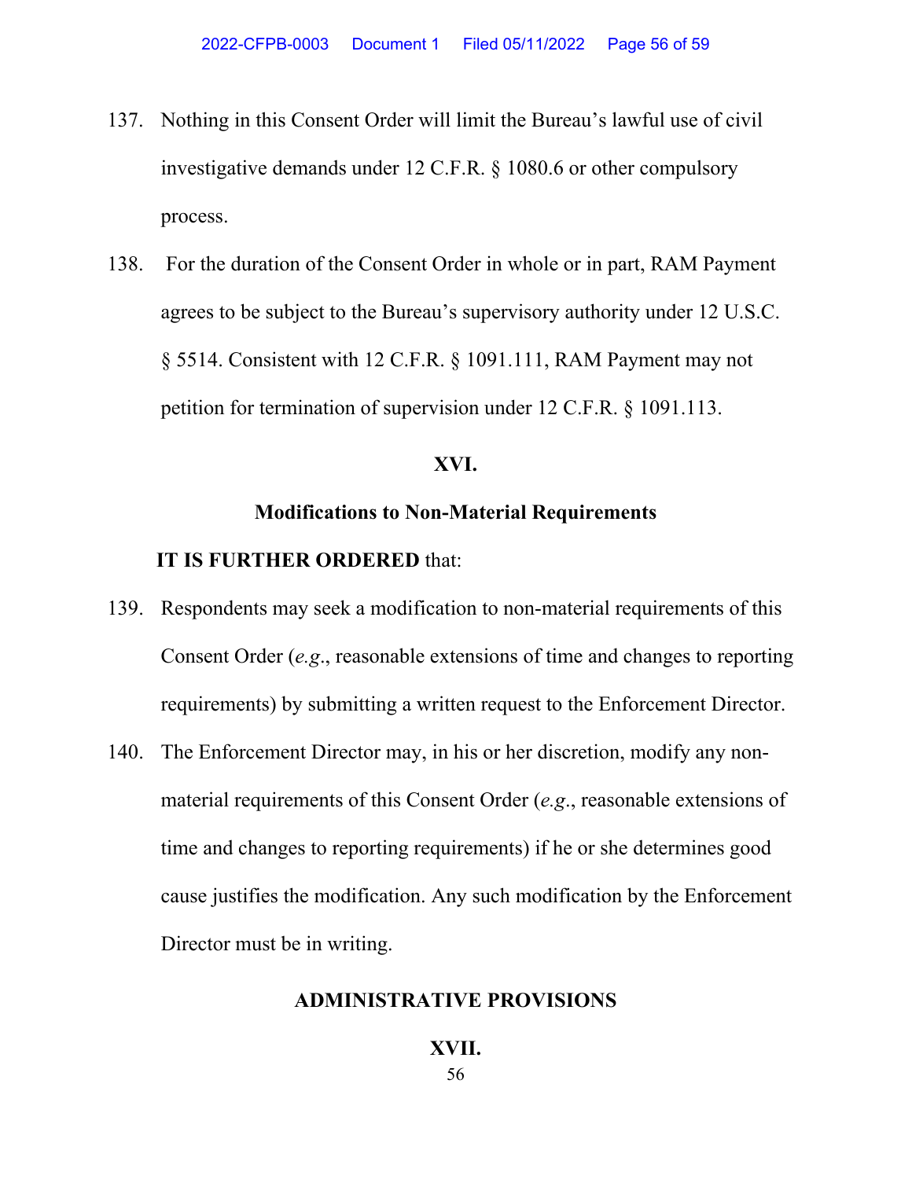137. Nothing in this Consent Order will limit the Bureau's lawful use of civil investigative demands under 12 C.F.R. § 1080.6 or other compulsory process.

138. For the duration of the Consent Order in whole or in part, RAM Payment agrees to be subject to the Bureau's supervisory authority under 12 U.S.C. § 5514. Consistent with 12 C.F.R. § 1091.111, RAM Payment may not petition for termination of supervision under 12 C.F.R. § 1091.113.

## XVI.

## Modifications to Non-Material Requirements

**IT IS FURTHER ORDERED** that:

139. Respondents may seek a modification to non-material requirements of this Consent Order (*e.g.*, reasonable extensions of time and changes to reporting requirements) by submitting a written request to the Enforcement Director.

140. The Enforcement Director may, in his or her discretion, modify any non-material requirements of this Consent Order (*e.g.*, reasonable extensions of time and changes to reporting requirements) if he or she determines good cause justifies the modification. Any such modification by the Enforcement Director must be in writing.

## ADMINISTRATIVE PROVISIONS

## XVII.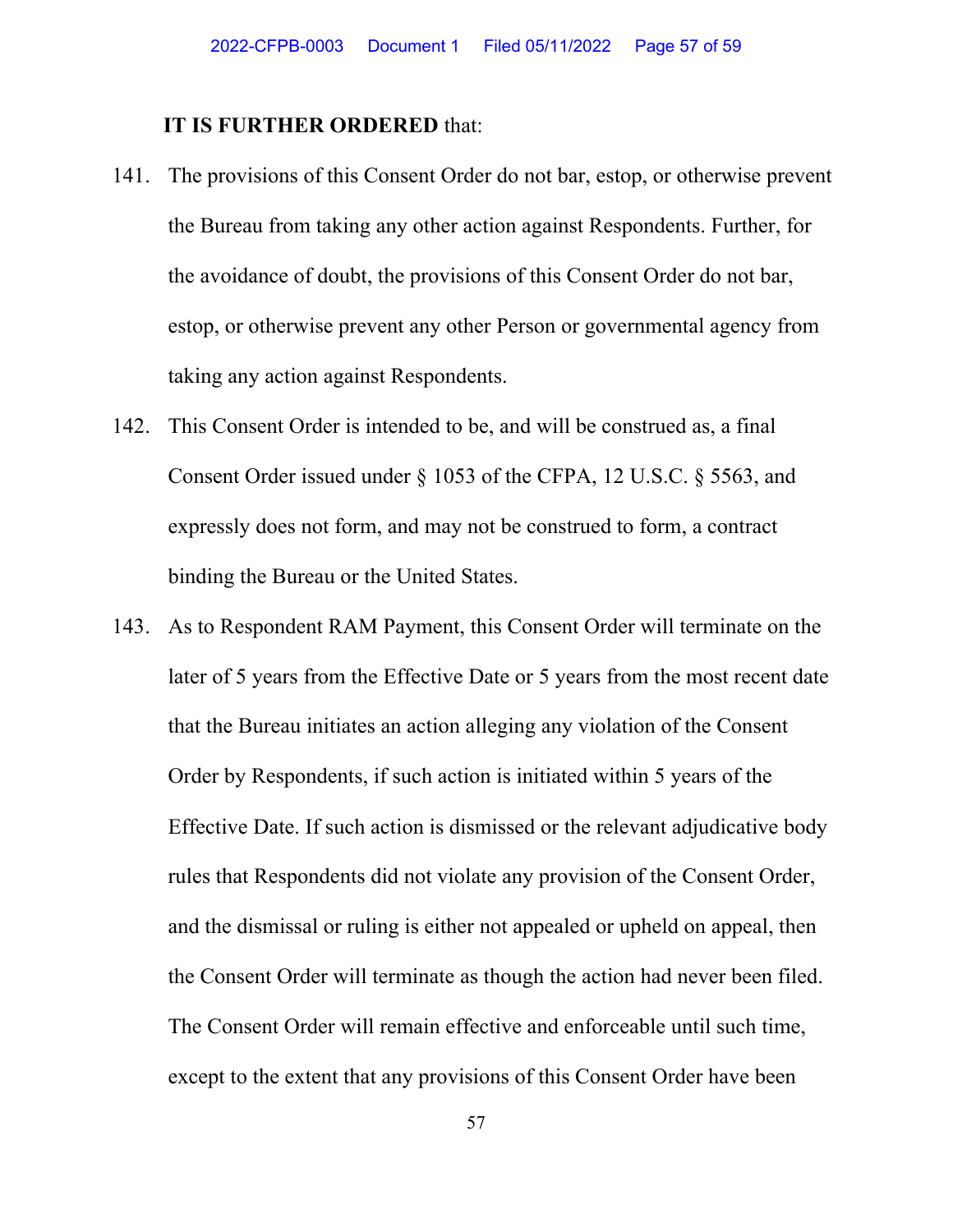**IT IS FURTHER ORDERED** that:

141. The provisions of this Consent Order do not bar, estop, or otherwise prevent the Bureau from taking any other action against Respondents. Further, for the avoidance of doubt, the provisions of this Consent Order do not bar, estop, or otherwise prevent any other Person or governmental agency from taking any action against Respondents.

142. This Consent Order is intended to be, and will be construed as, a final Consent Order issued under § 1053 of the CFPA, 12 U.S.C. § 5563, and expressly does not form, and may not be construed to form, a contract binding the Bureau or the United States.

143. As to Respondent RAM Payment, this Consent Order will terminate on the later of 5 years from the Effective Date or 5 years from the most recent date that the Bureau initiates an action alleging any violation of the Consent Order by Respondents, if such action is initiated within 5 years of the Effective Date. If such action is dismissed or the relevant adjudicative body rules that Respondents did not violate any provision of the Consent Order, and the dismissal or ruling is either not appealed or upheld on appeal, then the Consent Order will terminate as though the action had never been filed. The Consent Order will remain effective and enforceable until such time, except to the extent that any provisions of this Consent Order have been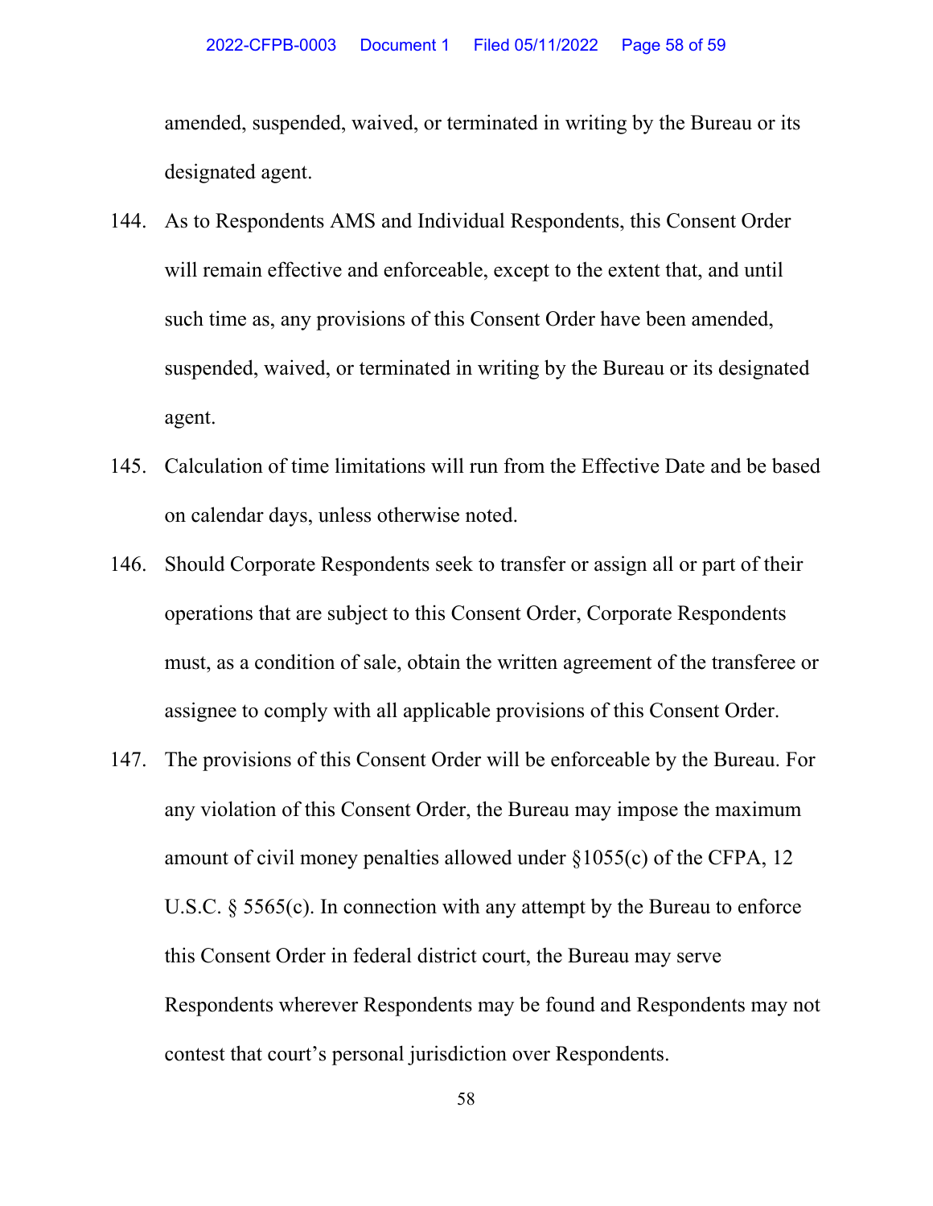amended, suspended, waived, or terminated in writing by the Bureau or its designated agent.

144. As to Respondents AMS and Individual Respondents, this Consent Order will remain effective and enforceable, except to the extent that, and until such time as, any provisions of this Consent Order have been amended, suspended, waived, or terminated in writing by the Bureau or its designated agent.

145. Calculation of time limitations will run from the Effective Date and be based on calendar days, unless otherwise noted.

146. Should Corporate Respondents seek to transfer or assign all or part of their operations that are subject to this Consent Order, Corporate Respondents must, as a condition of sale, obtain the written agreement of the transferee or assignee to comply with all applicable provisions of this Consent Order.

147. The provisions of this Consent Order will be enforceable by the Bureau. For any violation of this Consent Order, the Bureau may impose the maximum amount of civil money penalties allowed under §1055(c) of the CFPA, 12 U.S.C. § 5565(c). In connection with any attempt by the Bureau to enforce this Consent Order in federal district court, the Bureau may serve Respondents wherever Respondents may be found and Respondents may not contest that court's personal jurisdiction over Respondents.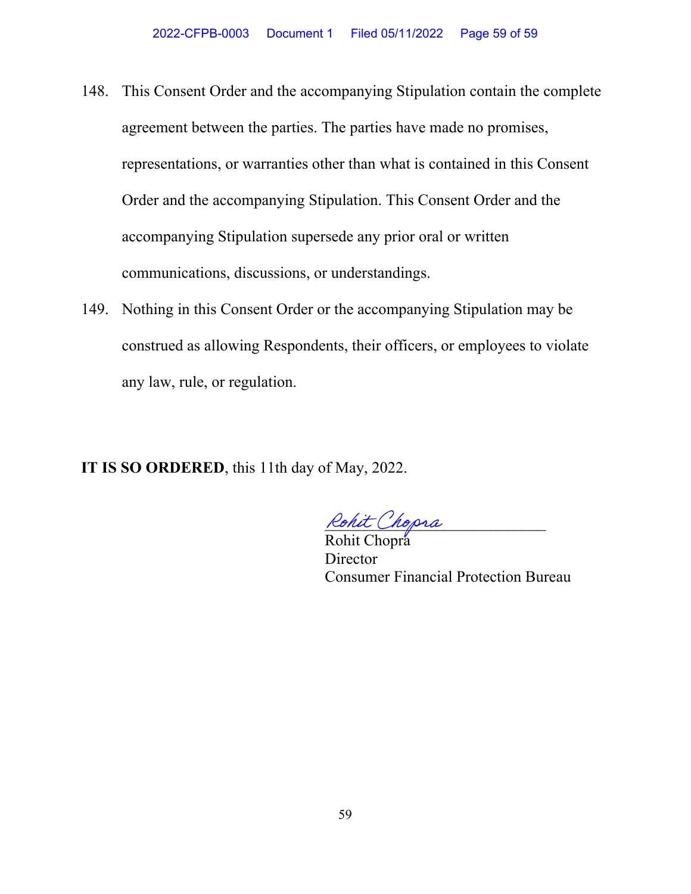148. This Consent Order and the accompanying Stipulation contain the complete agreement between the parties. The parties have made no promises, representations, or warranties other than what is contained in this Consent Order and the accompanying Stipulation. This Consent Order and the accompanying Stipulation supersede any prior oral or written communications, discussions, or understandings.

149. Nothing in this Consent Order or the accompanying Stipulation may be construed as allowing Respondents, their officers, or employees to violate any law, rule, or regulation.

**IT IS SO ORDERED**, this 11th day of May, 2022.

Rohit Chopra
Rohit Chopra
Director
Consumer Financial Protection Bureau